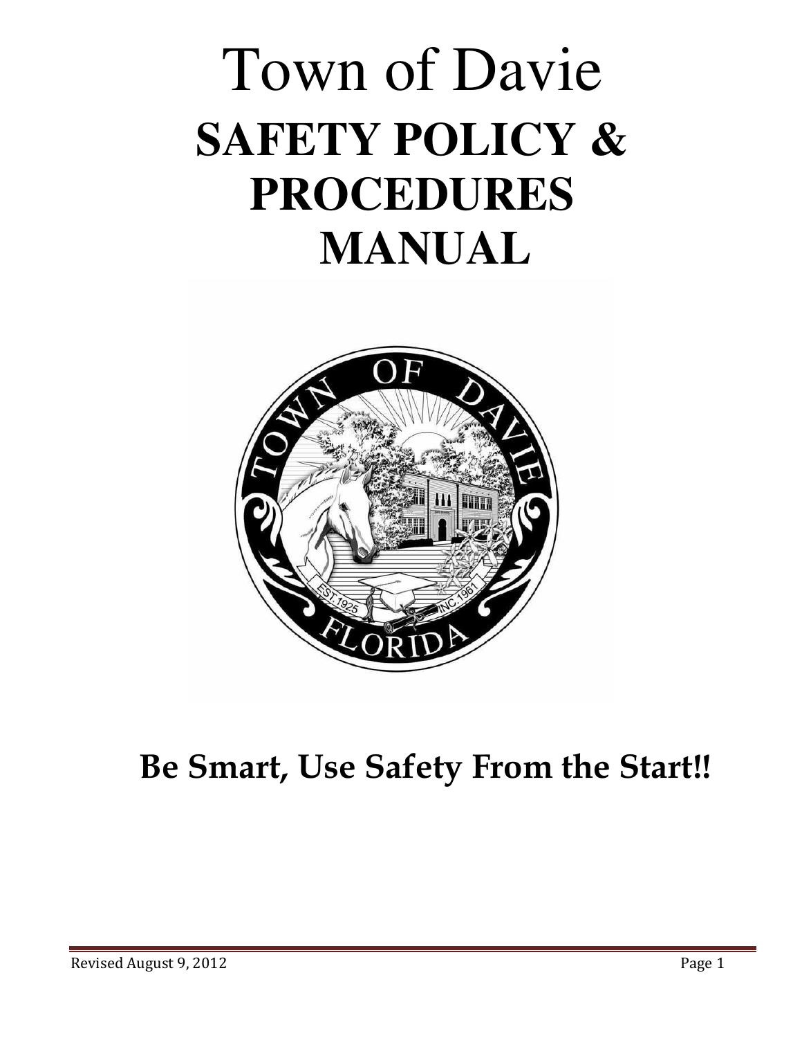# Town of Davie
# SAFETY POLICY & PROCEDURES MANUAL

**Be Smart, Use Safety From the Start!!**

Revised August 9, 2012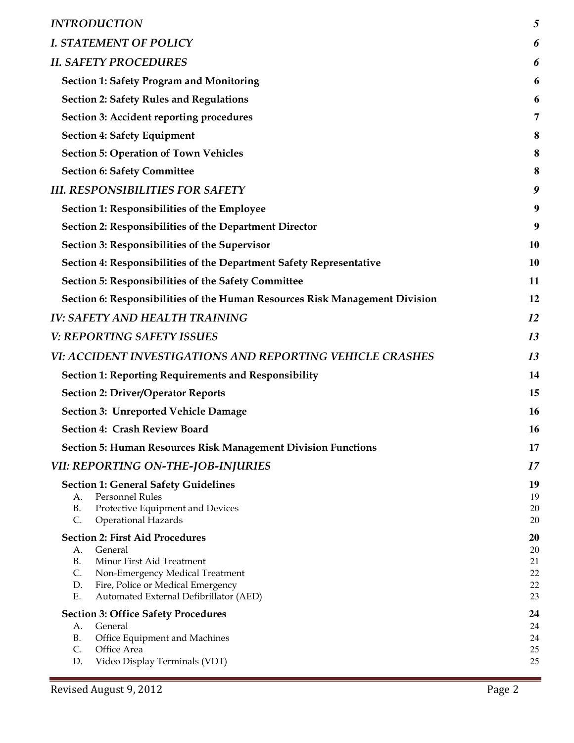*INTRODUCTION* 5

*I. STATEMENT OF POLICY* 6

*II. SAFETY PROCEDURES* 6

- **Section 1: Safety Program and Monitoring** 6
- **Section 2: Safety Rules and Regulations** 6
- **Section 3: Accident reporting procedures** 7
- **Section 4: Safety Equipment** 8
- **Section 5: Operation of Town Vehicles** 8
- **Section 6: Safety Committee** 8

*III. RESPONSIBILITIES FOR SAFETY* 9

- **Section 1: Responsibilities of the Employee** 9
- **Section 2: Responsibilities of the Department Director** 9
- **Section 3: Responsibilities of the Supervisor** 10
- **Section 4: Responsibilities of the Department Safety Representative** 10
- **Section 5: Responsibilities of the Safety Committee** 11
- **Section 6: Responsibilities of the Human Resources Risk Management Division** 12

*IV: SAFETY AND HEALTH TRAINING* 12

*V: REPORTING SAFETY ISSUES* 13

*VI: ACCIDENT INVESTIGATIONS AND REPORTING VEHICLE CRASHES* 13

- **Section 1: Reporting Requirements and Responsibility** 14
- **Section 2: Driver/Operator Reports** 15
- **Section 3: Unreported Vehicle Damage** 16
- **Section 4: Crash Review Board** 16
- **Section 5: Human Resources Risk Management Division Functions** 17

*VII: REPORTING ON-THE-JOB-INJURIES* 17

- **Section 1: General Safety Guidelines** 19
  - A. Personnel Rules 19
  - B. Protective Equipment and Devices 20
  - C. Operational Hazards 20
- **Section 2: First Aid Procedures** 20
  - A. General 20
  - B. Minor First Aid Treatment 21
  - C. Non-Emergency Medical Treatment 22
  - D. Fire, Police or Medical Emergency 22
  - E. Automated External Defibrillator (AED) 23
- **Section 3: Office Safety Procedures** 24
  - A. General 24
  - B. Office Equipment and Machines 24
  - C. Office Area 25
  - D. Video Display Terminals (VDT) 25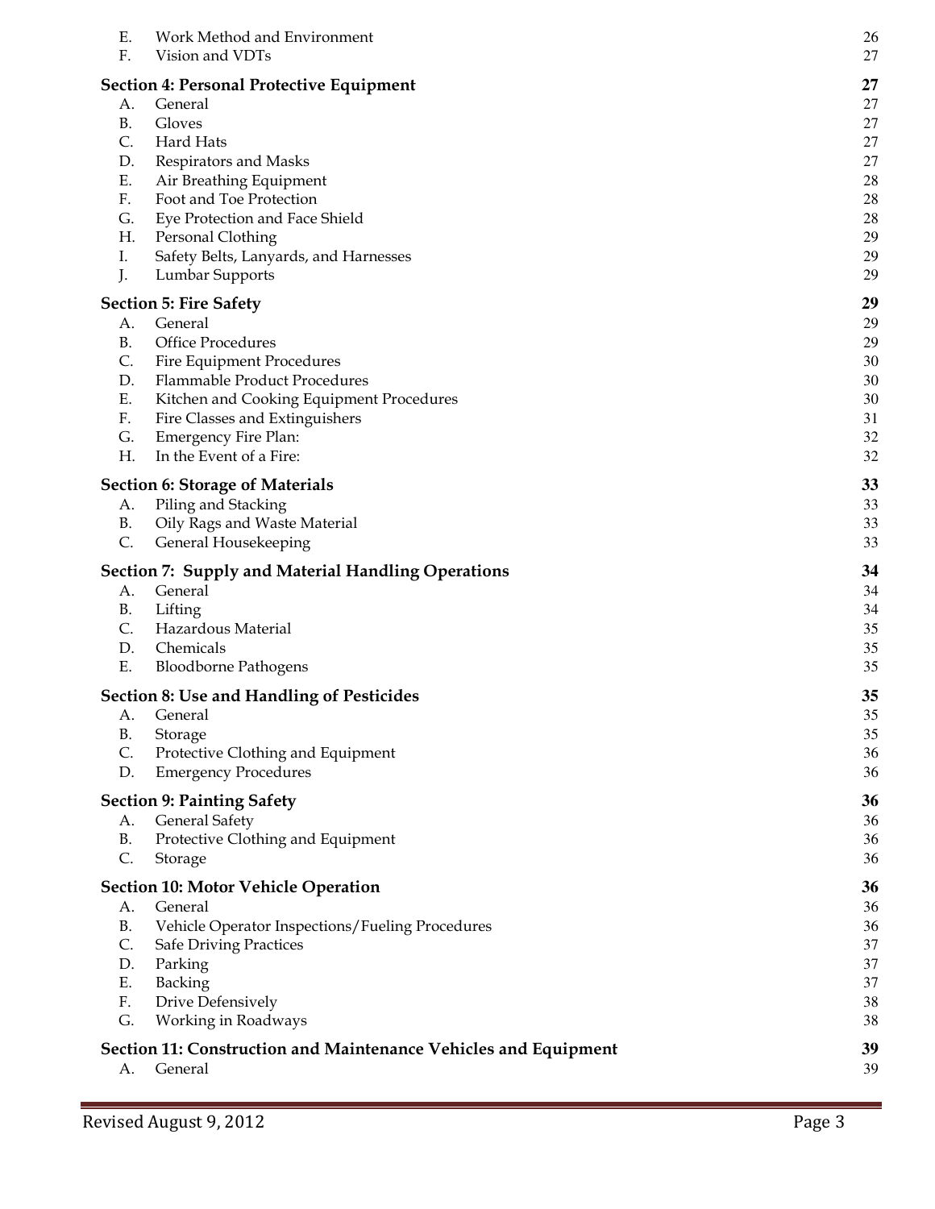| | | |
|---|---|---|
| E. | Work Method and Environment | 26 |
| F. | Vision and VDTs | 27 |
| **Section 4: Personal Protective Equipment** | | **27** |
| A. | General | 27 |
| B. | Gloves | 27 |
| C. | Hard Hats | 27 |
| D. | Respirators and Masks | 27 |
| E. | Air Breathing Equipment | 28 |
| F. | Foot and Toe Protection | 28 |
| G. | Eye Protection and Face Shield | 28 |
| H. | Personal Clothing | 29 |
| I. | Safety Belts, Lanyards, and Harnesses | 29 |
| J. | Lumbar Supports | 29 |
| **Section 5: Fire Safety** | | **29** |
| A. | General | 29 |
| B. | Office Procedures | 29 |
| C. | Fire Equipment Procedures | 30 |
| D. | Flammable Product Procedures | 30 |
| E. | Kitchen and Cooking Equipment Procedures | 30 |
| F. | Fire Classes and Extinguishers | 31 |
| G. | Emergency Fire Plan: | 32 |
| H. | In the Event of a Fire: | 32 |
| **Section 6: Storage of Materials** | | **33** |
| A. | Piling and Stacking | 33 |
| B. | Oily Rags and Waste Material | 33 |
| C. | General Housekeeping | 33 |
| **Section 7: Supply and Material Handling Operations** | | **34** |
| A. | General | 34 |
| B. | Lifting | 34 |
| C. | Hazardous Material | 35 |
| D. | Chemicals | 35 |
| E. | Bloodborne Pathogens | 35 |
| **Section 8: Use and Handling of Pesticides** | | **35** |
| A. | General | 35 |
| B. | Storage | 35 |
| C. | Protective Clothing and Equipment | 36 |
| D. | Emergency Procedures | 36 |
| **Section 9: Painting Safety** | | **36** |
| A. | General Safety | 36 |
| B. | Protective Clothing and Equipment | 36 |
| C. | Storage | 36 |
| **Section 10: Motor Vehicle Operation** | | **36** |
| A. | General | 36 |
| B. | Vehicle Operator Inspections/Fueling Procedures | 36 |
| C. | Safe Driving Practices | 37 |
| D. | Parking | 37 |
| E. | Backing | 37 |
| F. | Drive Defensively | 38 |
| G. | Working in Roadways | 38 |
| **Section 11: Construction and Maintenance Vehicles and Equipment** | | **39** |
| A. | General | 39 |

Revised August 9, 2012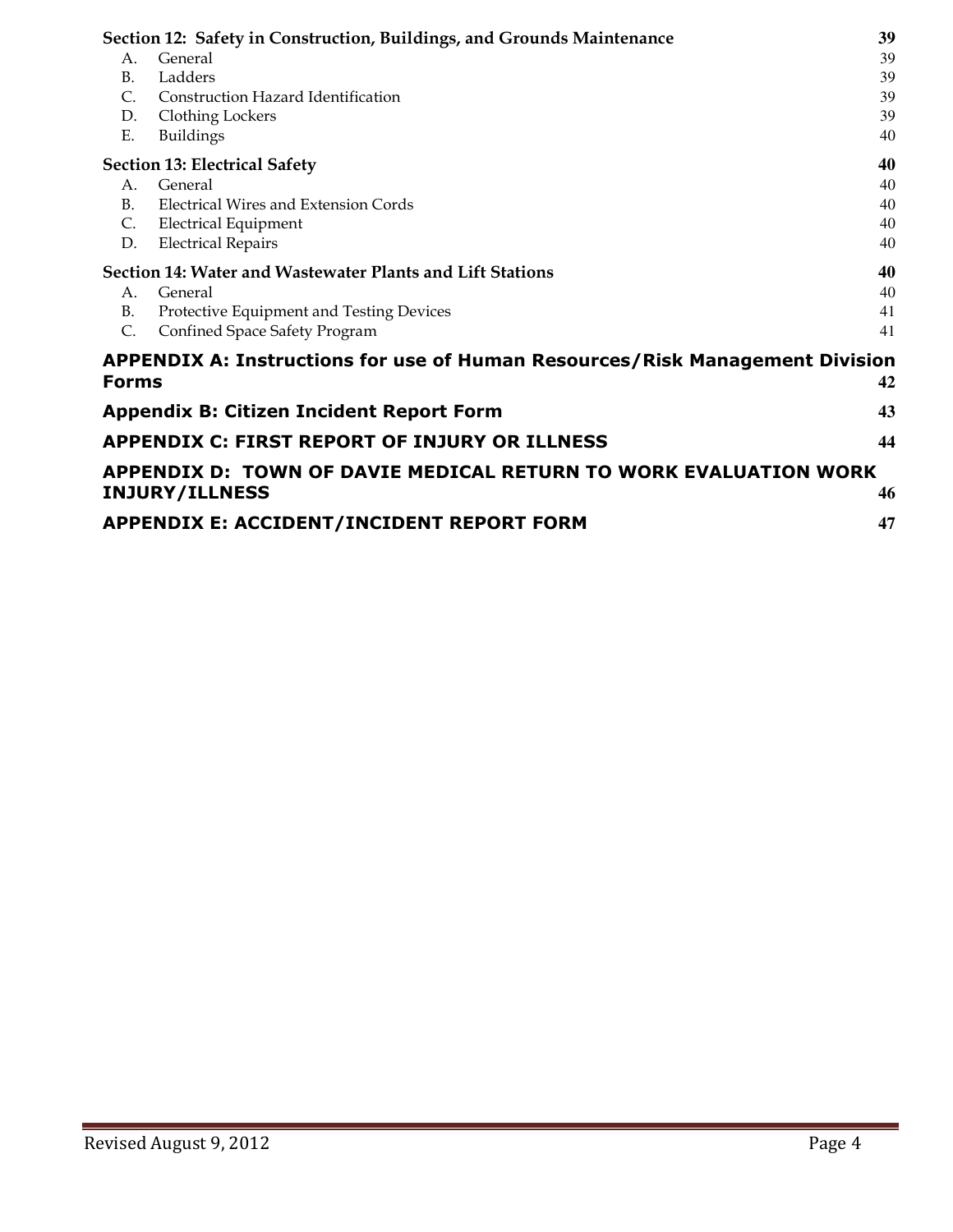**Section 12: Safety in Construction, Buildings, and Grounds Maintenance** **39**

- A. General 39
- B. Ladders 39
- C. Construction Hazard Identification 39
- D. Clothing Lockers 39
- E. Buildings 40

**Section 13: Electrical Safety** **40**

- A. General 40
- B. Electrical Wires and Extension Cords 40
- C. Electrical Equipment 40
- D. Electrical Repairs 40

**Section 14: Water and Wastewater Plants and Lift Stations** **40**

- A. General 40
- B. Protective Equipment and Testing Devices 41
- C. Confined Space Safety Program 41

**APPENDIX A: Instructions for use of Human Resources/Risk Management Division Forms** **42**

**Appendix B: Citizen Incident Report Form** **43**

**APPENDIX C: FIRST REPORT OF INJURY OR ILLNESS** **44**

**APPENDIX D: TOWN OF DAVIE MEDICAL RETURN TO WORK EVALUATION WORK INJURY/ILLNESS** **46**

**APPENDIX E: ACCIDENT/INCIDENT REPORT FORM** **47**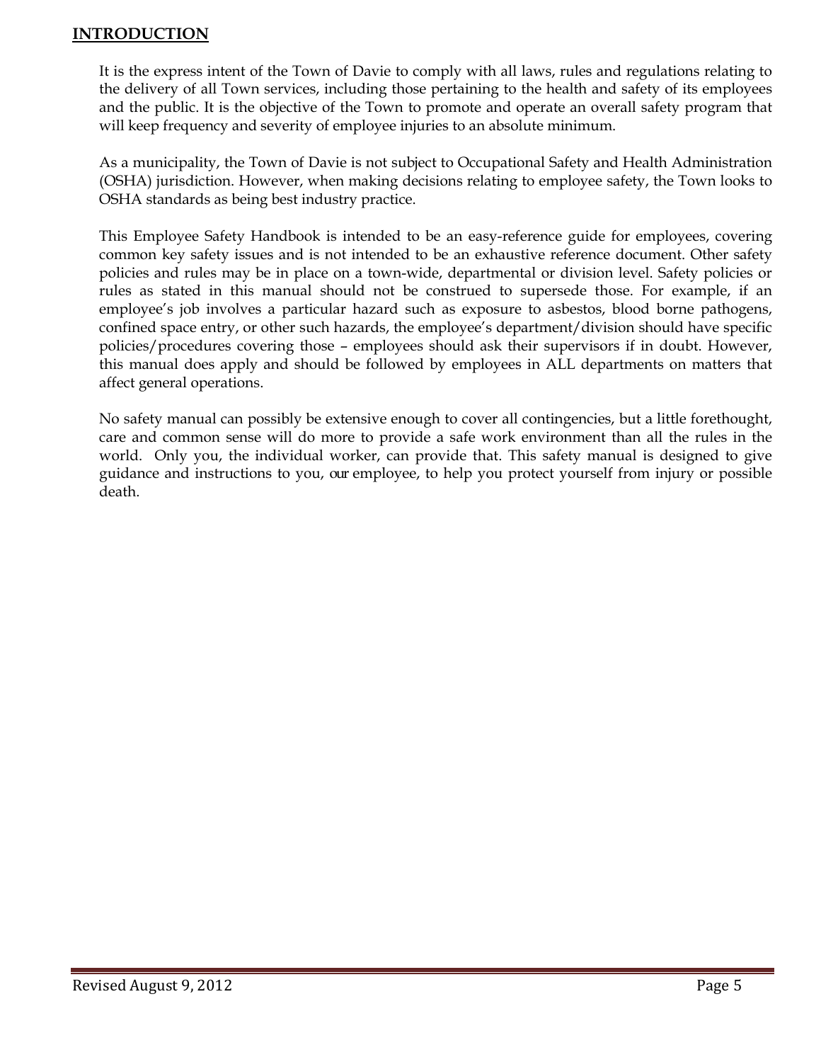## INTRODUCTION

It is the express intent of the Town of Davie to comply with all laws, rules and regulations relating to the delivery of all Town services, including those pertaining to the health and safety of its employees and the public. It is the objective of the Town to promote and operate an overall safety program that will keep frequency and severity of employee injuries to an absolute minimum.

As a municipality, the Town of Davie is not subject to Occupational Safety and Health Administration (OSHA) jurisdiction. However, when making decisions relating to employee safety, the Town looks to OSHA standards as being best industry practice.

This Employee Safety Handbook is intended to be an easy-reference guide for employees, covering common key safety issues and is not intended to be an exhaustive reference document. Other safety policies and rules may be in place on a town-wide, departmental or division level. Safety policies or rules as stated in this manual should not be construed to supersede those. For example, if an employee's job involves a particular hazard such as exposure to asbestos, blood borne pathogens, confined space entry, or other such hazards, the employee's department/division should have specific policies/procedures covering those – employees should ask their supervisors if in doubt. However, this manual does apply and should be followed by employees in ALL departments on matters that affect general operations.

No safety manual can possibly be extensive enough to cover all contingencies, but a little forethought, care and common sense will do more to provide a safe work environment than all the rules in the world. Only you, the individual worker, can provide that. This safety manual is designed to give guidance and instructions to you, our employee, to help you protect yourself from injury or possible death.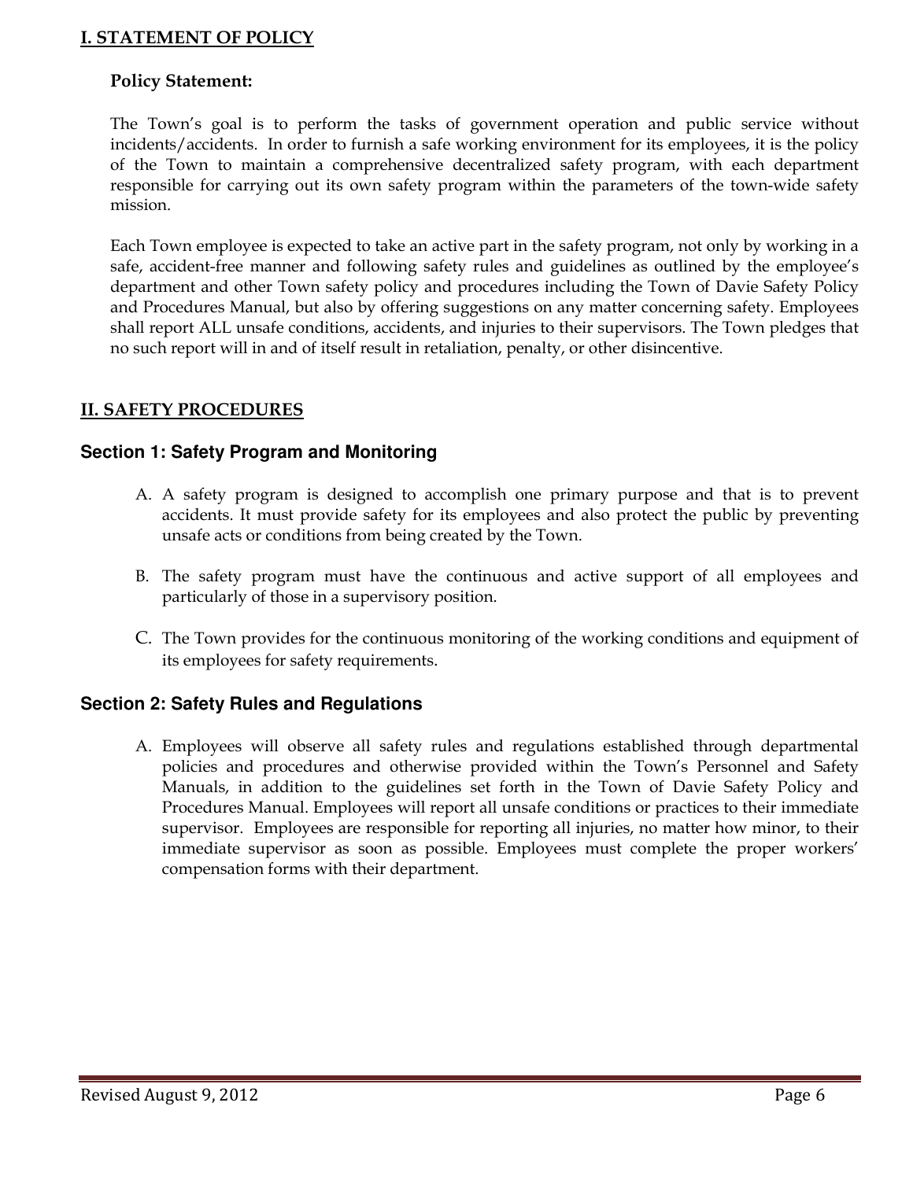## I. STATEMENT OF POLICY

**Policy Statement:**

The Town's goal is to perform the tasks of government operation and public service without incidents/accidents. In order to furnish a safe working environment for its employees, it is the policy of the Town to maintain a comprehensive decentralized safety program, with each department responsible for carrying out its own safety program within the parameters of the town-wide safety mission.

Each Town employee is expected to take an active part in the safety program, not only by working in a safe, accident-free manner and following safety rules and guidelines as outlined by the employee's department and other Town safety policy and procedures including the Town of Davie Safety Policy and Procedures Manual, but also by offering suggestions on any matter concerning safety. Employees shall report ALL unsafe conditions, accidents, and injuries to their supervisors. The Town pledges that no such report will in and of itself result in retaliation, penalty, or other disincentive.

## II. SAFETY PROCEDURES

### Section 1: Safety Program and Monitoring

A. A safety program is designed to accomplish one primary purpose and that is to prevent accidents. It must provide safety for its employees and also protect the public by preventing unsafe acts or conditions from being created by the Town.

B. The safety program must have the continuous and active support of all employees and particularly of those in a supervisory position.

C. The Town provides for the continuous monitoring of the working conditions and equipment of its employees for safety requirements.

### Section 2: Safety Rules and Regulations

A. Employees will observe all safety rules and regulations established through departmental policies and procedures and otherwise provided within the Town's Personnel and Safety Manuals, in addition to the guidelines set forth in the Town of Davie Safety Policy and Procedures Manual. Employees will report all unsafe conditions or practices to their immediate supervisor. Employees are responsible for reporting all injuries, no matter how minor, to their immediate supervisor as soon as possible. Employees must complete the proper workers' compensation forms with their department.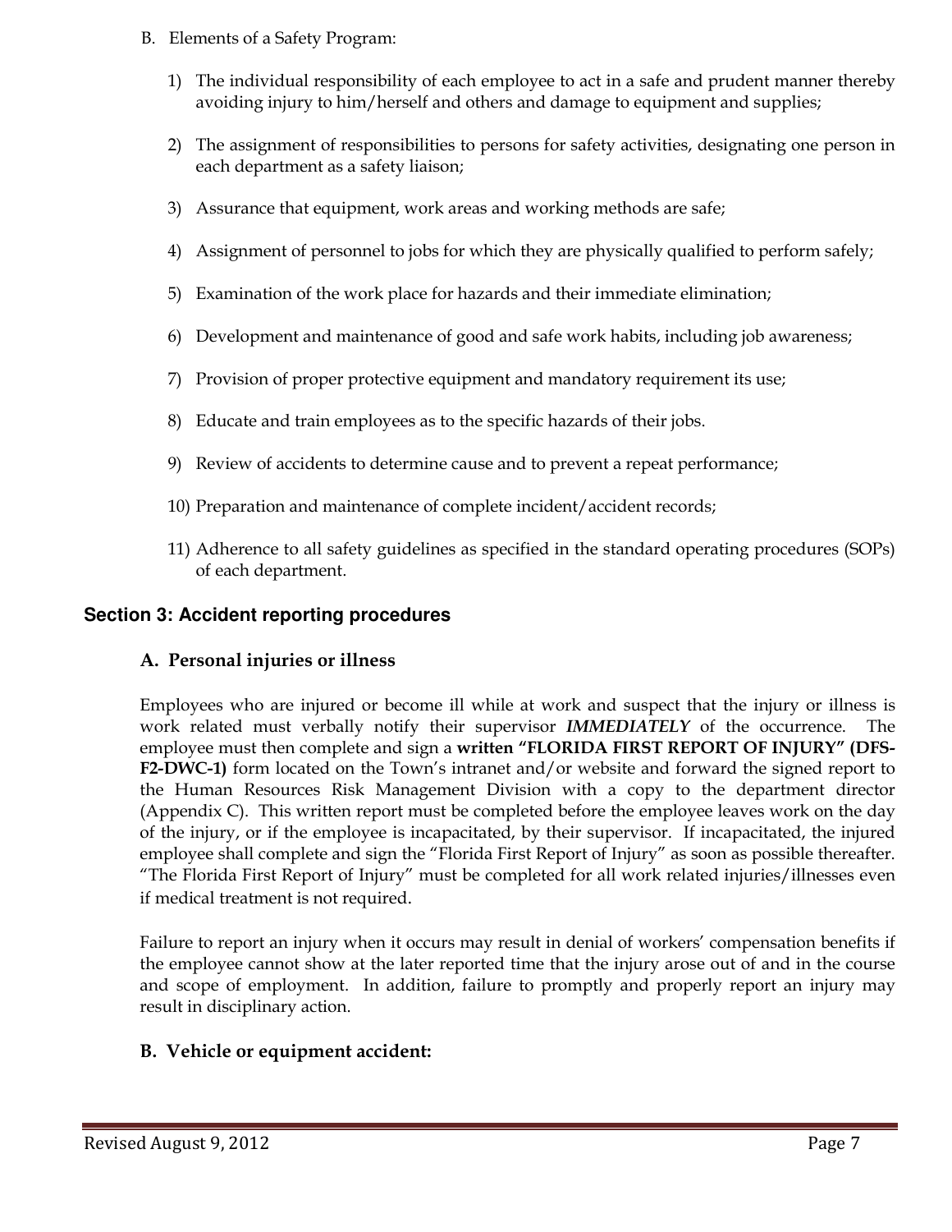B. Elements of a Safety Program:

1) The individual responsibility of each employee to act in a safe and prudent manner thereby avoiding injury to him/herself and others and damage to equipment and supplies;

2) The assignment of responsibilities to persons for safety activities, designating one person in each department as a safety liaison;

3) Assurance that equipment, work areas and working methods are safe;

4) Assignment of personnel to jobs for which they are physically qualified to perform safely;

5) Examination of the work place for hazards and their immediate elimination;

6) Development and maintenance of good and safe work habits, including job awareness;

7) Provision of proper protective equipment and mandatory requirement its use;

8) Educate and train employees as to the specific hazards of their jobs.

9) Review of accidents to determine cause and to prevent a repeat performance;

10) Preparation and maintenance of complete incident/accident records;

11) Adherence to all safety guidelines as specified in the standard operating procedures (SOPs) of each department.

## Section 3: Accident reporting procedures

### A. Personal injuries or illness

Employees who are injured or become ill while at work and suspect that the injury or illness is work related must verbally notify their supervisor ***IMMEDIATELY*** of the occurrence. The employee must then complete and sign a **written "FLORIDA FIRST REPORT OF INJURY" (DFS-F2-DWC-1)** form located on the Town's intranet and/or website and forward the signed report to the Human Resources Risk Management Division with a copy to the department director (Appendix C). This written report must be completed before the employee leaves work on the day of the injury, or if the employee is incapacitated, by their supervisor. If incapacitated, the injured employee shall complete and sign the "Florida First Report of Injury" as soon as possible thereafter. "The Florida First Report of Injury" must be completed for all work related injuries/illnesses even if medical treatment is not required.

Failure to report an injury when it occurs may result in denial of workers' compensation benefits if the employee cannot show at the later reported time that the injury arose out of and in the course and scope of employment. In addition, failure to promptly and properly report an injury may result in disciplinary action.

### B. Vehicle or equipment accident: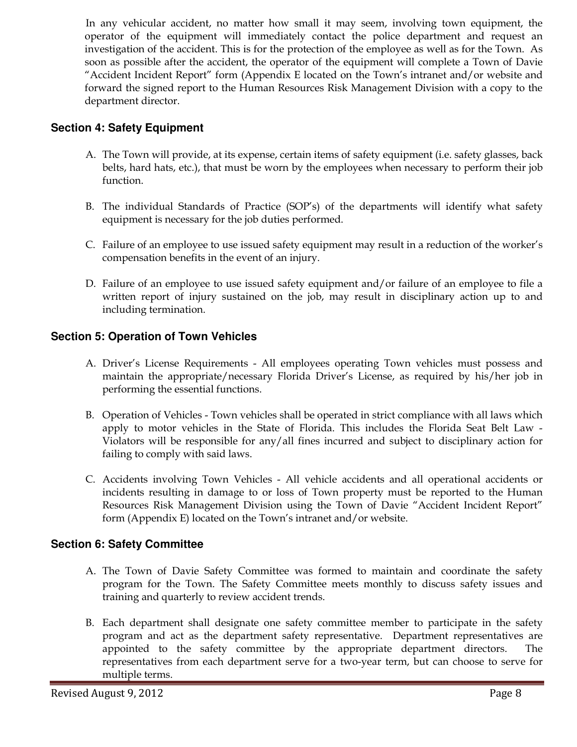In any vehicular accident, no matter how small it may seem, involving town equipment, the operator of the equipment will immediately contact the police department and request an investigation of the accident. This is for the protection of the employee as well as for the Town. As soon as possible after the accident, the operator of the equipment will complete a Town of Davie "Accident Incident Report" form (Appendix E located on the Town's intranet and/or website and forward the signed report to the Human Resources Risk Management Division with a copy to the department director.

## Section 4: Safety Equipment

A. The Town will provide, at its expense, certain items of safety equipment (i.e. safety glasses, back belts, hard hats, etc.), that must be worn by the employees when necessary to perform their job function.

B. The individual Standards of Practice (SOP's) of the departments will identify what safety equipment is necessary for the job duties performed.

C. Failure of an employee to use issued safety equipment may result in a reduction of the worker's compensation benefits in the event of an injury.

D. Failure of an employee to use issued safety equipment and/or failure of an employee to file a written report of injury sustained on the job, may result in disciplinary action up to and including termination.

## Section 5: Operation of Town Vehicles

A. Driver's License Requirements - All employees operating Town vehicles must possess and maintain the appropriate/necessary Florida Driver's License, as required by his/her job in performing the essential functions.

B. Operation of Vehicles - Town vehicles shall be operated in strict compliance with all laws which apply to motor vehicles in the State of Florida. This includes the Florida Seat Belt Law - Violators will be responsible for any/all fines incurred and subject to disciplinary action for failing to comply with said laws.

C. Accidents involving Town Vehicles - All vehicle accidents and all operational accidents or incidents resulting in damage to or loss of Town property must be reported to the Human Resources Risk Management Division using the Town of Davie "Accident Incident Report" form (Appendix E) located on the Town's intranet and/or website.

## Section 6: Safety Committee

A. The Town of Davie Safety Committee was formed to maintain and coordinate the safety program for the Town. The Safety Committee meets monthly to discuss safety issues and training and quarterly to review accident trends.

B. Each department shall designate one safety committee member to participate in the safety program and act as the department safety representative. Department representatives are appointed to the safety committee by the appropriate department directors. The representatives from each department serve for a two-year term, but can choose to serve for multiple terms.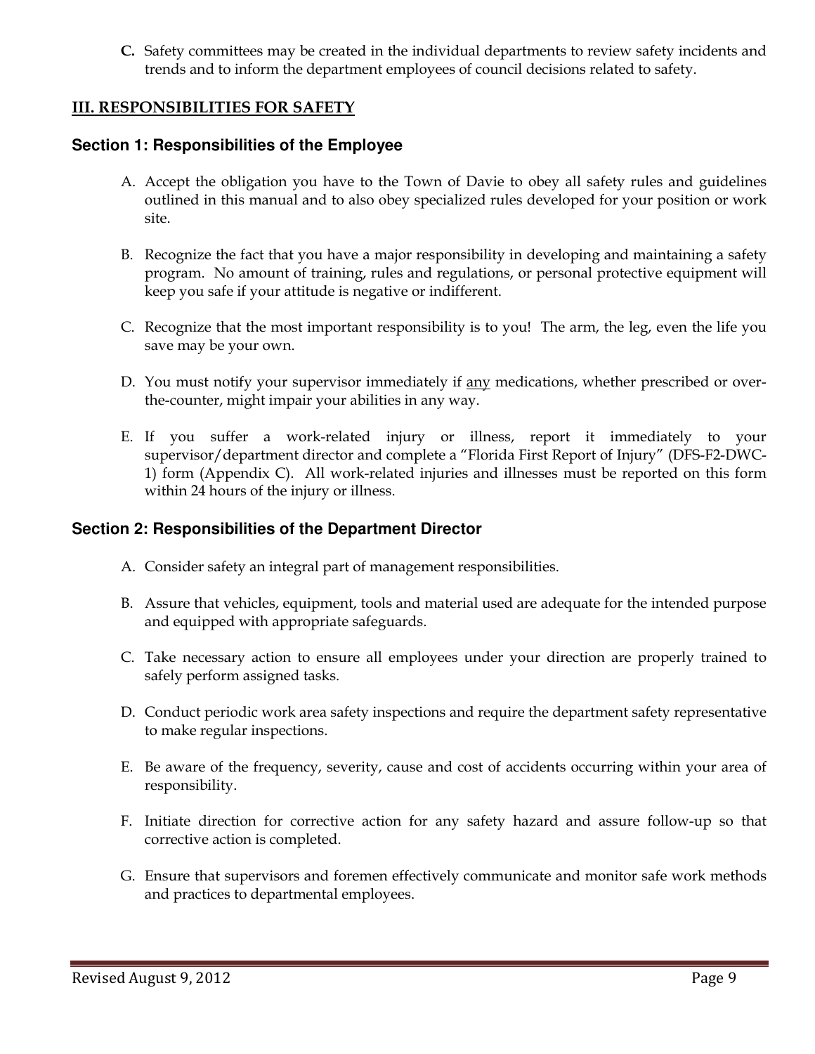**C.** Safety committees may be created in the individual departments to review safety incidents and trends and to inform the department employees of council decisions related to safety.

## III. RESPONSIBILITIES FOR SAFETY

### Section 1: Responsibilities of the Employee

A. Accept the obligation you have to the Town of Davie to obey all safety rules and guidelines outlined in this manual and to also obey specialized rules developed for your position or work site.

B. Recognize the fact that you have a major responsibility in developing and maintaining a safety program. No amount of training, rules and regulations, or personal protective equipment will keep you safe if your attitude is negative or indifferent.

C. Recognize that the most important responsibility is to you! The arm, the leg, even the life you save may be your own.

D. You must notify your supervisor immediately if <u>any</u> medications, whether prescribed or over-the-counter, might impair your abilities in any way.

E. If you suffer a work-related injury or illness, report it immediately to your supervisor/department director and complete a "Florida First Report of Injury" (DFS-F2-DWC-1) form (Appendix C). All work-related injuries and illnesses must be reported on this form within 24 hours of the injury or illness.

### Section 2: Responsibilities of the Department Director

A. Consider safety an integral part of management responsibilities.

B. Assure that vehicles, equipment, tools and material used are adequate for the intended purpose and equipped with appropriate safeguards.

C. Take necessary action to ensure all employees under your direction are properly trained to safely perform assigned tasks.

D. Conduct periodic work area safety inspections and require the department safety representative to make regular inspections.

E. Be aware of the frequency, severity, cause and cost of accidents occurring within your area of responsibility.

F. Initiate direction for corrective action for any safety hazard and assure follow-up so that corrective action is completed.

G. Ensure that supervisors and foremen effectively communicate and monitor safe work methods and practices to departmental employees.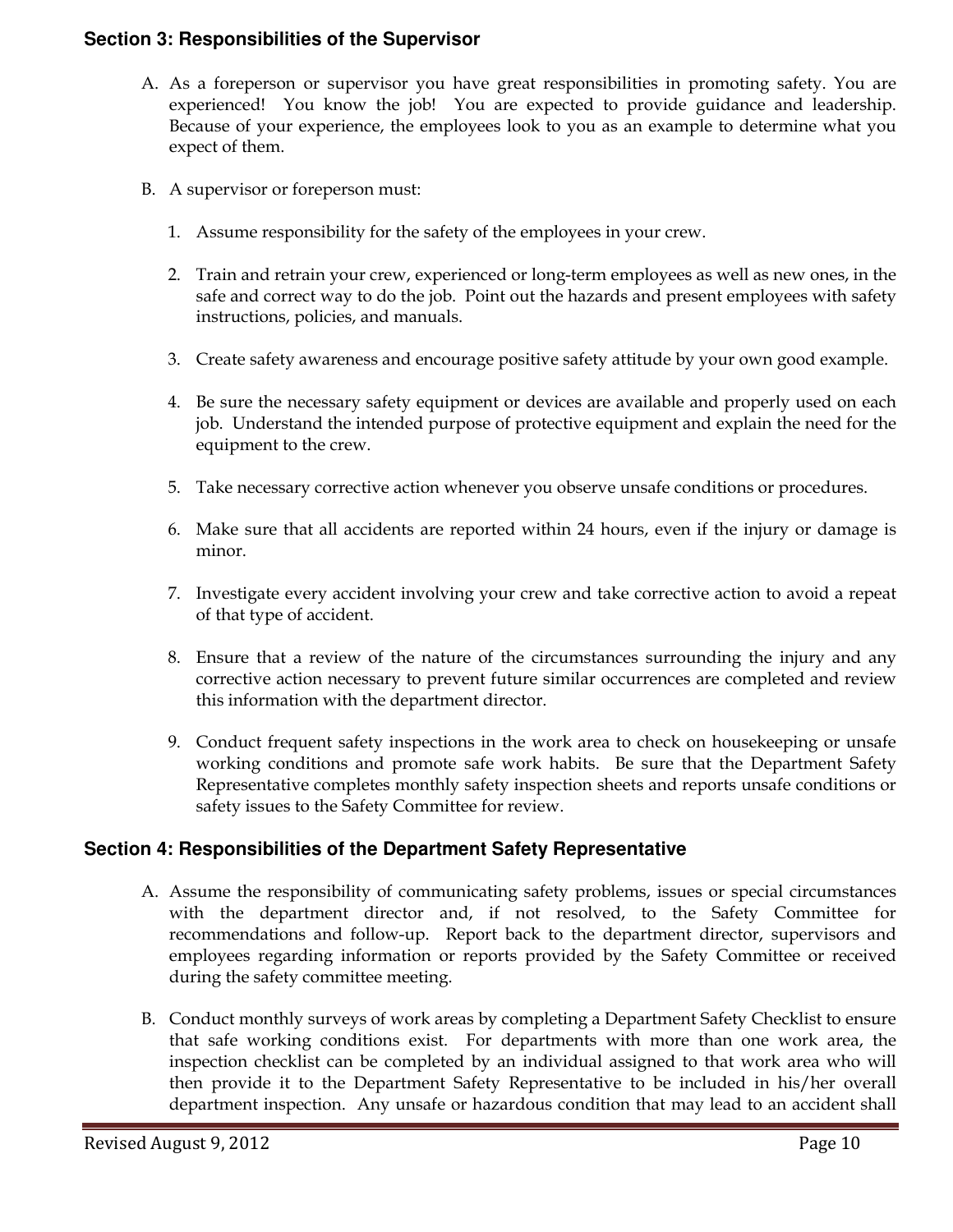## Section 3: Responsibilities of the Supervisor

A. As a foreperson or supervisor you have great responsibilities in promoting safety. You are experienced! You know the job! You are expected to provide guidance and leadership. Because of your experience, the employees look to you as an example to determine what you expect of them.

B. A supervisor or foreperson must:

1. Assume responsibility for the safety of the employees in your crew.

2. Train and retrain your crew, experienced or long-term employees as well as new ones, in the safe and correct way to do the job. Point out the hazards and present employees with safety instructions, policies, and manuals.

3. Create safety awareness and encourage positive safety attitude by your own good example.

4. Be sure the necessary safety equipment or devices are available and properly used on each job. Understand the intended purpose of protective equipment and explain the need for the equipment to the crew.

5. Take necessary corrective action whenever you observe unsafe conditions or procedures.

6. Make sure that all accidents are reported within 24 hours, even if the injury or damage is minor.

7. Investigate every accident involving your crew and take corrective action to avoid a repeat of that type of accident.

8. Ensure that a review of the nature of the circumstances surrounding the injury and any corrective action necessary to prevent future similar occurrences are completed and review this information with the department director.

9. Conduct frequent safety inspections in the work area to check on housekeeping or unsafe working conditions and promote safe work habits. Be sure that the Department Safety Representative completes monthly safety inspection sheets and reports unsafe conditions or safety issues to the Safety Committee for review.

## Section 4: Responsibilities of the Department Safety Representative

A. Assume the responsibility of communicating safety problems, issues or special circumstances with the department director and, if not resolved, to the Safety Committee for recommendations and follow-up. Report back to the department director, supervisors and employees regarding information or reports provided by the Safety Committee or received during the safety committee meeting.

B. Conduct monthly surveys of work areas by completing a Department Safety Checklist to ensure that safe working conditions exist. For departments with more than one work area, the inspection checklist can be completed by an individual assigned to that work area who will then provide it to the Department Safety Representative to be included in his/her overall department inspection. Any unsafe or hazardous condition that may lead to an accident shall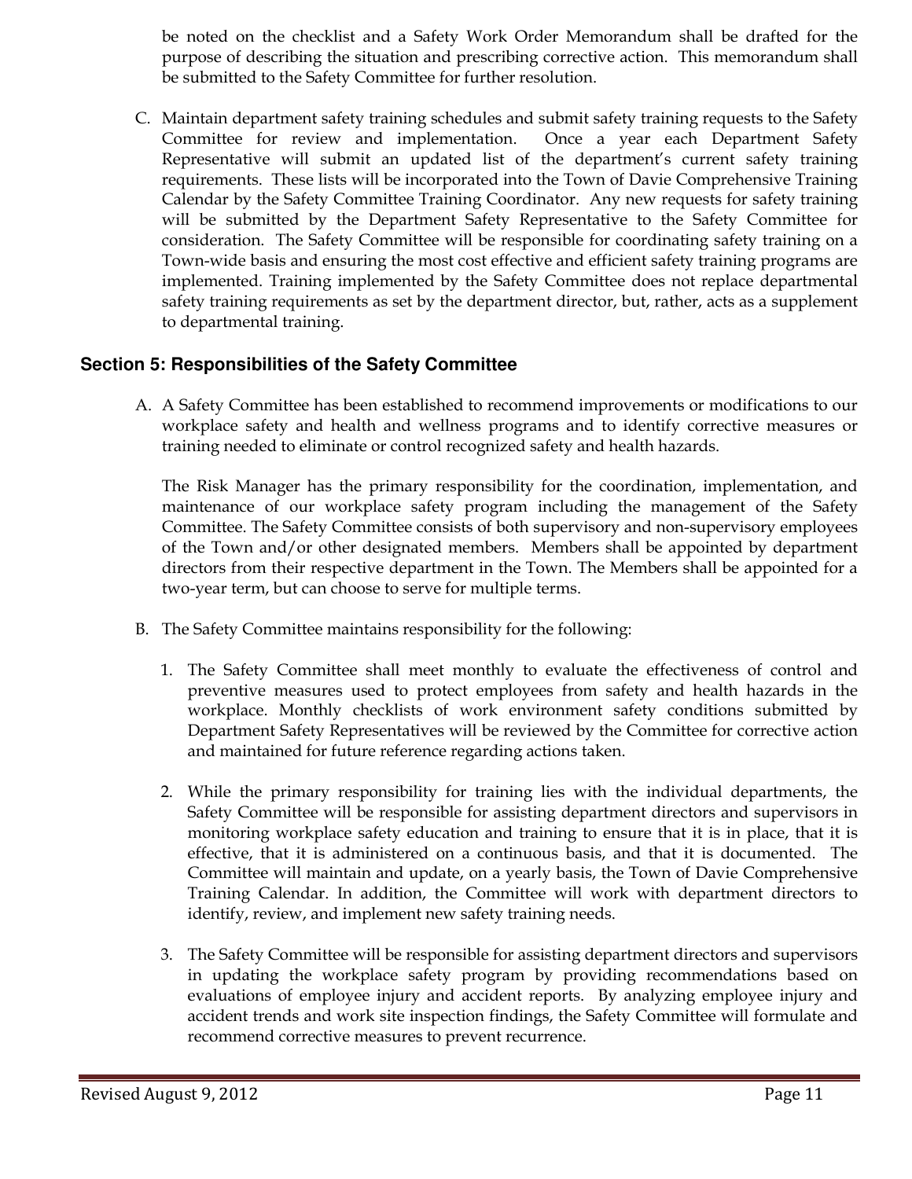be noted on the checklist and a Safety Work Order Memorandum shall be drafted for the purpose of describing the situation and prescribing corrective action. This memorandum shall be submitted to the Safety Committee for further resolution.

C. Maintain department safety training schedules and submit safety training requests to the Safety Committee for review and implementation. Once a year each Department Safety Representative will submit an updated list of the department's current safety training requirements. These lists will be incorporated into the Town of Davie Comprehensive Training Calendar by the Safety Committee Training Coordinator. Any new requests for safety training will be submitted by the Department Safety Representative to the Safety Committee for consideration. The Safety Committee will be responsible for coordinating safety training on a Town-wide basis and ensuring the most cost effective and efficient safety training programs are implemented. Training implemented by the Safety Committee does not replace departmental safety training requirements as set by the department director, but, rather, acts as a supplement to departmental training.

## Section 5: Responsibilities of the Safety Committee

A. A Safety Committee has been established to recommend improvements or modifications to our workplace safety and health and wellness programs and to identify corrective measures or training needed to eliminate or control recognized safety and health hazards.

   The Risk Manager has the primary responsibility for the coordination, implementation, and maintenance of our workplace safety program including the management of the Safety Committee. The Safety Committee consists of both supervisory and non-supervisory employees of the Town and/or other designated members. Members shall be appointed by department directors from their respective department in the Town. The Members shall be appointed for a two-year term, but can choose to serve for multiple terms.

B. The Safety Committee maintains responsibility for the following:

   1. The Safety Committee shall meet monthly to evaluate the effectiveness of control and preventive measures used to protect employees from safety and health hazards in the workplace. Monthly checklists of work environment safety conditions submitted by Department Safety Representatives will be reviewed by the Committee for corrective action and maintained for future reference regarding actions taken.

   2. While the primary responsibility for training lies with the individual departments, the Safety Committee will be responsible for assisting department directors and supervisors in monitoring workplace safety education and training to ensure that it is in place, that it is effective, that it is administered on a continuous basis, and that it is documented. The Committee will maintain and update, on a yearly basis, the Town of Davie Comprehensive Training Calendar. In addition, the Committee will work with department directors to identify, review, and implement new safety training needs.

   3. The Safety Committee will be responsible for assisting department directors and supervisors in updating the workplace safety program by providing recommendations based on evaluations of employee injury and accident reports. By analyzing employee injury and accident trends and work site inspection findings, the Safety Committee will formulate and recommend corrective measures to prevent recurrence.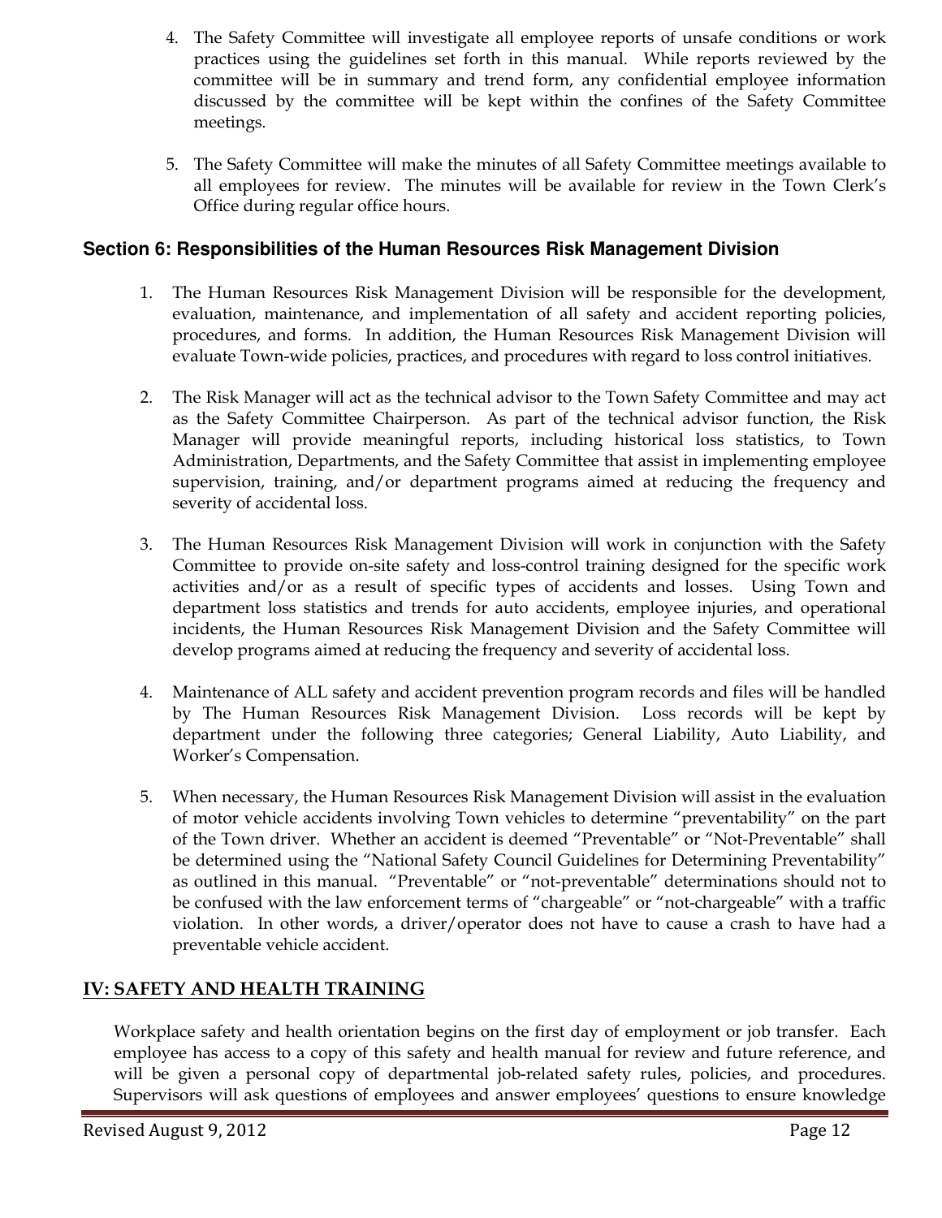4. The Safety Committee will investigate all employee reports of unsafe conditions or work practices using the guidelines set forth in this manual. While reports reviewed by the committee will be in summary and trend form, any confidential employee information discussed by the committee will be kept within the confines of the Safety Committee meetings.

5. The Safety Committee will make the minutes of all Safety Committee meetings available to all employees for review. The minutes will be available for review in the Town Clerk's Office during regular office hours.

### Section 6: Responsibilities of the Human Resources Risk Management Division

1. The Human Resources Risk Management Division will be responsible for the development, evaluation, maintenance, and implementation of all safety and accident reporting policies, procedures, and forms. In addition, the Human Resources Risk Management Division will evaluate Town-wide policies, practices, and procedures with regard to loss control initiatives.

2. The Risk Manager will act as the technical advisor to the Town Safety Committee and may act as the Safety Committee Chairperson. As part of the technical advisor function, the Risk Manager will provide meaningful reports, including historical loss statistics, to Town Administration, Departments, and the Safety Committee that assist in implementing employee supervision, training, and/or department programs aimed at reducing the frequency and severity of accidental loss.

3. The Human Resources Risk Management Division will work in conjunction with the Safety Committee to provide on-site safety and loss-control training designed for the specific work activities and/or as a result of specific types of accidents and losses. Using Town and department loss statistics and trends for auto accidents, employee injuries, and operational incidents, the Human Resources Risk Management Division and the Safety Committee will develop programs aimed at reducing the frequency and severity of accidental loss.

4. Maintenance of ALL safety and accident prevention program records and files will be handled by The Human Resources Risk Management Division. Loss records will be kept by department under the following three categories; General Liability, Auto Liability, and Worker's Compensation.

5. When necessary, the Human Resources Risk Management Division will assist in the evaluation of motor vehicle accidents involving Town vehicles to determine "preventability" on the part of the Town driver. Whether an accident is deemed "Preventable" or "Not-Preventable" shall be determined using the "National Safety Council Guidelines for Determining Preventability" as outlined in this manual. "Preventable" or "not-preventable" determinations should not to be confused with the law enforcement terms of "chargeable" or "not-chargeable" with a traffic violation. In other words, a driver/operator does not have to cause a crash to have had a preventable vehicle accident.

## IV: SAFETY AND HEALTH TRAINING

Workplace safety and health orientation begins on the first day of employment or job transfer. Each employee has access to a copy of this safety and health manual for review and future reference, and will be given a personal copy of departmental job-related safety rules, policies, and procedures. Supervisors will ask questions of employees and answer employees' questions to ensure knowledge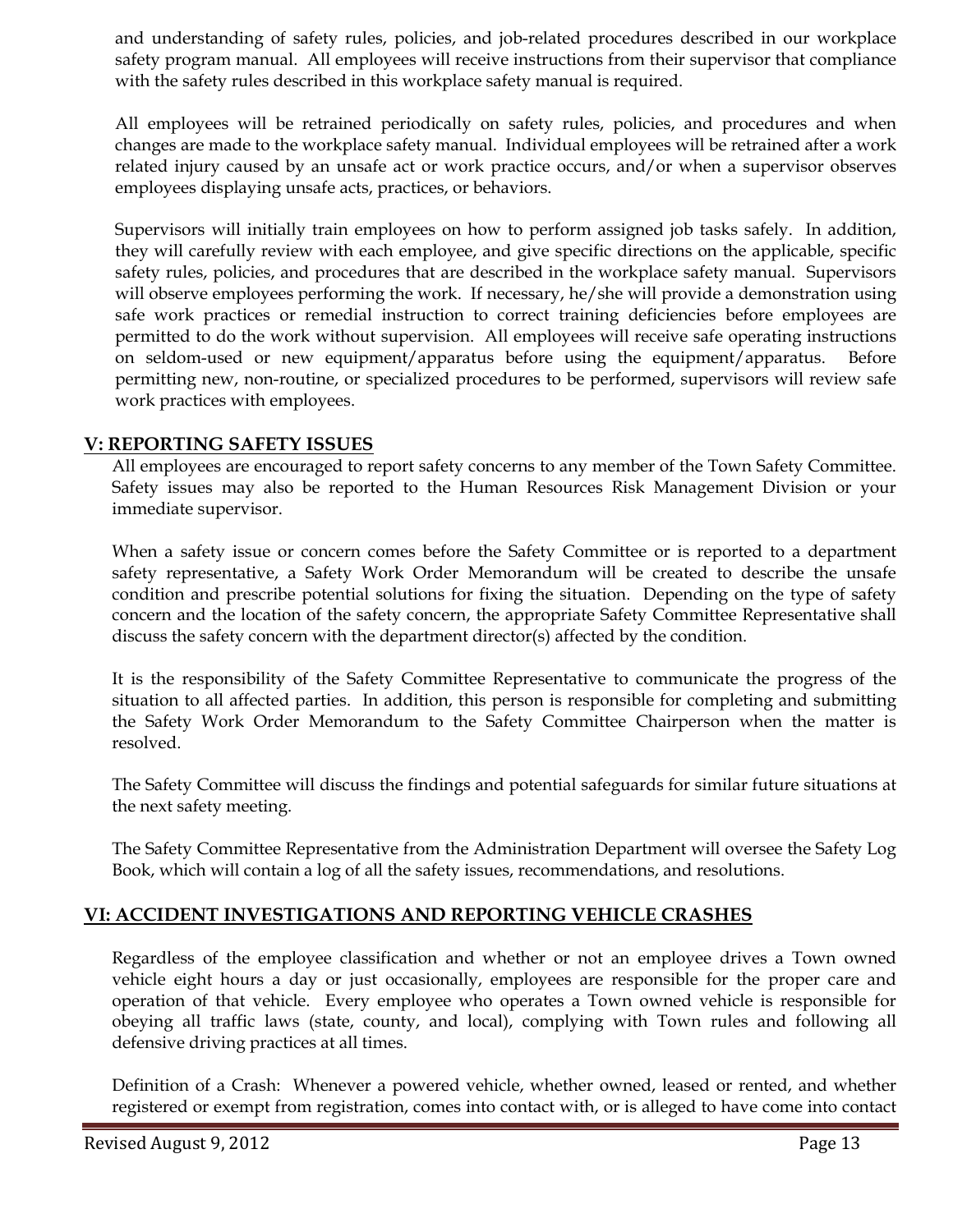and understanding of safety rules, policies, and job-related procedures described in our workplace safety program manual. All employees will receive instructions from their supervisor that compliance with the safety rules described in this workplace safety manual is required.

All employees will be retrained periodically on safety rules, policies, and procedures and when changes are made to the workplace safety manual. Individual employees will be retrained after a work related injury caused by an unsafe act or work practice occurs, and/or when a supervisor observes employees displaying unsafe acts, practices, or behaviors.

Supervisors will initially train employees on how to perform assigned job tasks safely. In addition, they will carefully review with each employee, and give specific directions on the applicable, specific safety rules, policies, and procedures that are described in the workplace safety manual. Supervisors will observe employees performing the work. If necessary, he/she will provide a demonstration using safe work practices or remedial instruction to correct training deficiencies before employees are permitted to do the work without supervision. All employees will receive safe operating instructions on seldom-used or new equipment/apparatus before using the equipment/apparatus. Before permitting new, non-routine, or specialized procedures to be performed, supervisors will review safe work practices with employees.

## V: REPORTING SAFETY ISSUES

All employees are encouraged to report safety concerns to any member of the Town Safety Committee. Safety issues may also be reported to the Human Resources Risk Management Division or your immediate supervisor.

When a safety issue or concern comes before the Safety Committee or is reported to a department safety representative, a Safety Work Order Memorandum will be created to describe the unsafe condition and prescribe potential solutions for fixing the situation. Depending on the type of safety concern and the location of the safety concern, the appropriate Safety Committee Representative shall discuss the safety concern with the department director(s) affected by the condition.

It is the responsibility of the Safety Committee Representative to communicate the progress of the situation to all affected parties. In addition, this person is responsible for completing and submitting the Safety Work Order Memorandum to the Safety Committee Chairperson when the matter is resolved.

The Safety Committee will discuss the findings and potential safeguards for similar future situations at the next safety meeting.

The Safety Committee Representative from the Administration Department will oversee the Safety Log Book, which will contain a log of all the safety issues, recommendations, and resolutions.

## VI: ACCIDENT INVESTIGATIONS AND REPORTING VEHICLE CRASHES

Regardless of the employee classification and whether or not an employee drives a Town owned vehicle eight hours a day or just occasionally, employees are responsible for the proper care and operation of that vehicle. Every employee who operates a Town owned vehicle is responsible for obeying all traffic laws (state, county, and local), complying with Town rules and following all defensive driving practices at all times.

Definition of a Crash: Whenever a powered vehicle, whether owned, leased or rented, and whether registered or exempt from registration, comes into contact with, or is alleged to have come into contact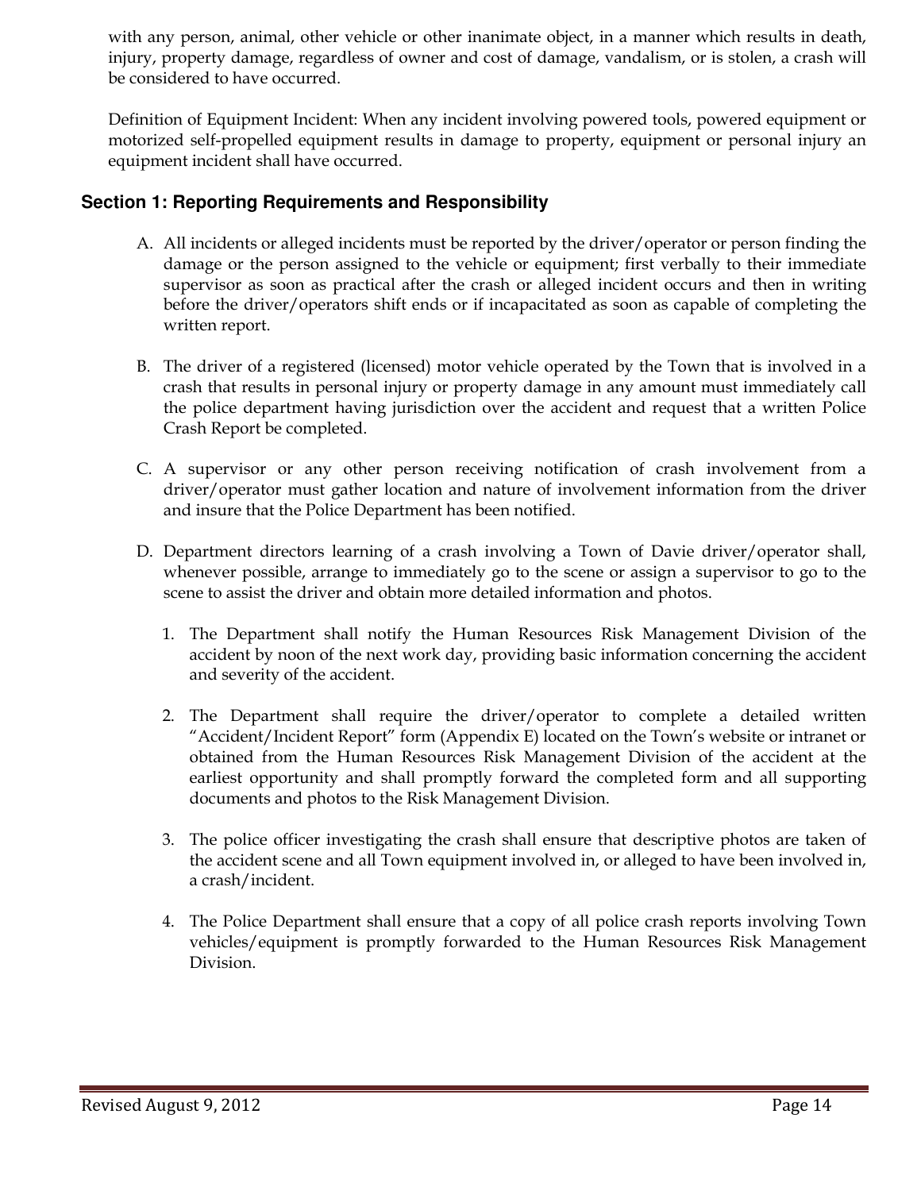with any person, animal, other vehicle or other inanimate object, in a manner which results in death, injury, property damage, regardless of owner and cost of damage, vandalism, or is stolen, a crash will be considered to have occurred.

Definition of Equipment Incident: When any incident involving powered tools, powered equipment or motorized self-propelled equipment results in damage to property, equipment or personal injury an equipment incident shall have occurred.

## Section 1: Reporting Requirements and Responsibility

A. All incidents or alleged incidents must be reported by the driver/operator or person finding the damage or the person assigned to the vehicle or equipment; first verbally to their immediate supervisor as soon as practical after the crash or alleged incident occurs and then in writing before the driver/operators shift ends or if incapacitated as soon as capable of completing the written report.

B. The driver of a registered (licensed) motor vehicle operated by the Town that is involved in a crash that results in personal injury or property damage in any amount must immediately call the police department having jurisdiction over the accident and request that a written Police Crash Report be completed.

C. A supervisor or any other person receiving notification of crash involvement from a driver/operator must gather location and nature of involvement information from the driver and insure that the Police Department has been notified.

D. Department directors learning of a crash involving a Town of Davie driver/operator shall, whenever possible, arrange to immediately go to the scene or assign a supervisor to go to the scene to assist the driver and obtain more detailed information and photos.

   1. The Department shall notify the Human Resources Risk Management Division of the accident by noon of the next work day, providing basic information concerning the accident and severity of the accident.

   2. The Department shall require the driver/operator to complete a detailed written "Accident/Incident Report" form (Appendix E) located on the Town's website or intranet or obtained from the Human Resources Risk Management Division of the accident at the earliest opportunity and shall promptly forward the completed form and all supporting documents and photos to the Risk Management Division.

   3. The police officer investigating the crash shall ensure that descriptive photos are taken of the accident scene and all Town equipment involved in, or alleged to have been involved in, a crash/incident.

   4. The Police Department shall ensure that a copy of all police crash reports involving Town vehicles/equipment is promptly forwarded to the Human Resources Risk Management Division.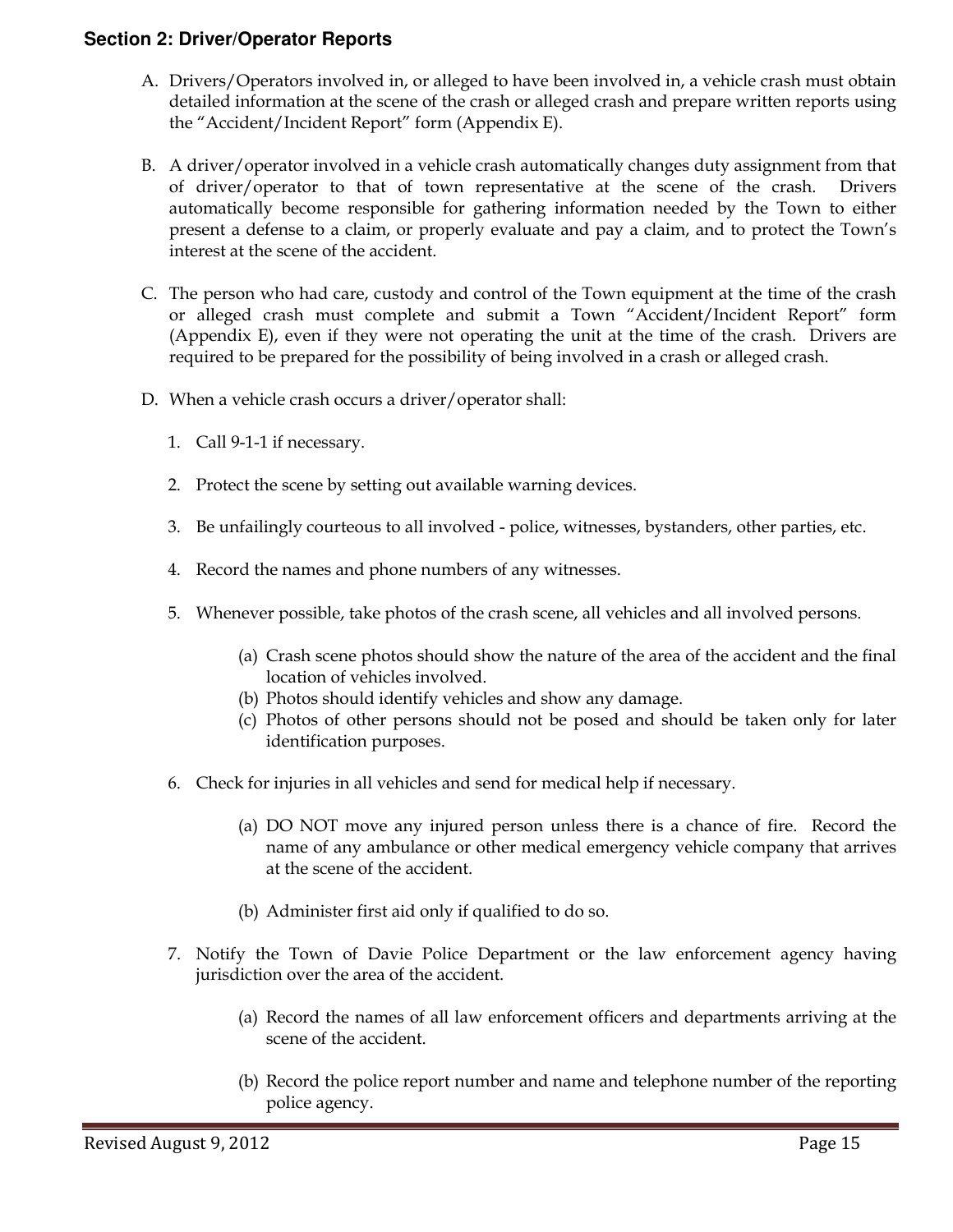## Section 2: Driver/Operator Reports

A. Drivers/Operators involved in, or alleged to have been involved in, a vehicle crash must obtain detailed information at the scene of the crash or alleged crash and prepare written reports using the "Accident/Incident Report" form (Appendix E).

B. A driver/operator involved in a vehicle crash automatically changes duty assignment from that of driver/operator to that of town representative at the scene of the crash. Drivers automatically become responsible for gathering information needed by the Town to either present a defense to a claim, or properly evaluate and pay a claim, and to protect the Town's interest at the scene of the accident.

C. The person who had care, custody and control of the Town equipment at the time of the crash or alleged crash must complete and submit a Town "Accident/Incident Report" form (Appendix E), even if they were not operating the unit at the time of the crash. Drivers are required to be prepared for the possibility of being involved in a crash or alleged crash.

D. When a vehicle crash occurs a driver/operator shall:

   1. Call 9-1-1 if necessary.

   2. Protect the scene by setting out available warning devices.

   3. Be unfailingly courteous to all involved - police, witnesses, bystanders, other parties, etc.

   4. Record the names and phone numbers of any witnesses.

   5. Whenever possible, take photos of the crash scene, all vehicles and all involved persons.

      (a) Crash scene photos should show the nature of the area of the accident and the final location of vehicles involved.
      (b) Photos should identify vehicles and show any damage.
      (c) Photos of other persons should not be posed and should be taken only for later identification purposes.

   6. Check for injuries in all vehicles and send for medical help if necessary.

      (a) DO NOT move any injured person unless there is a chance of fire. Record the name of any ambulance or other medical emergency vehicle company that arrives at the scene of the accident.

      (b) Administer first aid only if qualified to do so.

   7. Notify the Town of Davie Police Department or the law enforcement agency having jurisdiction over the area of the accident.

      (a) Record the names of all law enforcement officers and departments arriving at the scene of the accident.

      (b) Record the police report number and name and telephone number of the reporting police agency.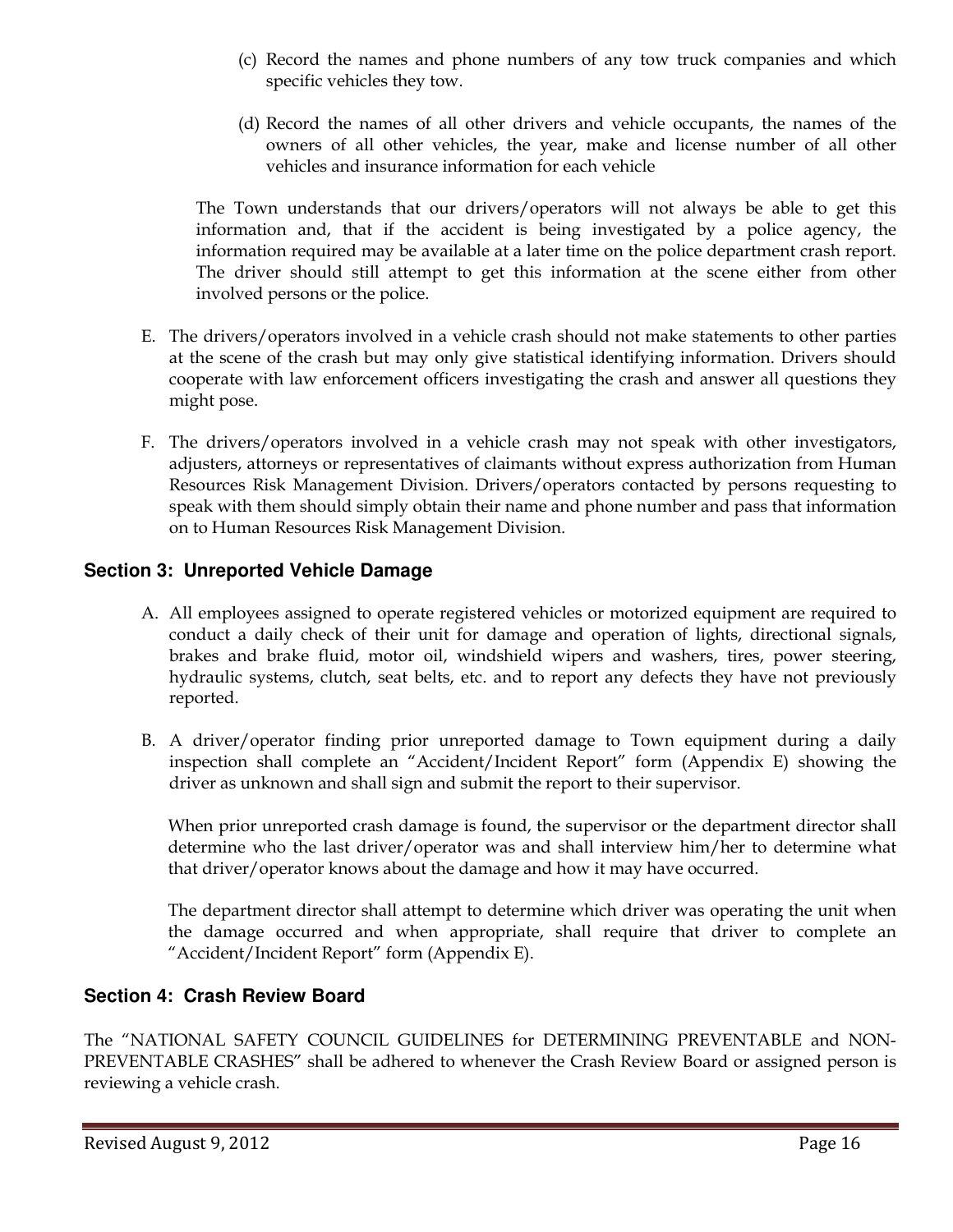(c) Record the names and phone numbers of any tow truck companies and which specific vehicles they tow.

(d) Record the names of all other drivers and vehicle occupants, the names of the owners of all other vehicles, the year, make and license number of all other vehicles and insurance information for each vehicle

The Town understands that our drivers/operators will not always be able to get this information and, that if the accident is being investigated by a police agency, the information required may be available at a later time on the police department crash report. The driver should still attempt to get this information at the scene either from other involved persons or the police.

E. The drivers/operators involved in a vehicle crash should not make statements to other parties at the scene of the crash but may only give statistical identifying information. Drivers should cooperate with law enforcement officers investigating the crash and answer all questions they might pose.

F. The drivers/operators involved in a vehicle crash may not speak with other investigators, adjusters, attorneys or representatives of claimants without express authorization from Human Resources Risk Management Division. Drivers/operators contacted by persons requesting to speak with them should simply obtain their name and phone number and pass that information on to Human Resources Risk Management Division.

## Section 3: Unreported Vehicle Damage

A. All employees assigned to operate registered vehicles or motorized equipment are required to conduct a daily check of their unit for damage and operation of lights, directional signals, brakes and brake fluid, motor oil, windshield wipers and washers, tires, power steering, hydraulic systems, clutch, seat belts, etc. and to report any defects they have not previously reported.

B. A driver/operator finding prior unreported damage to Town equipment during a daily inspection shall complete an "Accident/Incident Report" form (Appendix E) showing the driver as unknown and shall sign and submit the report to their supervisor.

When prior unreported crash damage is found, the supervisor or the department director shall determine who the last driver/operator was and shall interview him/her to determine what that driver/operator knows about the damage and how it may have occurred.

The department director shall attempt to determine which driver was operating the unit when the damage occurred and when appropriate, shall require that driver to complete an "Accident/Incident Report" form (Appendix E).

## Section 4: Crash Review Board

The "NATIONAL SAFETY COUNCIL GUIDELINES for DETERMINING PREVENTABLE and NON-PREVENTABLE CRASHES" shall be adhered to whenever the Crash Review Board or assigned person is reviewing a vehicle crash.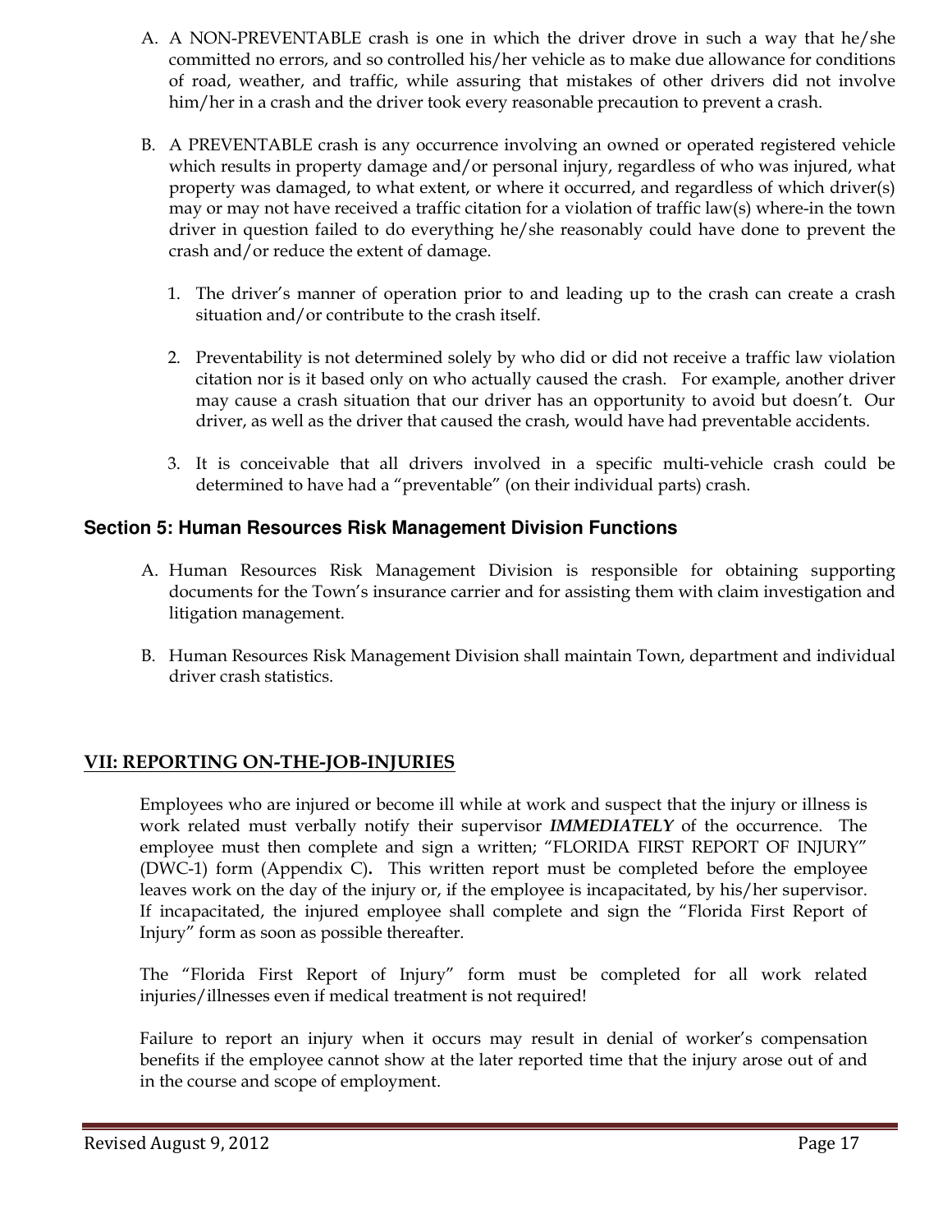A. A NON-PREVENTABLE crash is one in which the driver drove in such a way that he/she committed no errors, and so controlled his/her vehicle as to make due allowance for conditions of road, weather, and traffic, while assuring that mistakes of other drivers did not involve him/her in a crash and the driver took every reasonable precaution to prevent a crash.

B. A PREVENTABLE crash is any occurrence involving an owned or operated registered vehicle which results in property damage and/or personal injury, regardless of who was injured, what property was damaged, to what extent, or where it occurred, and regardless of which driver(s) may or may not have received a traffic citation for a violation of traffic law(s) where-in the town driver in question failed to do everything he/she reasonably could have done to prevent the crash and/or reduce the extent of damage.

   1. The driver's manner of operation prior to and leading up to the crash can create a crash situation and/or contribute to the crash itself.

   2. Preventability is not determined solely by who did or did not receive a traffic law violation citation nor is it based only on who actually caused the crash. For example, another driver may cause a crash situation that our driver has an opportunity to avoid but doesn't. Our driver, as well as the driver that caused the crash, would have had preventable accidents.

   3. It is conceivable that all drivers involved in a specific multi-vehicle crash could be determined to have had a "preventable" (on their individual parts) crash.

### Section 5: Human Resources Risk Management Division Functions

A. Human Resources Risk Management Division is responsible for obtaining supporting documents for the Town's insurance carrier and for assisting them with claim investigation and litigation management.

B. Human Resources Risk Management Division shall maintain Town, department and individual driver crash statistics.

## VII: REPORTING ON-THE-JOB-INJURIES

Employees who are injured or become ill while at work and suspect that the injury or illness is work related must verbally notify their supervisor ***IMMEDIATELY*** of the occurrence. The employee must then complete and sign a written; "FLORIDA FIRST REPORT OF INJURY" (DWC-1) form (Appendix C)**.** This written report must be completed before the employee leaves work on the day of the injury or, if the employee is incapacitated, by his/her supervisor. If incapacitated, the injured employee shall complete and sign the "Florida First Report of Injury" form as soon as possible thereafter.

The "Florida First Report of Injury" form must be completed for all work related injuries/illnesses even if medical treatment is not required!

Failure to report an injury when it occurs may result in denial of worker's compensation benefits if the employee cannot show at the later reported time that the injury arose out of and in the course and scope of employment.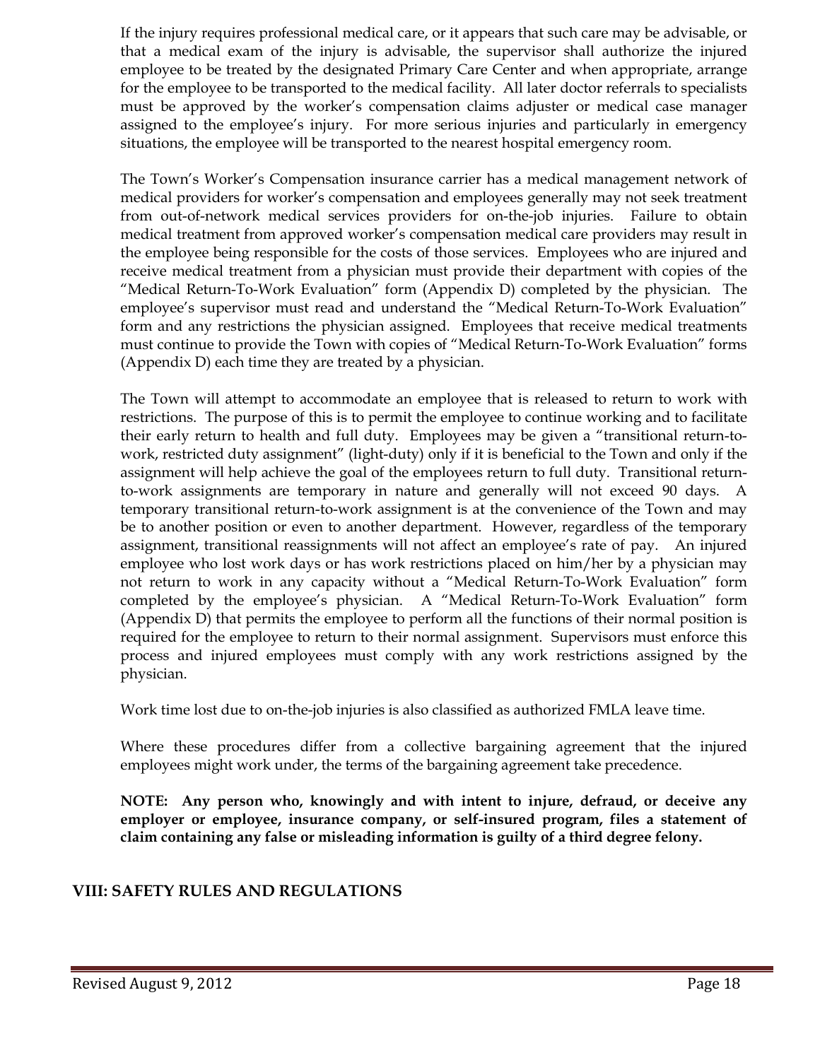If the injury requires professional medical care, or it appears that such care may be advisable, or that a medical exam of the injury is advisable, the supervisor shall authorize the injured employee to be treated by the designated Primary Care Center and when appropriate, arrange for the employee to be transported to the medical facility. All later doctor referrals to specialists must be approved by the worker's compensation claims adjuster or medical case manager assigned to the employee's injury. For more serious injuries and particularly in emergency situations, the employee will be transported to the nearest hospital emergency room.

The Town's Worker's Compensation insurance carrier has a medical management network of medical providers for worker's compensation and employees generally may not seek treatment from out-of-network medical services providers for on-the-job injuries. Failure to obtain medical treatment from approved worker's compensation medical care providers may result in the employee being responsible for the costs of those services. Employees who are injured and receive medical treatment from a physician must provide their department with copies of the "Medical Return-To-Work Evaluation" form (Appendix D) completed by the physician. The employee's supervisor must read and understand the "Medical Return-To-Work Evaluation" form and any restrictions the physician assigned. Employees that receive medical treatments must continue to provide the Town with copies of "Medical Return-To-Work Evaluation" forms (Appendix D) each time they are treated by a physician.

The Town will attempt to accommodate an employee that is released to return to work with restrictions. The purpose of this is to permit the employee to continue working and to facilitate their early return to health and full duty. Employees may be given a "transitional return-to-work, restricted duty assignment" (light-duty) only if it is beneficial to the Town and only if the assignment will help achieve the goal of the employees return to full duty. Transitional return-to-work assignments are temporary in nature and generally will not exceed 90 days. A temporary transitional return-to-work assignment is at the convenience of the Town and may be to another position or even to another department. However, regardless of the temporary assignment, transitional reassignments will not affect an employee's rate of pay. An injured employee who lost work days or has work restrictions placed on him/her by a physician may not return to work in any capacity without a "Medical Return-To-Work Evaluation" form completed by the employee's physician. A "Medical Return-To-Work Evaluation" form (Appendix D) that permits the employee to perform all the functions of their normal position is required for the employee to return to their normal assignment. Supervisors must enforce this process and injured employees must comply with any work restrictions assigned by the physician.

Work time lost due to on-the-job injuries is also classified as authorized FMLA leave time.

Where these procedures differ from a collective bargaining agreement that the injured employees might work under, the terms of the bargaining agreement take precedence.

**NOTE: Any person who, knowingly and with intent to injure, defraud, or deceive any employer or employee, insurance company, or self-insured program, files a statement of claim containing any false or misleading information is guilty of a third degree felony.**

## VIII: SAFETY RULES AND REGULATIONS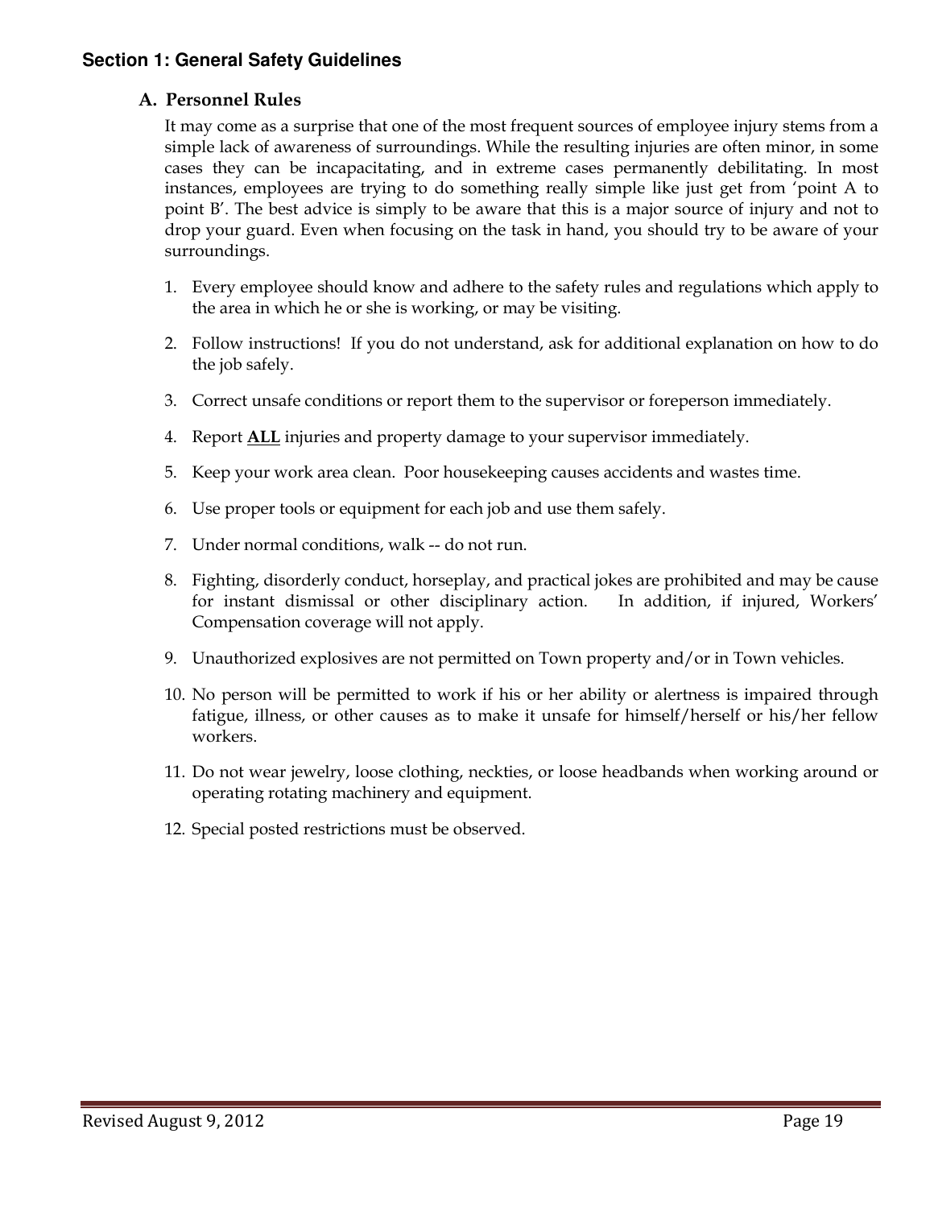## Section 1: General Safety Guidelines

### A. Personnel Rules

It may come as a surprise that one of the most frequent sources of employee injury stems from a simple lack of awareness of surroundings. While the resulting injuries are often minor, in some cases they can be incapacitating, and in extreme cases permanently debilitating. In most instances, employees are trying to do something really simple like just get from 'point A to point B'. The best advice is simply to be aware that this is a major source of injury and not to drop your guard. Even when focusing on the task in hand, you should try to be aware of your surroundings.

1. Every employee should know and adhere to the safety rules and regulations which apply to the area in which he or she is working, or may be visiting.
2. Follow instructions! If you do not understand, ask for additional explanation on how to do the job safely.
3. Correct unsafe conditions or report them to the supervisor or foreperson immediately.
4. Report **<u>ALL</u>** injuries and property damage to your supervisor immediately.
5. Keep your work area clean. Poor housekeeping causes accidents and wastes time.
6. Use proper tools or equipment for each job and use them safely.
7. Under normal conditions, walk -- do not run.
8. Fighting, disorderly conduct, horseplay, and practical jokes are prohibited and may be cause for instant dismissal or other disciplinary action. In addition, if injured, Workers' Compensation coverage will not apply.
9. Unauthorized explosives are not permitted on Town property and/or in Town vehicles.
10. No person will be permitted to work if his or her ability or alertness is impaired through fatigue, illness, or other causes as to make it unsafe for himself/herself or his/her fellow workers.
11. Do not wear jewelry, loose clothing, neckties, or loose headbands when working around or operating rotating machinery and equipment.
12. Special posted restrictions must be observed.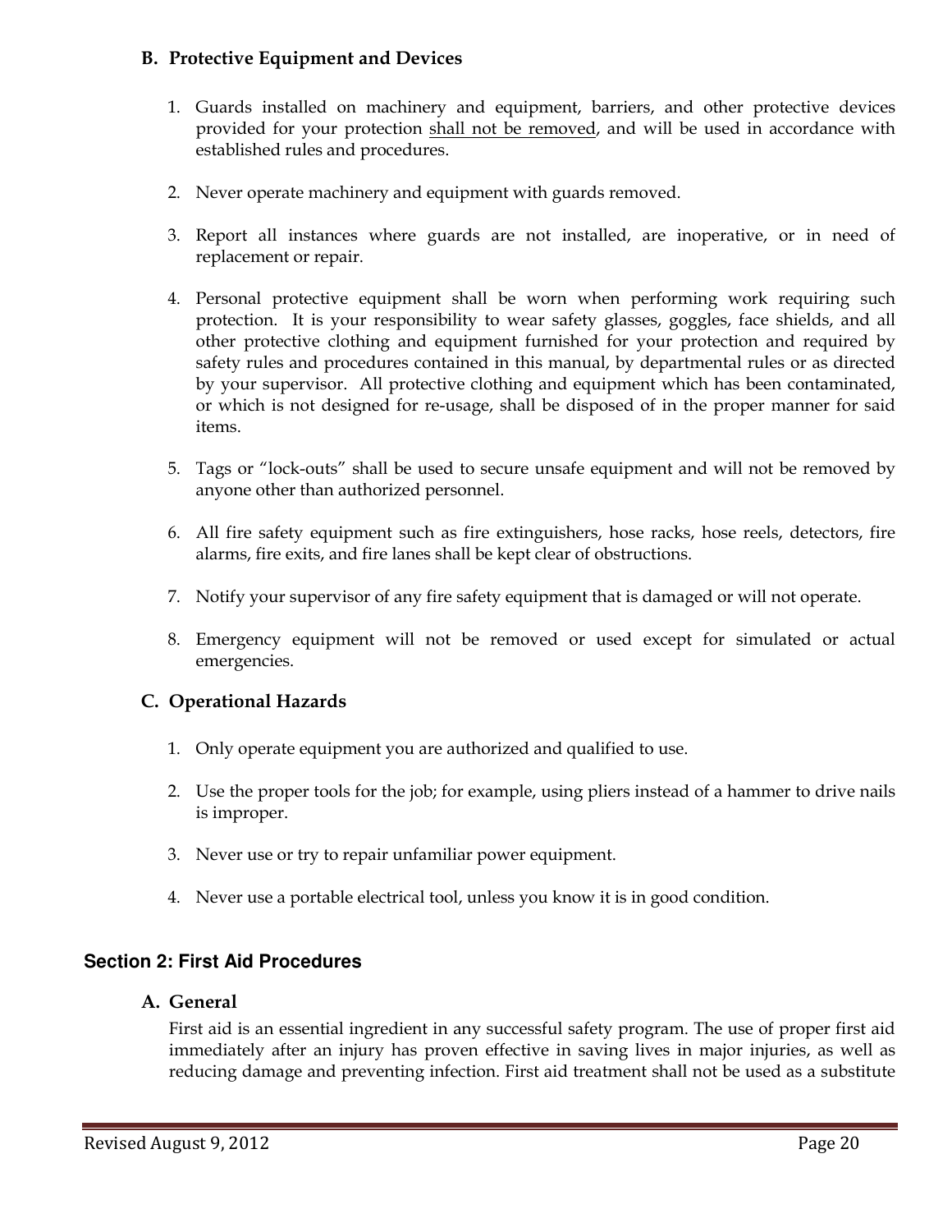### B. Protective Equipment and Devices

1. Guards installed on machinery and equipment, barriers, and other protective devices provided for your protection <u>shall not be removed</u>, and will be used in accordance with established rules and procedures.

2. Never operate machinery and equipment with guards removed.

3. Report all instances where guards are not installed, are inoperative, or in need of replacement or repair.

4. Personal protective equipment shall be worn when performing work requiring such protection. It is your responsibility to wear safety glasses, goggles, face shields, and all other protective clothing and equipment furnished for your protection and required by safety rules and procedures contained in this manual, by departmental rules or as directed by your supervisor. All protective clothing and equipment which has been contaminated, or which is not designed for re-usage, shall be disposed of in the proper manner for said items.

5. Tags or "lock-outs" shall be used to secure unsafe equipment and will not be removed by anyone other than authorized personnel.

6. All fire safety equipment such as fire extinguishers, hose racks, hose reels, detectors, fire alarms, fire exits, and fire lanes shall be kept clear of obstructions.

7. Notify your supervisor of any fire safety equipment that is damaged or will not operate.

8. Emergency equipment will not be removed or used except for simulated or actual emergencies.

### C. Operational Hazards

1. Only operate equipment you are authorized and qualified to use.

2. Use the proper tools for the job; for example, using pliers instead of a hammer to drive nails is improper.

3. Never use or try to repair unfamiliar power equipment.

4. Never use a portable electrical tool, unless you know it is in good condition.

## Section 2: First Aid Procedures

### A. General

First aid is an essential ingredient in any successful safety program. The use of proper first aid immediately after an injury has proven effective in saving lives in major injuries, as well as reducing damage and preventing infection. First aid treatment shall not be used as a substitute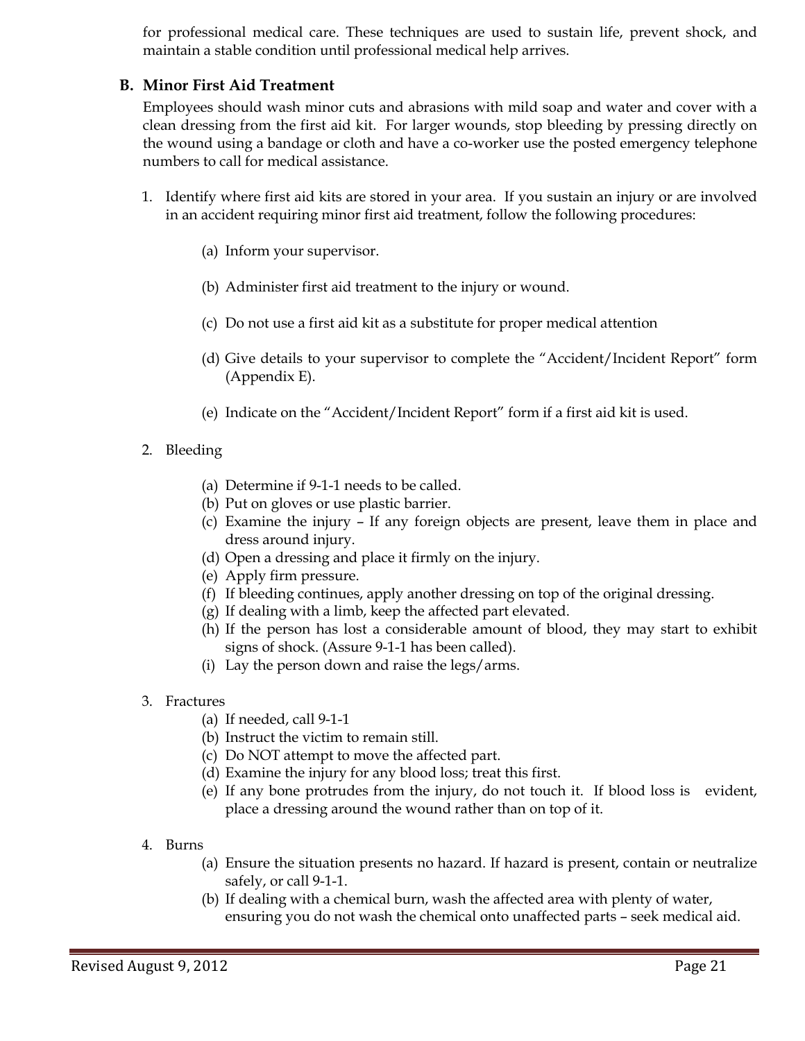for professional medical care. These techniques are used to sustain life, prevent shock, and maintain a stable condition until professional medical help arrives.

## B. Minor First Aid Treatment

Employees should wash minor cuts and abrasions with mild soap and water and cover with a clean dressing from the first aid kit. For larger wounds, stop bleeding by pressing directly on the wound using a bandage or cloth and have a co-worker use the posted emergency telephone numbers to call for medical assistance.

1. Identify where first aid kits are stored in your area. If you sustain an injury or are involved in an accident requiring minor first aid treatment, follow the following procedures:

   (a) Inform your supervisor.

   (b) Administer first aid treatment to the injury or wound.

   (c) Do not use a first aid kit as a substitute for proper medical attention

   (d) Give details to your supervisor to complete the "Accident/Incident Report" form (Appendix E).

   (e) Indicate on the "Accident/Incident Report" form if a first aid kit is used.

2. Bleeding

   (a) Determine if 9-1-1 needs to be called.
   (b) Put on gloves or use plastic barrier.
   (c) Examine the injury – If any foreign objects are present, leave them in place and dress around injury.
   (d) Open a dressing and place it firmly on the injury.
   (e) Apply firm pressure.
   (f) If bleeding continues, apply another dressing on top of the original dressing.
   (g) If dealing with a limb, keep the affected part elevated.
   (h) If the person has lost a considerable amount of blood, they may start to exhibit signs of shock. (Assure 9-1-1 has been called).
   (i) Lay the person down and raise the legs/arms.

3. Fractures

   (a) If needed, call 9-1-1
   (b) Instruct the victim to remain still.
   (c) Do NOT attempt to move the affected part.
   (d) Examine the injury for any blood loss; treat this first.
   (e) If any bone protrudes from the injury, do not touch it. If blood loss is evident, place a dressing around the wound rather than on top of it.

4. Burns

   (a) Ensure the situation presents no hazard. If hazard is present, contain or neutralize safely, or call 9-1-1.
   (b) If dealing with a chemical burn, wash the affected area with plenty of water, ensuring you do not wash the chemical onto unaffected parts – seek medical aid.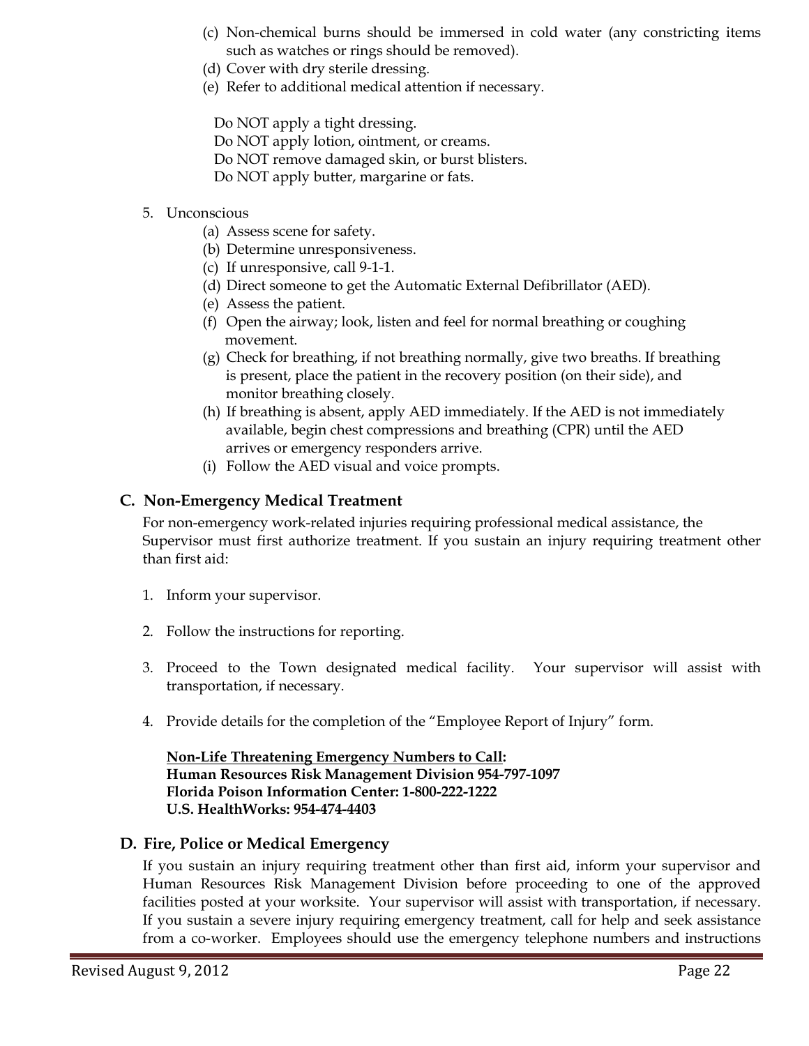(c) Non-chemical burns should be immersed in cold water (any constricting items such as watches or rings should be removed).
(d) Cover with dry sterile dressing.
(e) Refer to additional medical attention if necessary.

Do NOT apply a tight dressing.
Do NOT apply lotion, ointment, or creams.
Do NOT remove damaged skin, or burst blisters.
Do NOT apply butter, margarine or fats.

5. Unconscious
   (a) Assess scene for safety.
   (b) Determine unresponsiveness.
   (c) If unresponsive, call 9-1-1.
   (d) Direct someone to get the Automatic External Defibrillator (AED).
   (e) Assess the patient.
   (f) Open the airway; look, listen and feel for normal breathing or coughing movement.
   (g) Check for breathing, if not breathing normally, give two breaths. If breathing is present, place the patient in the recovery position (on their side), and monitor breathing closely.
   (h) If breathing is absent, apply AED immediately. If the AED is not immediately available, begin chest compressions and breathing (CPR) until the AED arrives or emergency responders arrive.
   (i) Follow the AED visual and voice prompts.

## C. Non-Emergency Medical Treatment

For non-emergency work-related injuries requiring professional medical assistance, the Supervisor must first authorize treatment. If you sustain an injury requiring treatment other than first aid:

1. Inform your supervisor.

2. Follow the instructions for reporting.

3. Proceed to the Town designated medical facility. Your supervisor will assist with transportation, if necessary.

4. Provide details for the completion of the “Employee Report of Injury” form.

**<u>Non-Life Threatening Emergency Numbers to Call</u>:**
**Human Resources Risk Management Division 954-797-1097**
**Florida Poison Information Center: 1-800-222-1222**
**U.S. HealthWorks: 954-474-4403**

## D. Fire, Police or Medical Emergency

If you sustain an injury requiring treatment other than first aid, inform your supervisor and Human Resources Risk Management Division before proceeding to one of the approved facilities posted at your worksite. Your supervisor will assist with transportation, if necessary. If you sustain a severe injury requiring emergency treatment, call for help and seek assistance from a co-worker. Employees should use the emergency telephone numbers and instructions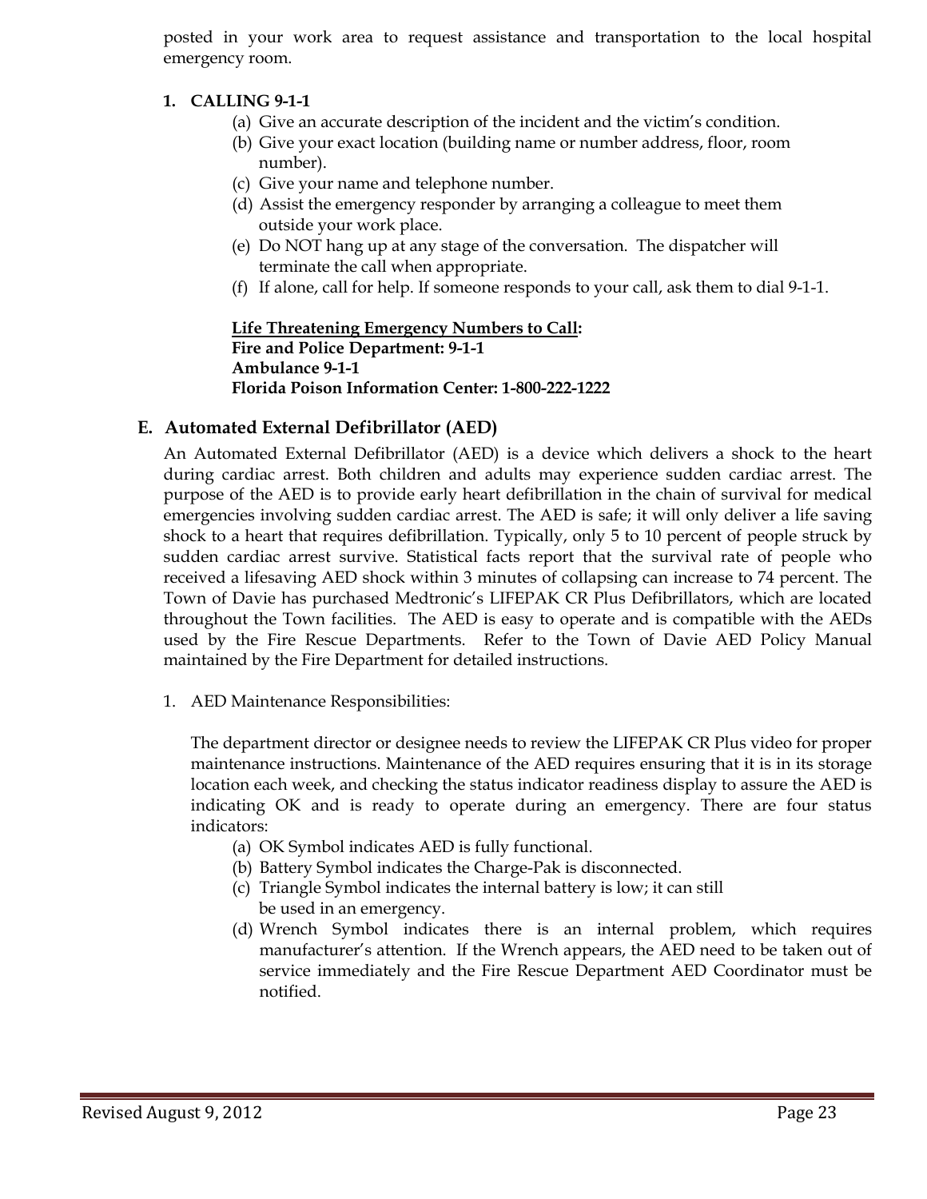posted in your work area to request assistance and transportation to the local hospital emergency room.

**1. CALLING 9-1-1**

(a) Give an accurate description of the incident and the victim's condition.
(b) Give your exact location (building name or number address, floor, room number).
(c) Give your name and telephone number.
(d) Assist the emergency responder by arranging a colleague to meet them outside your work place.
(e) Do NOT hang up at any stage of the conversation. The dispatcher will terminate the call when appropriate.
(f) If alone, call for help. If someone responds to your call, ask them to dial 9-1-1.

**<u>Life Threatening Emergency Numbers to Call</u>:**
**Fire and Police Department: 9-1-1**
**Ambulance 9-1-1**
**Florida Poison Information Center: 1-800-222-1222**

## E. Automated External Defibrillator (AED)

An Automated External Defibrillator (AED) is a device which delivers a shock to the heart during cardiac arrest. Both children and adults may experience sudden cardiac arrest. The purpose of the AED is to provide early heart defibrillation in the chain of survival for medical emergencies involving sudden cardiac arrest. The AED is safe; it will only deliver a life saving shock to a heart that requires defibrillation. Typically, only 5 to 10 percent of people struck by sudden cardiac arrest survive. Statistical facts report that the survival rate of people who received a lifesaving AED shock within 3 minutes of collapsing can increase to 74 percent. The Town of Davie has purchased Medtronic's LIFEPAK CR Plus Defibrillators, which are located throughout the Town facilities. The AED is easy to operate and is compatible with the AEDs used by the Fire Rescue Departments. Refer to the Town of Davie AED Policy Manual maintained by the Fire Department for detailed instructions.

1. AED Maintenance Responsibilities:

The department director or designee needs to review the LIFEPAK CR Plus video for proper maintenance instructions. Maintenance of the AED requires ensuring that it is in its storage location each week, and checking the status indicator readiness display to assure the AED is indicating OK and is ready to operate during an emergency. There are four status indicators:

(a) OK Symbol indicates AED is fully functional.
(b) Battery Symbol indicates the Charge-Pak is disconnected.
(c) Triangle Symbol indicates the internal battery is low; it can still be used in an emergency.
(d) Wrench Symbol indicates there is an internal problem, which requires manufacturer's attention. If the Wrench appears, the AED need to be taken out of service immediately and the Fire Rescue Department AED Coordinator must be notified.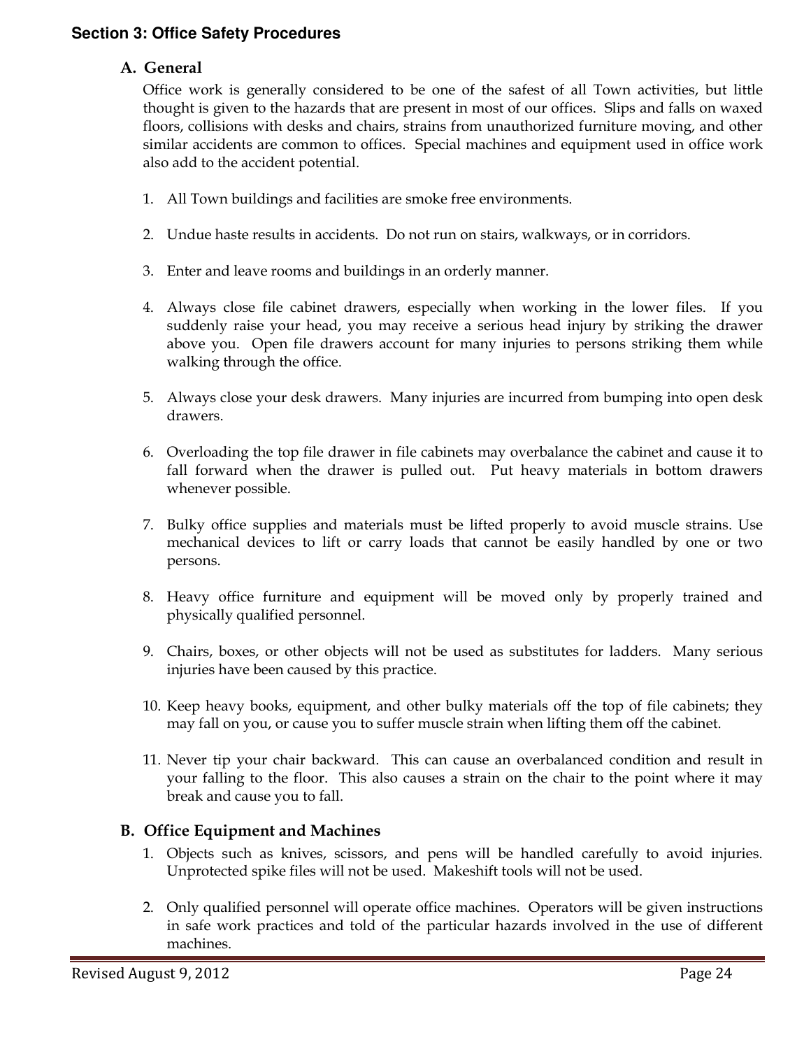## Section 3: Office Safety Procedures

### A. General

Office work is generally considered to be one of the safest of all Town activities, but little thought is given to the hazards that are present in most of our offices. Slips and falls on waxed floors, collisions with desks and chairs, strains from unauthorized furniture moving, and other similar accidents are common to offices. Special machines and equipment used in office work also add to the accident potential.

1. All Town buildings and facilities are smoke free environments.

2. Undue haste results in accidents. Do not run on stairs, walkways, or in corridors.

3. Enter and leave rooms and buildings in an orderly manner.

4. Always close file cabinet drawers, especially when working in the lower files. If you suddenly raise your head, you may receive a serious head injury by striking the drawer above you. Open file drawers account for many injuries to persons striking them while walking through the office.

5. Always close your desk drawers. Many injuries are incurred from bumping into open desk drawers.

6. Overloading the top file drawer in file cabinets may overbalance the cabinet and cause it to fall forward when the drawer is pulled out. Put heavy materials in bottom drawers whenever possible.

7. Bulky office supplies and materials must be lifted properly to avoid muscle strains. Use mechanical devices to lift or carry loads that cannot be easily handled by one or two persons.

8. Heavy office furniture and equipment will be moved only by properly trained and physically qualified personnel.

9. Chairs, boxes, or other objects will not be used as substitutes for ladders. Many serious injuries have been caused by this practice.

10. Keep heavy books, equipment, and other bulky materials off the top of file cabinets; they may fall on you, or cause you to suffer muscle strain when lifting them off the cabinet.

11. Never tip your chair backward. This can cause an overbalanced condition and result in your falling to the floor. This also causes a strain on the chair to the point where it may break and cause you to fall.

### B. Office Equipment and Machines

1. Objects such as knives, scissors, and pens will be handled carefully to avoid injuries. Unprotected spike files will not be used. Makeshift tools will not be used.

2. Only qualified personnel will operate office machines. Operators will be given instructions in safe work practices and told of the particular hazards involved in the use of different machines.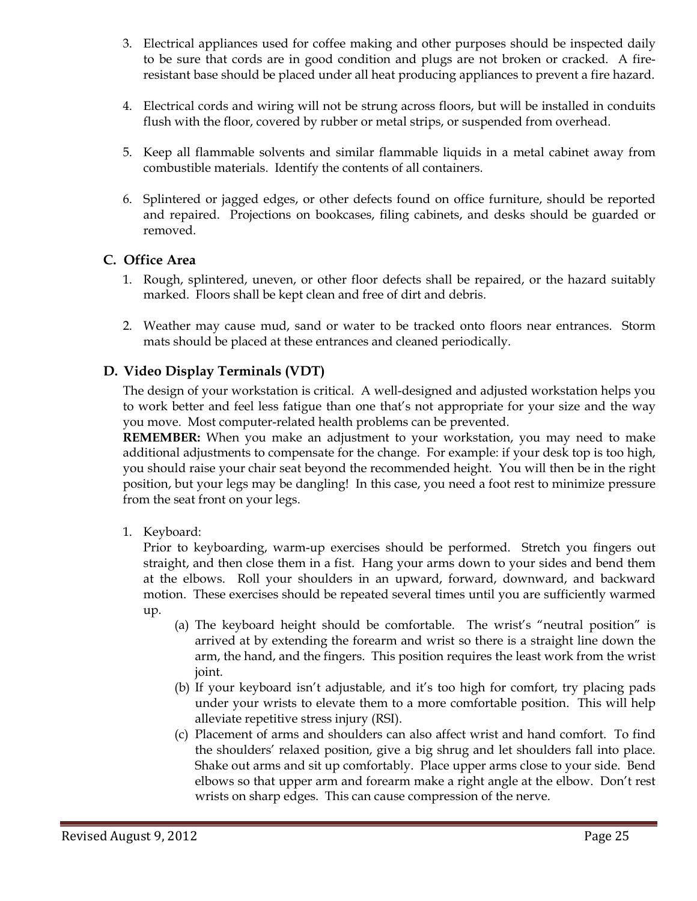3. Electrical appliances used for coffee making and other purposes should be inspected daily to be sure that cords are in good condition and plugs are not broken or cracked. A fire-resistant base should be placed under all heat producing appliances to prevent a fire hazard.

4. Electrical cords and wiring will not be strung across floors, but will be installed in conduits flush with the floor, covered by rubber or metal strips, or suspended from overhead.

5. Keep all flammable solvents and similar flammable liquids in a metal cabinet away from combustible materials. Identify the contents of all containers.

6. Splintered or jagged edges, or other defects found on office furniture, should be reported and repaired. Projections on bookcases, filing cabinets, and desks should be guarded or removed.

## C. Office Area

1. Rough, splintered, uneven, or other floor defects shall be repaired, or the hazard suitably marked. Floors shall be kept clean and free of dirt and debris.

2. Weather may cause mud, sand or water to be tracked onto floors near entrances. Storm mats should be placed at these entrances and cleaned periodically.

## D. Video Display Terminals (VDT)

The design of your workstation is critical. A well-designed and adjusted workstation helps you to work better and feel less fatigue than one that's not appropriate for your size and the way you move. Most computer-related health problems can be prevented.

**REMEMBER:** When you make an adjustment to your workstation, you may need to make additional adjustments to compensate for the change. For example: if your desk top is too high, you should raise your chair seat beyond the recommended height. You will then be in the right position, but your legs may be dangling! In this case, you need a foot rest to minimize pressure from the seat front on your legs.

1. Keyboard:

   Prior to keyboarding, warm-up exercises should be performed. Stretch you fingers out straight, and then close them in a fist. Hang your arms down to your sides and bend them at the elbows. Roll your shoulders in an upward, forward, downward, and backward motion. These exercises should be repeated several times until you are sufficiently warmed up.

   (a) The keyboard height should be comfortable. The wrist's "neutral position" is arrived at by extending the forearm and wrist so there is a straight line down the arm, the hand, and the fingers. This position requires the least work from the wrist joint.

   (b) If your keyboard isn't adjustable, and it's too high for comfort, try placing pads under your wrists to elevate them to a more comfortable position. This will help alleviate repetitive stress injury (RSI).

   (c) Placement of arms and shoulders can also affect wrist and hand comfort. To find the shoulders' relaxed position, give a big shrug and let shoulders fall into place. Shake out arms and sit up comfortably. Place upper arms close to your side. Bend elbows so that upper arm and forearm make a right angle at the elbow. Don't rest wrists on sharp edges. This can cause compression of the nerve.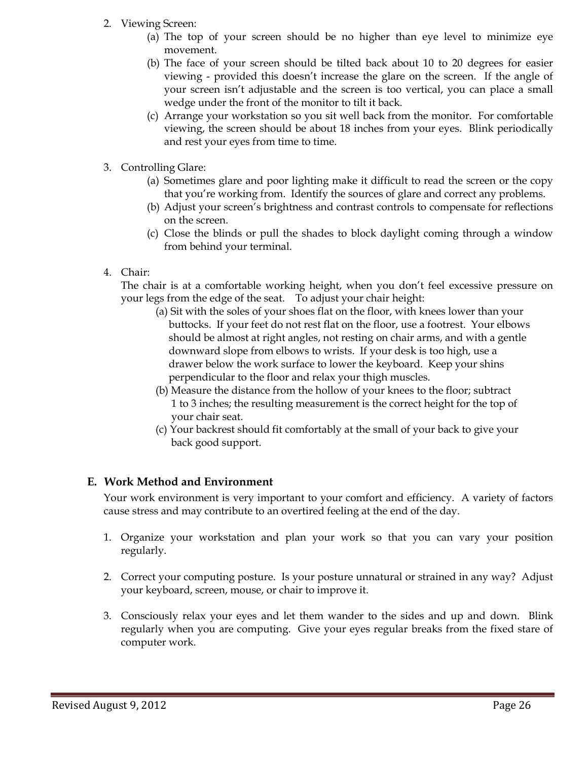2. Viewing Screen:
   (a) The top of your screen should be no higher than eye level to minimize eye movement.
   (b) The face of your screen should be tilted back about 10 to 20 degrees for easier viewing - provided this doesn't increase the glare on the screen. If the angle of your screen isn't adjustable and the screen is too vertical, you can place a small wedge under the front of the monitor to tilt it back.
   (c) Arrange your workstation so you sit well back from the monitor. For comfortable viewing, the screen should be about 18 inches from your eyes. Blink periodically and rest your eyes from time to time.

3. Controlling Glare:
   (a) Sometimes glare and poor lighting make it difficult to read the screen or the copy that you're working from. Identify the sources of glare and correct any problems.
   (b) Adjust your screen's brightness and contrast controls to compensate for reflections on the screen.
   (c) Close the blinds or pull the shades to block daylight coming through a window from behind your terminal.

4. Chair:
   The chair is at a comfortable working height, when you don't feel excessive pressure on your legs from the edge of the seat. To adjust your chair height:
   (a) Sit with the soles of your shoes flat on the floor, with knees lower than your buttocks. If your feet do not rest flat on the floor, use a footrest. Your elbows should be almost at right angles, not resting on chair arms, and with a gentle downward slope from elbows to wrists. If your desk is too high, use a drawer below the work surface to lower the keyboard. Keep your shins perpendicular to the floor and relax your thigh muscles.
   (b) Measure the distance from the hollow of your knees to the floor; subtract 1 to 3 inches; the resulting measurement is the correct height for the top of your chair seat.
   (c) Your backrest should fit comfortably at the small of your back to give your back good support.

## E. Work Method and Environment

Your work environment is very important to your comfort and efficiency. A variety of factors cause stress and may contribute to an overtired feeling at the end of the day.

1. Organize your workstation and plan your work so that you can vary your position regularly.

2. Correct your computing posture. Is your posture unnatural or strained in any way? Adjust your keyboard, screen, mouse, or chair to improve it.

3. Consciously relax your eyes and let them wander to the sides and up and down. Blink regularly when you are computing. Give your eyes regular breaks from the fixed stare of computer work.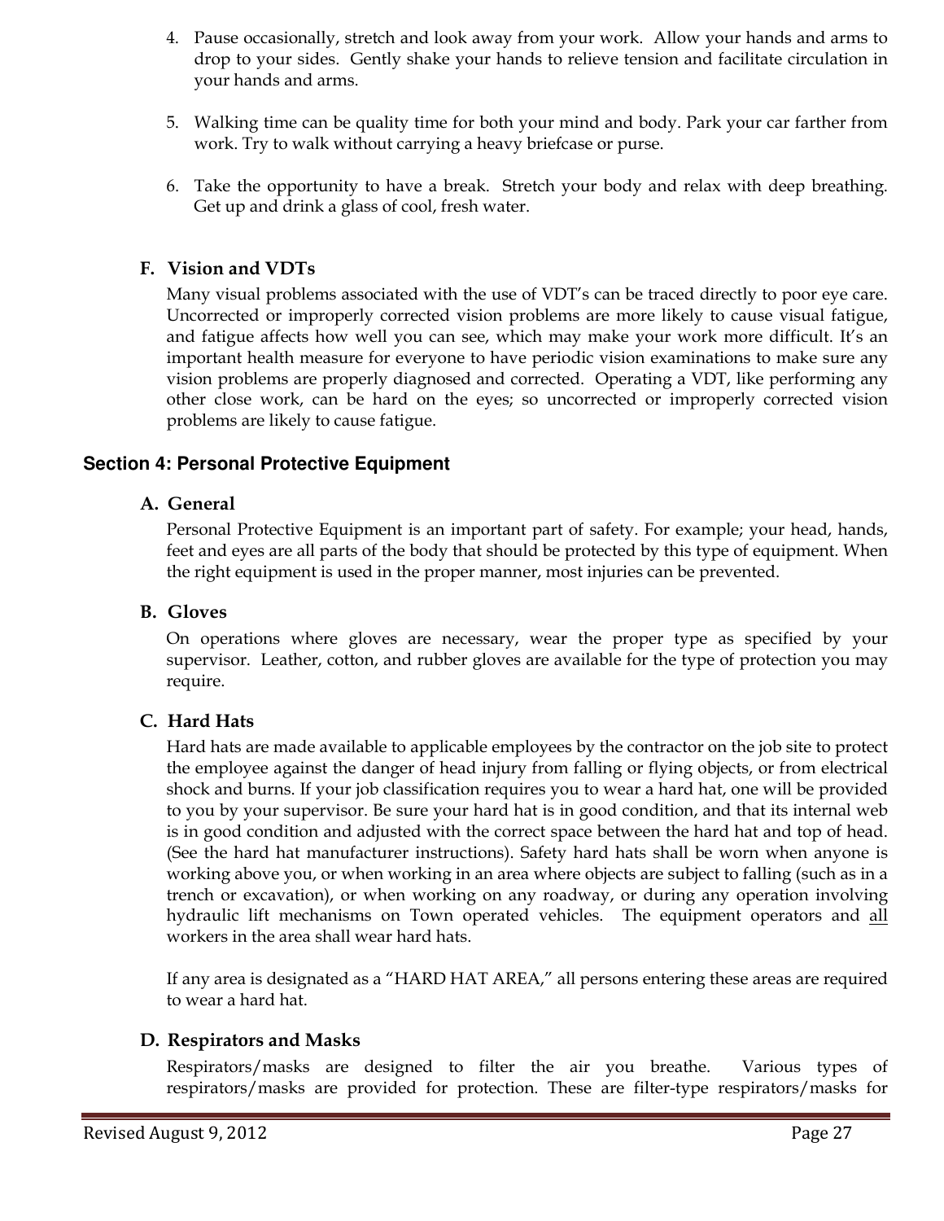4. Pause occasionally, stretch and look away from your work. Allow your hands and arms to drop to your sides. Gently shake your hands to relieve tension and facilitate circulation in your hands and arms.

5. Walking time can be quality time for both your mind and body. Park your car farther from work. Try to walk without carrying a heavy briefcase or purse.

6. Take the opportunity to have a break. Stretch your body and relax with deep breathing. Get up and drink a glass of cool, fresh water.

### F. Vision and VDTs

Many visual problems associated with the use of VDT's can be traced directly to poor eye care. Uncorrected or improperly corrected vision problems are more likely to cause visual fatigue, and fatigue affects how well you can see, which may make your work more difficult. It's an important health measure for everyone to have periodic vision examinations to make sure any vision problems are properly diagnosed and corrected. Operating a VDT, like performing any other close work, can be hard on the eyes; so uncorrected or improperly corrected vision problems are likely to cause fatigue.

## Section 4: Personal Protective Equipment

### A. General

Personal Protective Equipment is an important part of safety. For example; your head, hands, feet and eyes are all parts of the body that should be protected by this type of equipment. When the right equipment is used in the proper manner, most injuries can be prevented.

### B. Gloves

On operations where gloves are necessary, wear the proper type as specified by your supervisor. Leather, cotton, and rubber gloves are available for the type of protection you may require.

### C. Hard Hats

Hard hats are made available to applicable employees by the contractor on the job site to protect the employee against the danger of head injury from falling or flying objects, or from electrical shock and burns. If your job classification requires you to wear a hard hat, one will be provided to you by your supervisor. Be sure your hard hat is in good condition, and that its internal web is in good condition and adjusted with the correct space between the hard hat and top of head. (See the hard hat manufacturer instructions). Safety hard hats shall be worn when anyone is working above you, or when working in an area where objects are subject to falling (such as in a trench or excavation), or when working on any roadway, or during any operation involving hydraulic lift mechanisms on Town operated vehicles. The equipment operators and <u>all</u> workers in the area shall wear hard hats.

If any area is designated as a "HARD HAT AREA," all persons entering these areas are required to wear a hard hat.

### D. Respirators and Masks

Respirators/masks are designed to filter the air you breathe. Various types of respirators/masks are provided for protection. These are filter-type respirators/masks for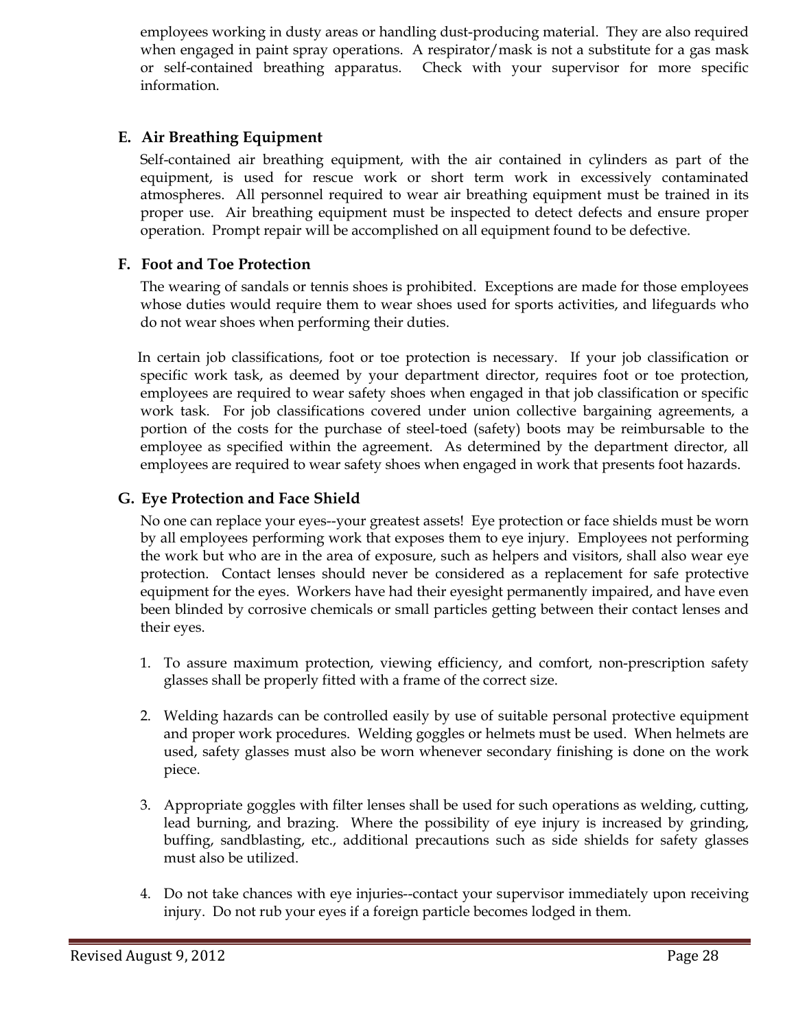employees working in dusty areas or handling dust-producing material. They are also required when engaged in paint spray operations. A respirator/mask is not a substitute for a gas mask or self-contained breathing apparatus. Check with your supervisor for more specific information.

### E. Air Breathing Equipment

Self-contained air breathing equipment, with the air contained in cylinders as part of the equipment, is used for rescue work or short term work in excessively contaminated atmospheres. All personnel required to wear air breathing equipment must be trained in its proper use. Air breathing equipment must be inspected to detect defects and ensure proper operation. Prompt repair will be accomplished on all equipment found to be defective.

### F. Foot and Toe Protection

The wearing of sandals or tennis shoes is prohibited. Exceptions are made for those employees whose duties would require them to wear shoes used for sports activities, and lifeguards who do not wear shoes when performing their duties.

In certain job classifications, foot or toe protection is necessary. If your job classification or specific work task, as deemed by your department director, requires foot or toe protection, employees are required to wear safety shoes when engaged in that job classification or specific work task. For job classifications covered under union collective bargaining agreements, a portion of the costs for the purchase of steel-toed (safety) boots may be reimbursable to the employee as specified within the agreement. As determined by the department director, all employees are required to wear safety shoes when engaged in work that presents foot hazards.

### G. Eye Protection and Face Shield

No one can replace your eyes--your greatest assets! Eye protection or face shields must be worn by all employees performing work that exposes them to eye injury. Employees not performing the work but who are in the area of exposure, such as helpers and visitors, shall also wear eye protection. Contact lenses should never be considered as a replacement for safe protective equipment for the eyes. Workers have had their eyesight permanently impaired, and have even been blinded by corrosive chemicals or small particles getting between their contact lenses and their eyes.

1. To assure maximum protection, viewing efficiency, and comfort, non-prescription safety glasses shall be properly fitted with a frame of the correct size.

2. Welding hazards can be controlled easily by use of suitable personal protective equipment and proper work procedures. Welding goggles or helmets must be used. When helmets are used, safety glasses must also be worn whenever secondary finishing is done on the work piece.

3. Appropriate goggles with filter lenses shall be used for such operations as welding, cutting, lead burning, and brazing. Where the possibility of eye injury is increased by grinding, buffing, sandblasting, etc., additional precautions such as side shields for safety glasses must also be utilized.

4. Do not take chances with eye injuries--contact your supervisor immediately upon receiving injury. Do not rub your eyes if a foreign particle becomes lodged in them.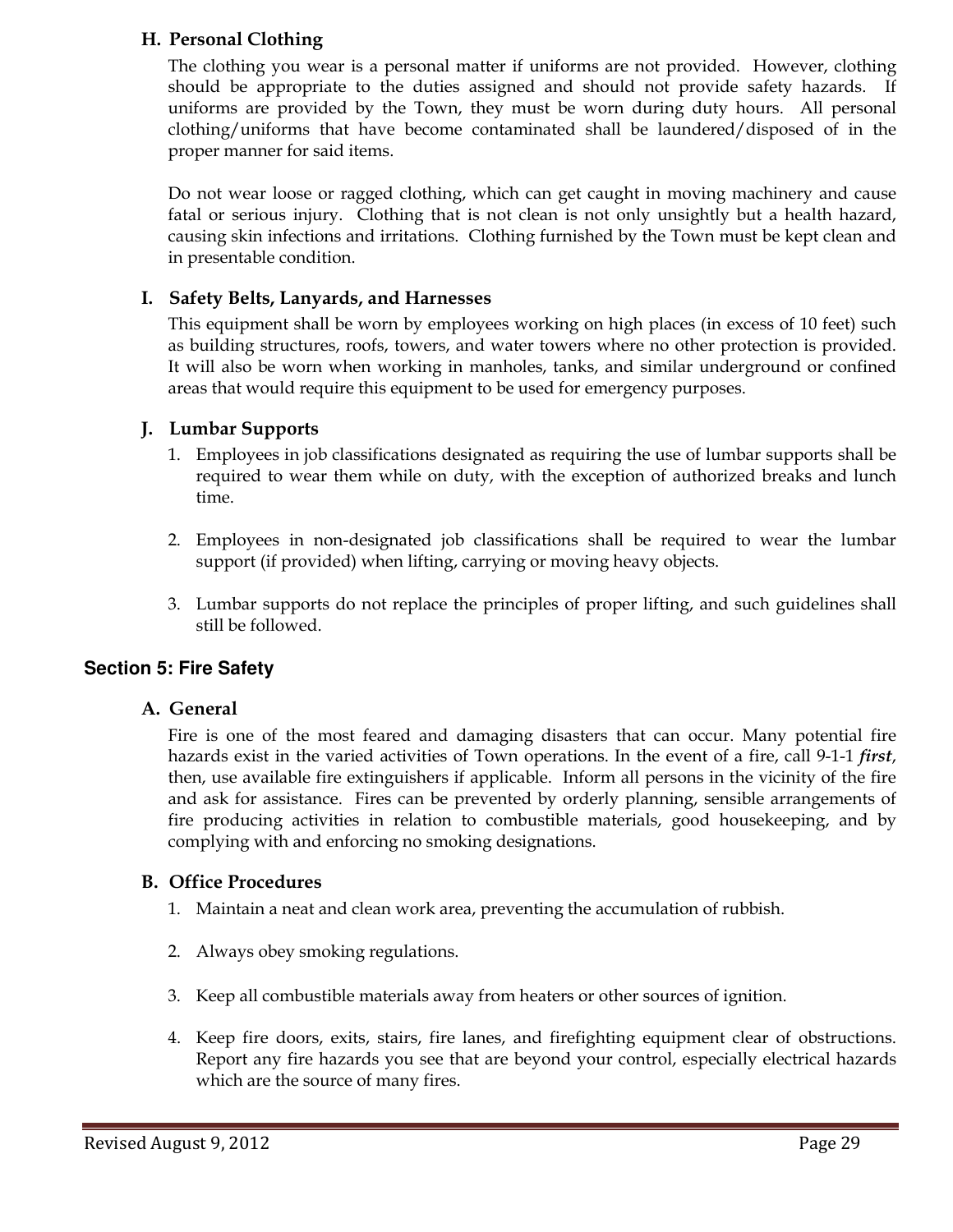### H. Personal Clothing

The clothing you wear is a personal matter if uniforms are not provided. However, clothing should be appropriate to the duties assigned and should not provide safety hazards. If uniforms are provided by the Town, they must be worn during duty hours. All personal clothing/uniforms that have become contaminated shall be laundered/disposed of in the proper manner for said items.

Do not wear loose or ragged clothing, which can get caught in moving machinery and cause fatal or serious injury. Clothing that is not clean is not only unsightly but a health hazard, causing skin infections and irritations. Clothing furnished by the Town must be kept clean and in presentable condition.

### I. Safety Belts, Lanyards, and Harnesses

This equipment shall be worn by employees working on high places (in excess of 10 feet) such as building structures, roofs, towers, and water towers where no other protection is provided. It will also be worn when working in manholes, tanks, and similar underground or confined areas that would require this equipment to be used for emergency purposes.

### J. Lumbar Supports

1. Employees in job classifications designated as requiring the use of lumbar supports shall be required to wear them while on duty, with the exception of authorized breaks and lunch time.

2. Employees in non-designated job classifications shall be required to wear the lumbar support (if provided) when lifting, carrying or moving heavy objects.

3. Lumbar supports do not replace the principles of proper lifting, and such guidelines shall still be followed.

## Section 5: Fire Safety

### A. General

Fire is one of the most feared and damaging disasters that can occur. Many potential fire hazards exist in the varied activities of Town operations. In the event of a fire, call 9-1-1 ***first***, then, use available fire extinguishers if applicable. Inform all persons in the vicinity of the fire and ask for assistance. Fires can be prevented by orderly planning, sensible arrangements of fire producing activities in relation to combustible materials, good housekeeping, and by complying with and enforcing no smoking designations.

### B. Office Procedures

1. Maintain a neat and clean work area, preventing the accumulation of rubbish.

2. Always obey smoking regulations.

3. Keep all combustible materials away from heaters or other sources of ignition.

4. Keep fire doors, exits, stairs, fire lanes, and firefighting equipment clear of obstructions. Report any fire hazards you see that are beyond your control, especially electrical hazards which are the source of many fires.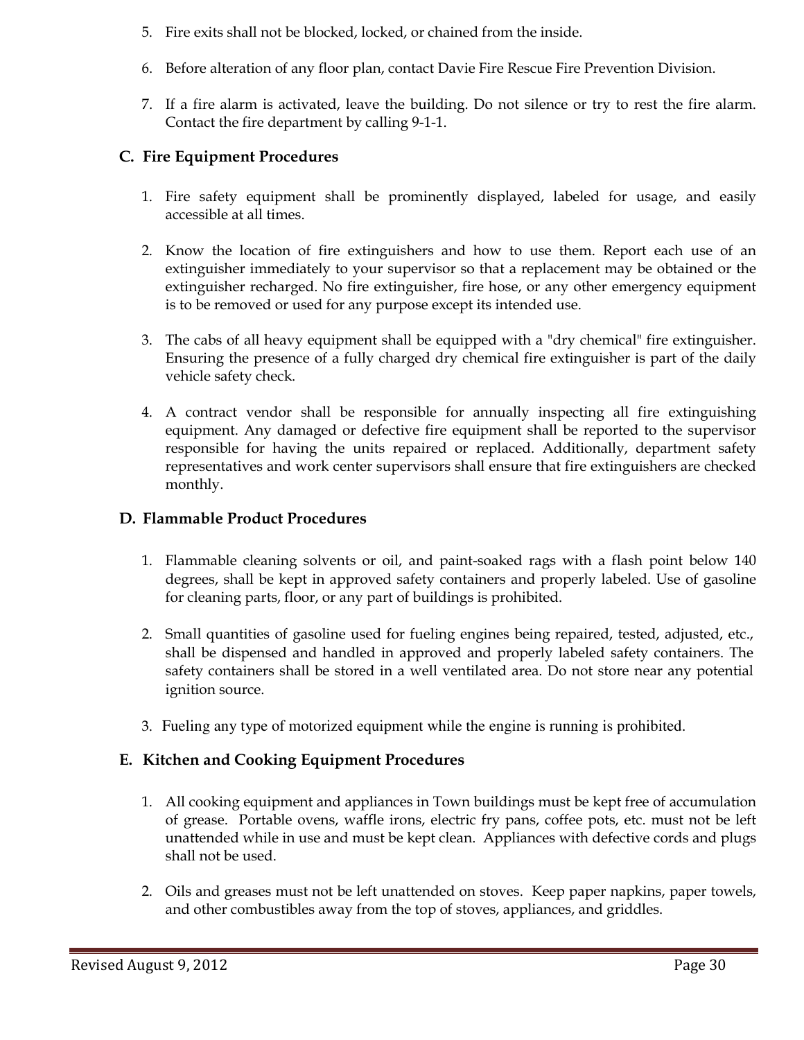5. Fire exits shall not be blocked, locked, or chained from the inside.

6. Before alteration of any floor plan, contact Davie Fire Rescue Fire Prevention Division.

7. If a fire alarm is activated, leave the building. Do not silence or try to rest the fire alarm. Contact the fire department by calling 9-1-1.

### C. Fire Equipment Procedures

1. Fire safety equipment shall be prominently displayed, labeled for usage, and easily accessible at all times.

2. Know the location of fire extinguishers and how to use them. Report each use of an extinguisher immediately to your supervisor so that a replacement may be obtained or the extinguisher recharged. No fire extinguisher, fire hose, or any other emergency equipment is to be removed or used for any purpose except its intended use.

3. The cabs of all heavy equipment shall be equipped with a "dry chemical" fire extinguisher. Ensuring the presence of a fully charged dry chemical fire extinguisher is part of the daily vehicle safety check.

4. A contract vendor shall be responsible for annually inspecting all fire extinguishing equipment. Any damaged or defective fire equipment shall be reported to the supervisor responsible for having the units repaired or replaced. Additionally, department safety representatives and work center supervisors shall ensure that fire extinguishers are checked monthly.

### D. Flammable Product Procedures

1. Flammable cleaning solvents or oil, and paint-soaked rags with a flash point below 140 degrees, shall be kept in approved safety containers and properly labeled. Use of gasoline for cleaning parts, floor, or any part of buildings is prohibited.

2. Small quantities of gasoline used for fueling engines being repaired, tested, adjusted, etc., shall be dispensed and handled in approved and properly labeled safety containers. The safety containers shall be stored in a well ventilated area. Do not store near any potential ignition source.

3. Fueling any type of motorized equipment while the engine is running is prohibited.

### E. Kitchen and Cooking Equipment Procedures

1. All cooking equipment and appliances in Town buildings must be kept free of accumulation of grease. Portable ovens, waffle irons, electric fry pans, coffee pots, etc. must not be left unattended while in use and must be kept clean. Appliances with defective cords and plugs shall not be used.

2. Oils and greases must not be left unattended on stoves. Keep paper napkins, paper towels, and other combustibles away from the top of stoves, appliances, and griddles.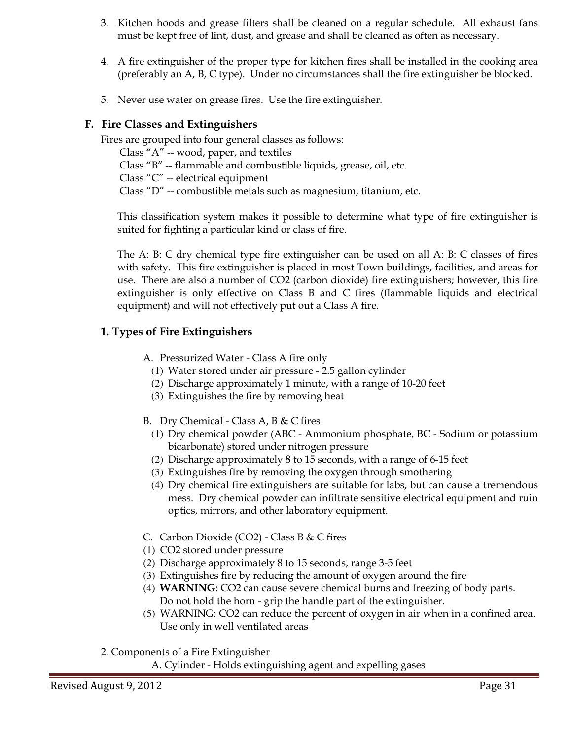3. Kitchen hoods and grease filters shall be cleaned on a regular schedule. All exhaust fans must be kept free of lint, dust, and grease and shall be cleaned as often as necessary.

4. A fire extinguisher of the proper type for kitchen fires shall be installed in the cooking area (preferably an A, B, C type). Under no circumstances shall the fire extinguisher be blocked.

5. Never use water on grease fires. Use the fire extinguisher.

## F. Fire Classes and Extinguishers

Fires are grouped into four general classes as follows:

Class "A" -- wood, paper, and textiles
Class "B" -- flammable and combustible liquids, grease, oil, etc.
Class "C" -- electrical equipment
Class "D" -- combustible metals such as magnesium, titanium, etc.

This classification system makes it possible to determine what type of fire extinguisher is suited for fighting a particular kind or class of fire.

The A: B: C dry chemical type fire extinguisher can be used on all A: B: C classes of fires with safety. This fire extinguisher is placed in most Town buildings, facilities, and areas for use. There are also a number of $CO_2$ (carbon dioxide) fire extinguishers; however, this fire extinguisher is only effective on Class B and C fires (flammable liquids and electrical equipment) and will not effectively put out a Class A fire.

### 1. Types of Fire Extinguishers

A. Pressurized Water - Class A fire only
  (1) Water stored under air pressure - 2.5 gallon cylinder
  (2) Discharge approximately 1 minute, with a range of 10-20 feet
  (3) Extinguishes the fire by removing heat

B. Dry Chemical - Class A, B & C fires
  (1) Dry chemical powder (ABC - Ammonium phosphate, BC - Sodium or potassium bicarbonate) stored under nitrogen pressure
  (2) Discharge approximately 8 to 15 seconds, with a range of 6-15 feet
  (3) Extinguishes fire by removing the oxygen through smothering
  (4) Dry chemical fire extinguishers are suitable for labs, but can cause a tremendous mess. Dry chemical powder can infiltrate sensitive electrical equipment and ruin optics, mirrors, and other laboratory equipment.

C. Carbon Dioxide ($CO_2$) - Class B & C fires
  (1) $CO_2$ stored under pressure
  (2) Discharge approximately 8 to 15 seconds, range 3-5 feet
  (3) Extinguishes fire by reducing the amount of oxygen around the fire
  (4) **WARNING**: $CO_2$ can cause severe chemical burns and freezing of body parts. Do not hold the horn - grip the handle part of the extinguisher.
  (5) WARNING: $CO_2$ can reduce the percent of oxygen in air when in a confined area. Use only in well ventilated areas

2. Components of a Fire Extinguisher
  A. Cylinder - Holds extinguishing agent and expelling gases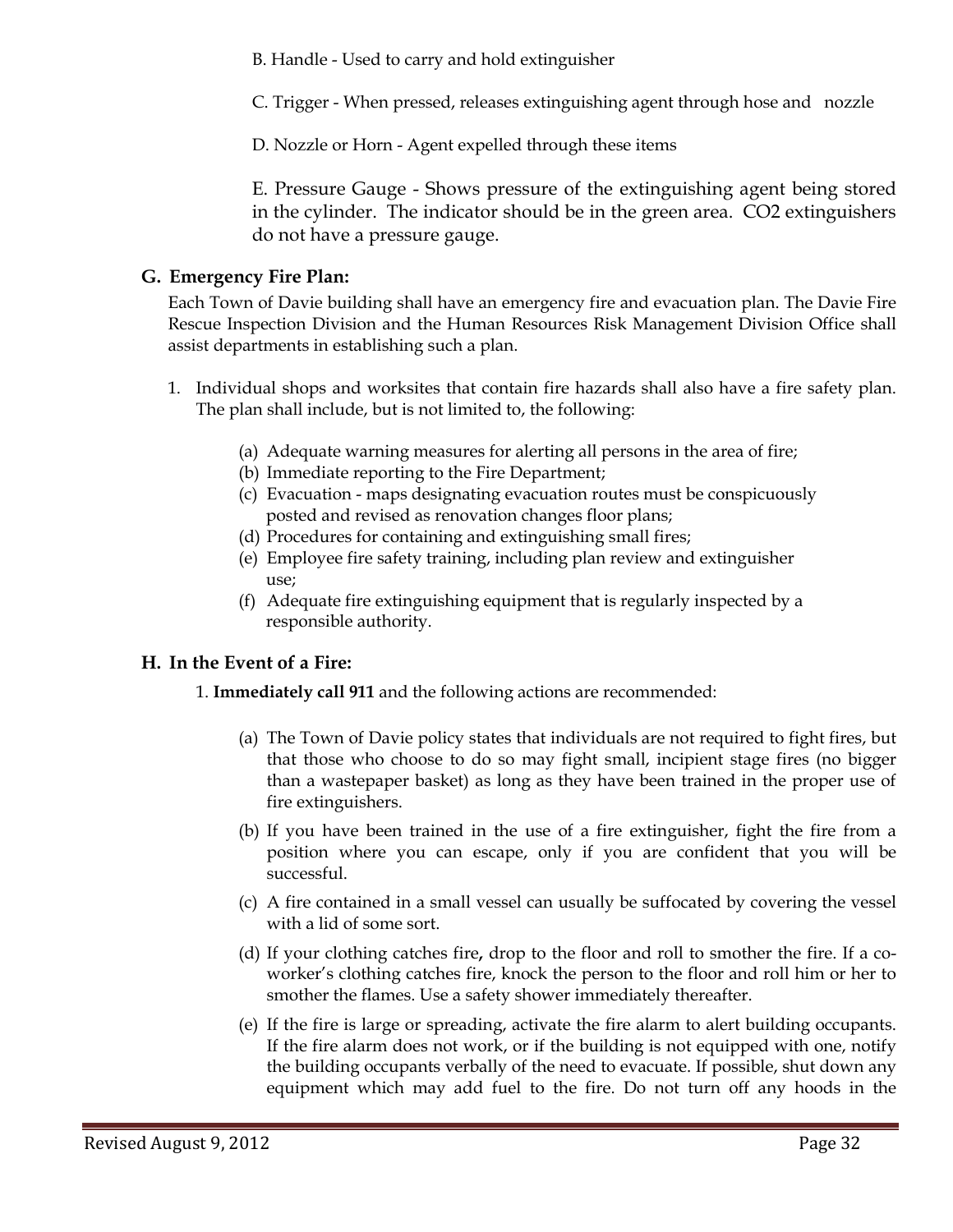B. Handle - Used to carry and hold extinguisher

C. Trigger - When pressed, releases extinguishing agent through hose and nozzle

D. Nozzle or Horn - Agent expelled through these items

E. Pressure Gauge - Shows pressure of the extinguishing agent being stored in the cylinder. The indicator should be in the green area. $CO_2$ extinguishers do not have a pressure gauge.

## G. Emergency Fire Plan:

Each Town of Davie building shall have an emergency fire and evacuation plan. The Davie Fire Rescue Inspection Division and the Human Resources Risk Management Division Office shall assist departments in establishing such a plan.

1. Individual shops and worksites that contain fire hazards shall also have a fire safety plan. The plan shall include, but is not limited to, the following:

   (a) Adequate warning measures for alerting all persons in the area of fire;
   (b) Immediate reporting to the Fire Department;
   (c) Evacuation - maps designating evacuation routes must be conspicuously posted and revised as renovation changes floor plans;
   (d) Procedures for containing and extinguishing small fires;
   (e) Employee fire safety training, including plan review and extinguisher use;
   (f) Adequate fire extinguishing equipment that is regularly inspected by a responsible authority.

## H. In the Event of a Fire:

1. **Immediately call 911** and the following actions are recommended:

   (a) The Town of Davie policy states that individuals are not required to fight fires, but that those who choose to do so may fight small, incipient stage fires (no bigger than a wastepaper basket) as long as they have been trained in the proper use of fire extinguishers.

   (b) If you have been trained in the use of a fire extinguisher, fight the fire from a position where you can escape, only if you are confident that you will be successful.

   (c) A fire contained in a small vessel can usually be suffocated by covering the vessel with a lid of some sort.

   (d) If your clothing catches fire**,** drop to the floor and roll to smother the fire. If a co-worker's clothing catches fire, knock the person to the floor and roll him or her to smother the flames. Use a safety shower immediately thereafter.

   (e) If the fire is large or spreading, activate the fire alarm to alert building occupants. If the fire alarm does not work, or if the building is not equipped with one, notify the building occupants verbally of the need to evacuate. If possible, shut down any equipment which may add fuel to the fire. Do not turn off any hoods in the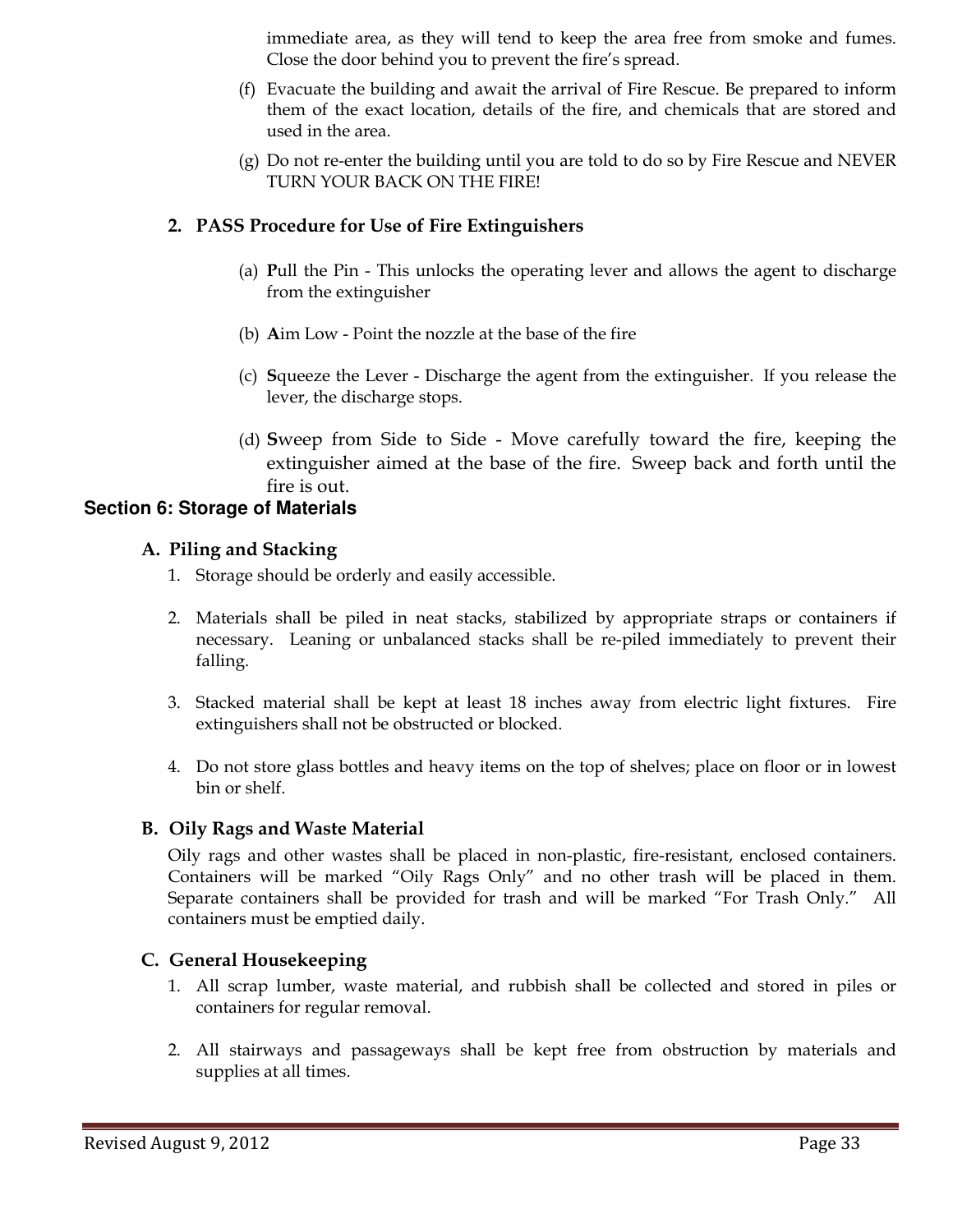immediate area, as they will tend to keep the area free from smoke and fumes. Close the door behind you to prevent the fire's spread.

(f) Evacuate the building and await the arrival of Fire Rescue. Be prepared to inform them of the exact location, details of the fire, and chemicals that are stored and used in the area.

(g) Do not re-enter the building until you are told to do so by Fire Rescue and NEVER TURN YOUR BACK ON THE FIRE!

### 2. PASS Procedure for Use of Fire Extinguishers

(a) **P**ull the Pin - This unlocks the operating lever and allows the agent to discharge from the extinguisher

(b) **A**im Low - Point the nozzle at the base of the fire

(c) **S**queeze the Lever - Discharge the agent from the extinguisher. If you release the lever, the discharge stops.

(d) **S**weep from Side to Side - Move carefully toward the fire, keeping the extinguisher aimed at the base of the fire. Sweep back and forth until the fire is out.

## Section 6: Storage of Materials

### A. Piling and Stacking

1. Storage should be orderly and easily accessible.
2. Materials shall be piled in neat stacks, stabilized by appropriate straps or containers if necessary. Leaning or unbalanced stacks shall be re-piled immediately to prevent their falling.
3. Stacked material shall be kept at least 18 inches away from electric light fixtures. Fire extinguishers shall not be obstructed or blocked.
4. Do not store glass bottles and heavy items on the top of shelves; place on floor or in lowest bin or shelf.

### B. Oily Rags and Waste Material

Oily rags and other wastes shall be placed in non-plastic, fire-resistant, enclosed containers. Containers will be marked "Oily Rags Only" and no other trash will be placed in them. Separate containers shall be provided for trash and will be marked "For Trash Only." All containers must be emptied daily.

### C. General Housekeeping

1. All scrap lumber, waste material, and rubbish shall be collected and stored in piles or containers for regular removal.
2. All stairways and passageways shall be kept free from obstruction by materials and supplies at all times.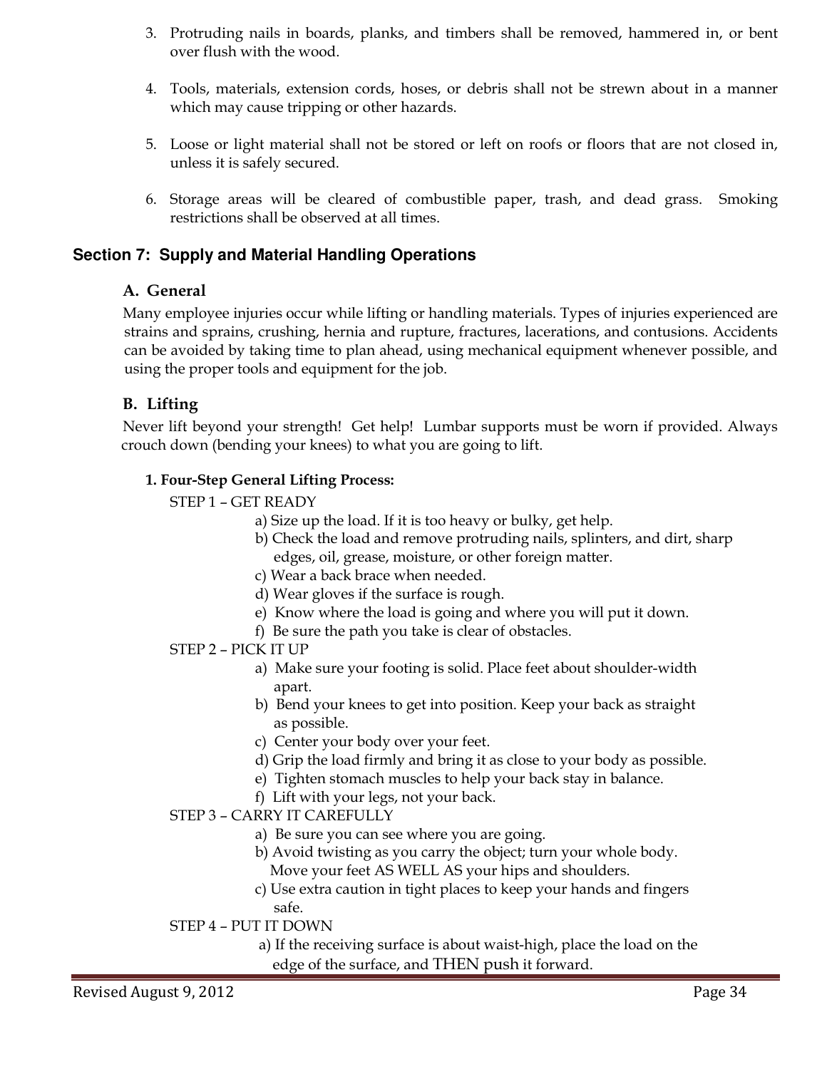3. Protruding nails in boards, planks, and timbers shall be removed, hammered in, or bent over flush with the wood.

4. Tools, materials, extension cords, hoses, or debris shall not be strewn about in a manner which may cause tripping or other hazards.

5. Loose or light material shall not be stored or left on roofs or floors that are not closed in, unless it is safely secured.

6. Storage areas will be cleared of combustible paper, trash, and dead grass. Smoking restrictions shall be observed at all times.

## Section 7: Supply and Material Handling Operations

### A. General

Many employee injuries occur while lifting or handling materials. Types of injuries experienced are strains and sprains, crushing, hernia and rupture, fractures, lacerations, and contusions. Accidents can be avoided by taking time to plan ahead, using mechanical equipment whenever possible, and using the proper tools and equipment for the job.

### B. Lifting

Never lift beyond your strength! Get help! Lumbar supports must be worn if provided. Always crouch down (bending your knees) to what you are going to lift.

**1. Four-Step General Lifting Process:**

STEP 1 – GET READY

- a) Size up the load. If it is too heavy or bulky, get help.
- b) Check the load and remove protruding nails, splinters, and dirt, sharp edges, oil, grease, moisture, or other foreign matter.
- c) Wear a back brace when needed.
- d) Wear gloves if the surface is rough.
- e) Know where the load is going and where you will put it down.
- f) Be sure the path you take is clear of obstacles.

STEP 2 – PICK IT UP

- a) Make sure your footing is solid. Place feet about shoulder-width apart.
- b) Bend your knees to get into position. Keep your back as straight as possible.
- c) Center your body over your feet.
- d) Grip the load firmly and bring it as close to your body as possible.
- e) Tighten stomach muscles to help your back stay in balance.
- f) Lift with your legs, not your back.

STEP 3 – CARRY IT CAREFULLY

- a) Be sure you can see where you are going.
- b) Avoid twisting as you carry the object; turn your whole body. Move your feet AS WELL AS your hips and shoulders.
- c) Use extra caution in tight places to keep your hands and fingers safe.

STEP 4 – PUT IT DOWN

- a) If the receiving surface is about waist-high, place the load on the edge of the surface, and THEN push it forward.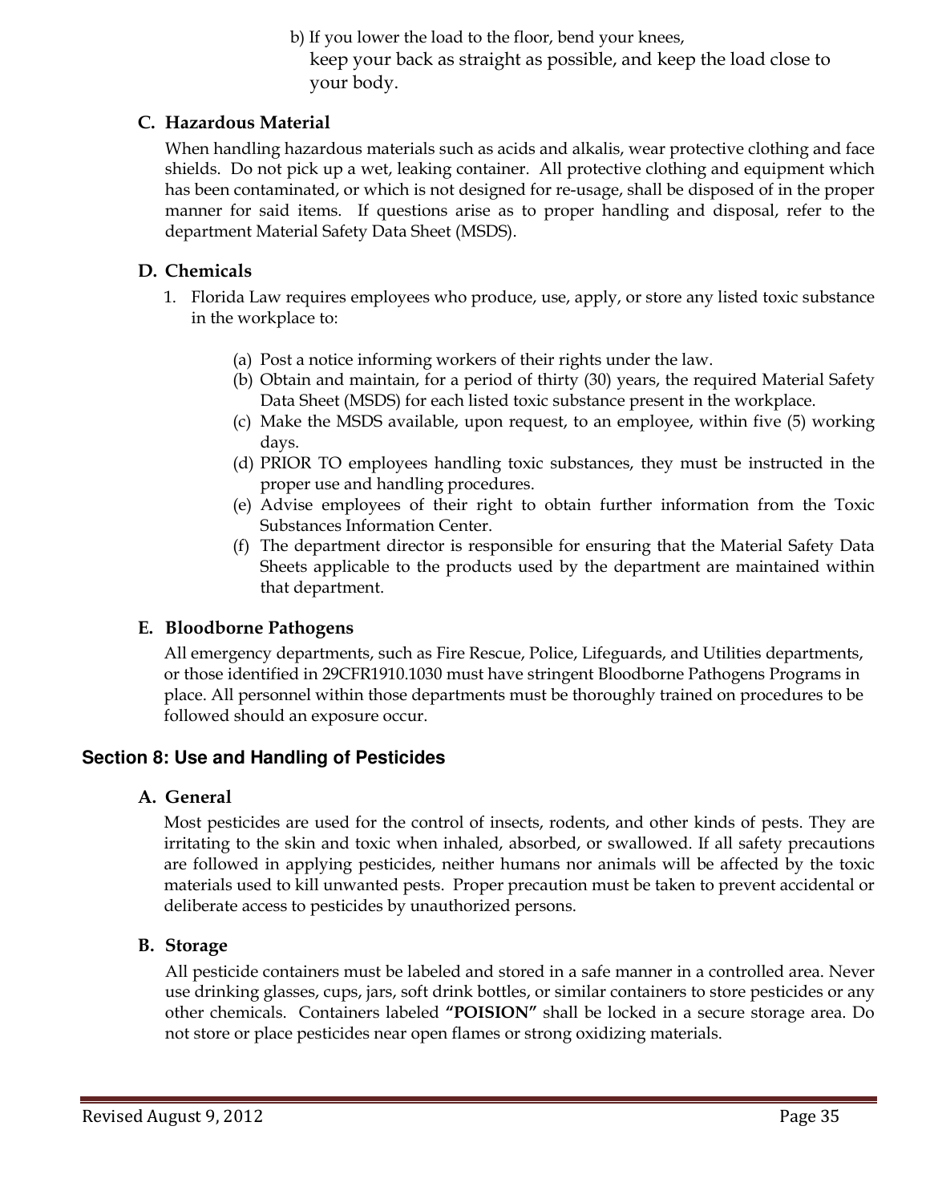b) If you lower the load to the floor, bend your knees, keep your back as straight as possible, and keep the load close to your body.

### C. Hazardous Material

When handling hazardous materials such as acids and alkalis, wear protective clothing and face shields. Do not pick up a wet, leaking container. All protective clothing and equipment which has been contaminated, or which is not designed for re-usage, shall be disposed of in the proper manner for said items. If questions arise as to proper handling and disposal, refer to the department Material Safety Data Sheet (MSDS).

### D. Chemicals

1. Florida Law requires employees who produce, use, apply, or store any listed toxic substance in the workplace to:

   (a) Post a notice informing workers of their rights under the law.
   (b) Obtain and maintain, for a period of thirty (30) years, the required Material Safety Data Sheet (MSDS) for each listed toxic substance present in the workplace.
   (c) Make the MSDS available, upon request, to an employee, within five (5) working days.
   (d) PRIOR TO employees handling toxic substances, they must be instructed in the proper use and handling procedures.
   (e) Advise employees of their right to obtain further information from the Toxic Substances Information Center.
   (f) The department director is responsible for ensuring that the Material Safety Data Sheets applicable to the products used by the department are maintained within that department.

### E. Bloodborne Pathogens

All emergency departments, such as Fire Rescue, Police, Lifeguards, and Utilities departments, or those identified in 29CFR1910.1030 must have stringent Bloodborne Pathogens Programs in place. All personnel within those departments must be thoroughly trained on procedures to be followed should an exposure occur.

## Section 8: Use and Handling of Pesticides

### A. General

Most pesticides are used for the control of insects, rodents, and other kinds of pests. They are irritating to the skin and toxic when inhaled, absorbed, or swallowed. If all safety precautions are followed in applying pesticides, neither humans nor animals will be affected by the toxic materials used to kill unwanted pests. Proper precaution must be taken to prevent accidental or deliberate access to pesticides by unauthorized persons.

### B. Storage

All pesticide containers must be labeled and stored in a safe manner in a controlled area. Never use drinking glasses, cups, jars, soft drink bottles, or similar containers to store pesticides or any other chemicals. Containers labeled **"POISION"** shall be locked in a secure storage area. Do not store or place pesticides near open flames or strong oxidizing materials.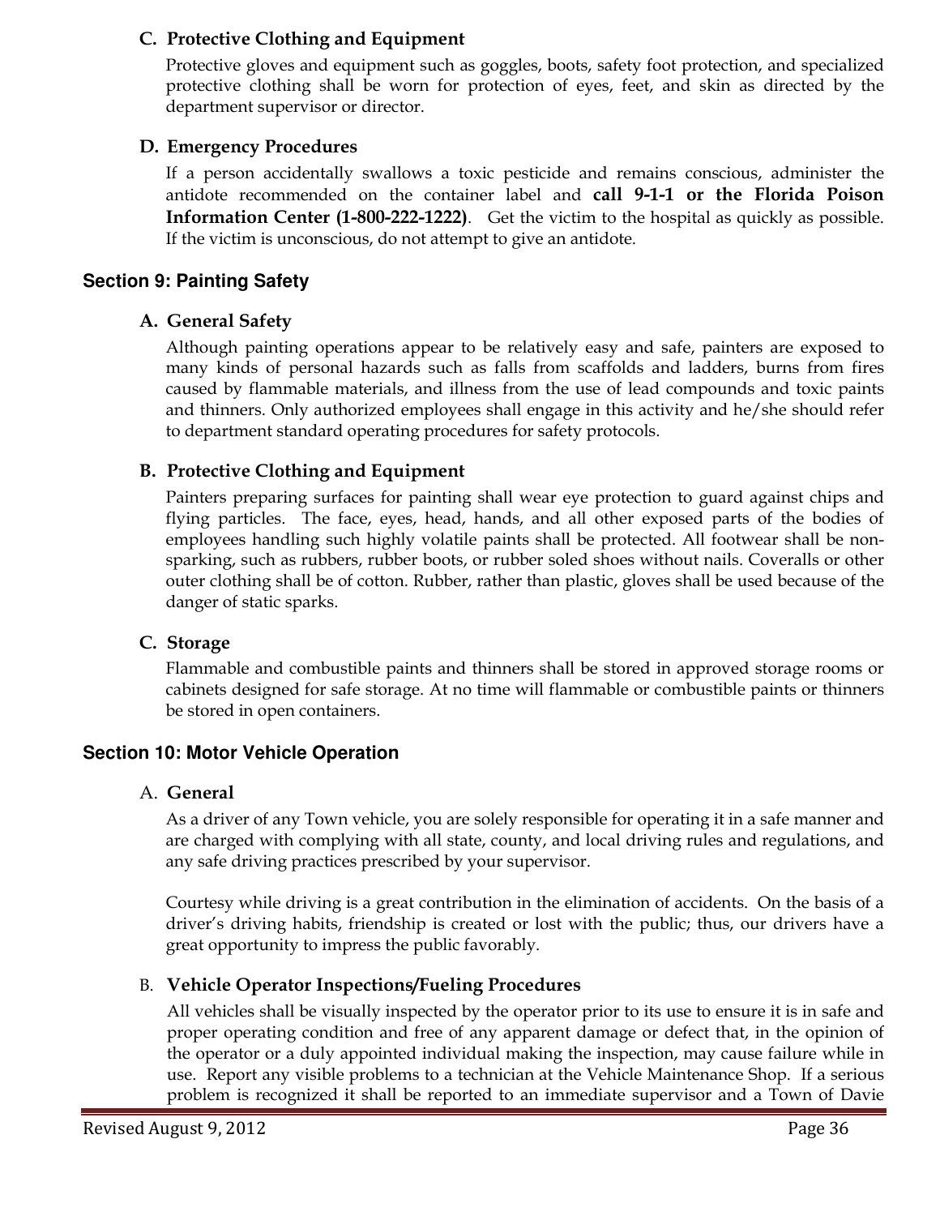### C. Protective Clothing and Equipment

Protective gloves and equipment such as goggles, boots, safety foot protection, and specialized protective clothing shall be worn for protection of eyes, feet, and skin as directed by the department supervisor or director.

### D. Emergency Procedures

If a person accidentally swallows a toxic pesticide and remains conscious, administer the antidote recommended on the container label and **call 9-1-1 or the Florida Poison Information Center (1-800-222-1222)**. Get the victim to the hospital as quickly as possible. If the victim is unconscious, do not attempt to give an antidote.

## Section 9: Painting Safety

### A. General Safety

Although painting operations appear to be relatively easy and safe, painters are exposed to many kinds of personal hazards such as falls from scaffolds and ladders, burns from fires caused by flammable materials, and illness from the use of lead compounds and toxic paints and thinners. Only authorized employees shall engage in this activity and he/she should refer to department standard operating procedures for safety protocols.

### B. Protective Clothing and Equipment

Painters preparing surfaces for painting shall wear eye protection to guard against chips and flying particles. The face, eyes, head, hands, and all other exposed parts of the bodies of employees handling such highly volatile paints shall be protected. All footwear shall be non-sparking, such as rubbers, rubber boots, or rubber soled shoes without nails. Coveralls or other outer clothing shall be of cotton. Rubber, rather than plastic, gloves shall be used because of the danger of static sparks.

### C. Storage

Flammable and combustible paints and thinners shall be stored in approved storage rooms or cabinets designed for safe storage. At no time will flammable or combustible paints or thinners be stored in open containers.

## Section 10: Motor Vehicle Operation

### A. General

As a driver of any Town vehicle, you are solely responsible for operating it in a safe manner and are charged with complying with all state, county, and local driving rules and regulations, and any safe driving practices prescribed by your supervisor.

Courtesy while driving is a great contribution in the elimination of accidents. On the basis of a driver's driving habits, friendship is created or lost with the public; thus, our drivers have a great opportunity to impress the public favorably.

### B. Vehicle Operator Inspections/Fueling Procedures

All vehicles shall be visually inspected by the operator prior to its use to ensure it is in safe and proper operating condition and free of any apparent damage or defect that, in the opinion of the operator or a duly appointed individual making the inspection, may cause failure while in use. Report any visible problems to a technician at the Vehicle Maintenance Shop. If a serious problem is recognized it shall be reported to an immediate supervisor and a Town of Davie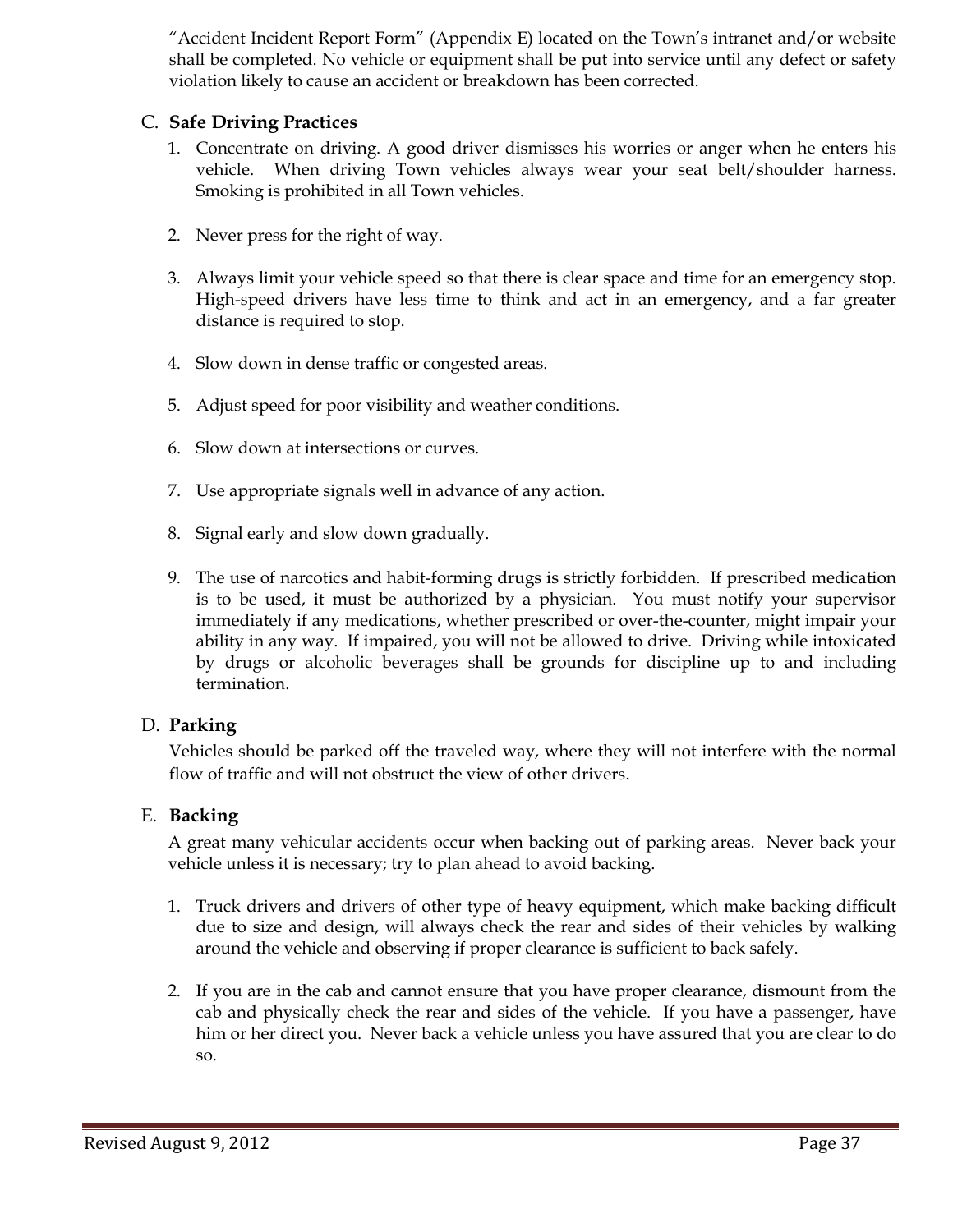"Accident Incident Report Form" (Appendix E) located on the Town's intranet and/or website shall be completed. No vehicle or equipment shall be put into service until any defect or safety violation likely to cause an accident or breakdown has been corrected.

## C. Safe Driving Practices

1. Concentrate on driving. A good driver dismisses his worries or anger when he enters his vehicle. When driving Town vehicles always wear your seat belt/shoulder harness. Smoking is prohibited in all Town vehicles.

2. Never press for the right of way.

3. Always limit your vehicle speed so that there is clear space and time for an emergency stop. High-speed drivers have less time to think and act in an emergency, and a far greater distance is required to stop.

4. Slow down in dense traffic or congested areas.

5. Adjust speed for poor visibility and weather conditions.

6. Slow down at intersections or curves.

7. Use appropriate signals well in advance of any action.

8. Signal early and slow down gradually.

9. The use of narcotics and habit-forming drugs is strictly forbidden. If prescribed medication is to be used, it must be authorized by a physician. You must notify your supervisor immediately if any medications, whether prescribed or over-the-counter, might impair your ability in any way. If impaired, you will not be allowed to drive. Driving while intoxicated by drugs or alcoholic beverages shall be grounds for discipline up to and including termination.

## D. Parking

Vehicles should be parked off the traveled way, where they will not interfere with the normal flow of traffic and will not obstruct the view of other drivers.

## E. Backing

A great many vehicular accidents occur when backing out of parking areas. Never back your vehicle unless it is necessary; try to plan ahead to avoid backing.

1. Truck drivers and drivers of other type of heavy equipment, which make backing difficult due to size and design, will always check the rear and sides of their vehicles by walking around the vehicle and observing if proper clearance is sufficient to back safely.

2. If you are in the cab and cannot ensure that you have proper clearance, dismount from the cab and physically check the rear and sides of the vehicle. If you have a passenger, have him or her direct you. Never back a vehicle unless you have assured that you are clear to do so.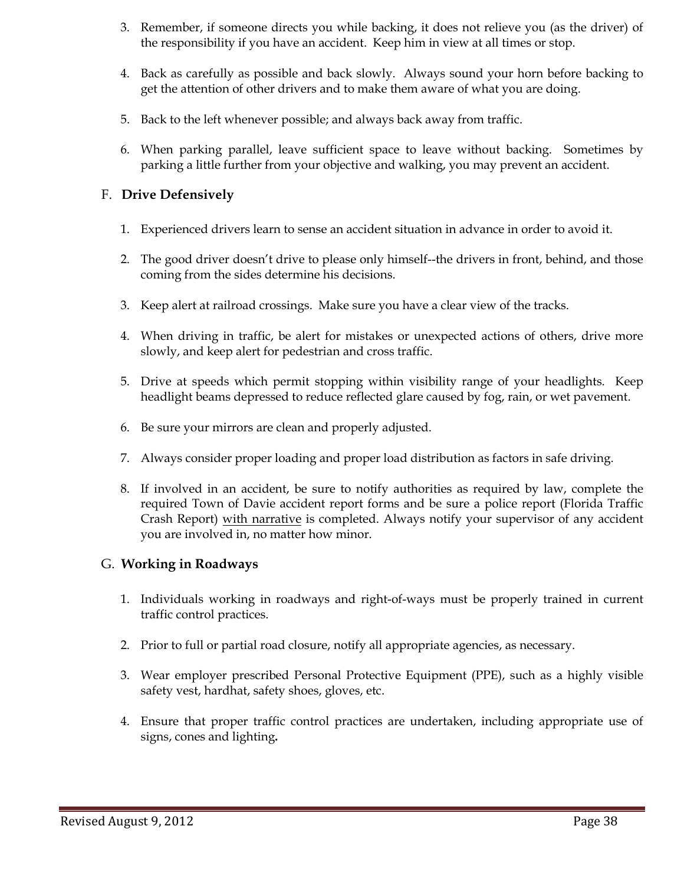3. Remember, if someone directs you while backing, it does not relieve you (as the driver) of the responsibility if you have an accident. Keep him in view at all times or stop.

4. Back as carefully as possible and back slowly. Always sound your horn before backing to get the attention of other drivers and to make them aware of what you are doing.

5. Back to the left whenever possible; and always back away from traffic.

6. When parking parallel, leave sufficient space to leave without backing. Sometimes by parking a little further from your objective and walking, you may prevent an accident.

## F. **Drive Defensively**

1. Experienced drivers learn to sense an accident situation in advance in order to avoid it.

2. The good driver doesn't drive to please only himself--the drivers in front, behind, and those coming from the sides determine his decisions.

3. Keep alert at railroad crossings. Make sure you have a clear view of the tracks.

4. When driving in traffic, be alert for mistakes or unexpected actions of others, drive more slowly, and keep alert for pedestrian and cross traffic.

5. Drive at speeds which permit stopping within visibility range of your headlights. Keep headlight beams depressed to reduce reflected glare caused by fog, rain, or wet pavement.

6. Be sure your mirrors are clean and properly adjusted.

7. Always consider proper loading and proper load distribution as factors in safe driving.

8. If involved in an accident, be sure to notify authorities as required by law, complete the required Town of Davie accident report forms and be sure a police report (Florida Traffic Crash Report) <u>with narrative</u> is completed. Always notify your supervisor of any accident you are involved in, no matter how minor.

## G. **Working in Roadways**

1. Individuals working in roadways and right-of-ways must be properly trained in current traffic control practices.

2. Prior to full or partial road closure, notify all appropriate agencies, as necessary.

3. Wear employer prescribed Personal Protective Equipment (PPE), such as a highly visible safety vest, hardhat, safety shoes, gloves, etc.

4. Ensure that proper traffic control practices are undertaken, including appropriate use of signs, cones and lighting**.**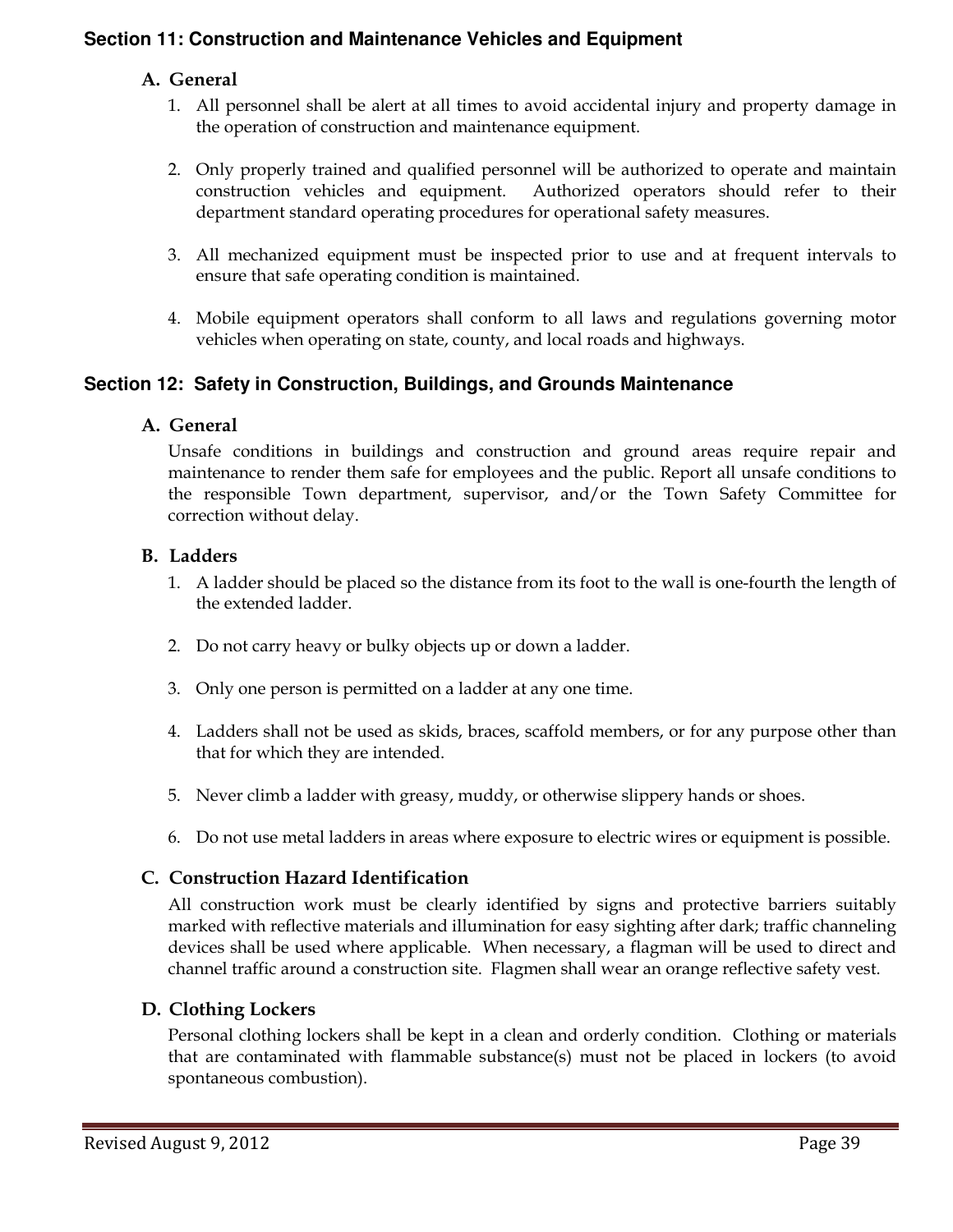## Section 11: Construction and Maintenance Vehicles and Equipment

### A. General

1. All personnel shall be alert at all times to avoid accidental injury and property damage in the operation of construction and maintenance equipment.

2. Only properly trained and qualified personnel will be authorized to operate and maintain construction vehicles and equipment. Authorized operators should refer to their department standard operating procedures for operational safety measures.

3. All mechanized equipment must be inspected prior to use and at frequent intervals to ensure that safe operating condition is maintained.

4. Mobile equipment operators shall conform to all laws and regulations governing motor vehicles when operating on state, county, and local roads and highways.

## Section 12: Safety in Construction, Buildings, and Grounds Maintenance

### A. General

Unsafe conditions in buildings and construction and ground areas require repair and maintenance to render them safe for employees and the public. Report all unsafe conditions to the responsible Town department, supervisor, and/or the Town Safety Committee for correction without delay.

### B. Ladders

1. A ladder should be placed so the distance from its foot to the wall is one-fourth the length of the extended ladder.

2. Do not carry heavy or bulky objects up or down a ladder.

3. Only one person is permitted on a ladder at any one time.

4. Ladders shall not be used as skids, braces, scaffold members, or for any purpose other than that for which they are intended.

5. Never climb a ladder with greasy, muddy, or otherwise slippery hands or shoes.

6. Do not use metal ladders in areas where exposure to electric wires or equipment is possible.

### C. Construction Hazard Identification

All construction work must be clearly identified by signs and protective barriers suitably marked with reflective materials and illumination for easy sighting after dark; traffic channeling devices shall be used where applicable. When necessary, a flagman will be used to direct and channel traffic around a construction site. Flagmen shall wear an orange reflective safety vest.

### D. Clothing Lockers

Personal clothing lockers shall be kept in a clean and orderly condition. Clothing or materials that are contaminated with flammable substance(s) must not be placed in lockers (to avoid spontaneous combustion).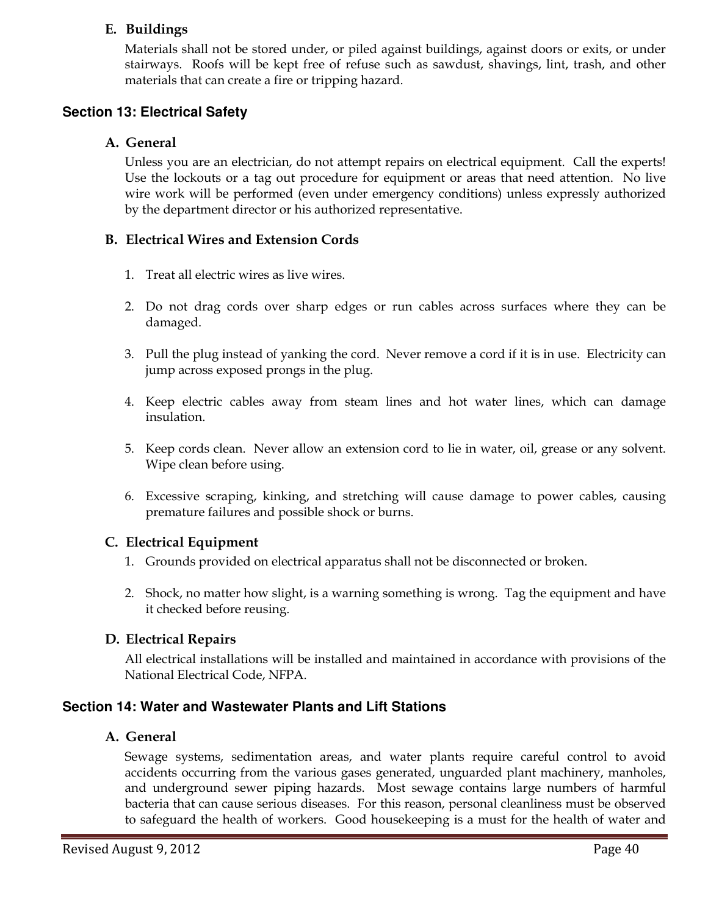### E. Buildings

Materials shall not be stored under, or piled against buildings, against doors or exits, or under stairways. Roofs will be kept free of refuse such as sawdust, shavings, lint, trash, and other materials that can create a fire or tripping hazard.

## Section 13: Electrical Safety

### A. General

Unless you are an electrician, do not attempt repairs on electrical equipment. Call the experts! Use the lockouts or a tag out procedure for equipment or areas that need attention. No live wire work will be performed (even under emergency conditions) unless expressly authorized by the department director or his authorized representative.

### B. Electrical Wires and Extension Cords

1. Treat all electric wires as live wires.

2. Do not drag cords over sharp edges or run cables across surfaces where they can be damaged.

3. Pull the plug instead of yanking the cord. Never remove a cord if it is in use. Electricity can jump across exposed prongs in the plug.

4. Keep electric cables away from steam lines and hot water lines, which can damage insulation.

5. Keep cords clean. Never allow an extension cord to lie in water, oil, grease or any solvent. Wipe clean before using.

6. Excessive scraping, kinking, and stretching will cause damage to power cables, causing premature failures and possible shock or burns.

### C. Electrical Equipment

1. Grounds provided on electrical apparatus shall not be disconnected or broken.

2. Shock, no matter how slight, is a warning something is wrong. Tag the equipment and have it checked before reusing.

### D. Electrical Repairs

All electrical installations will be installed and maintained in accordance with provisions of the National Electrical Code, NFPA.

## Section 14: Water and Wastewater Plants and Lift Stations

### A. General

Sewage systems, sedimentation areas, and water plants require careful control to avoid accidents occurring from the various gases generated, unguarded plant machinery, manholes, and underground sewer piping hazards. Most sewage contains large numbers of harmful bacteria that can cause serious diseases. For this reason, personal cleanliness must be observed to safeguard the health of workers. Good housekeeping is a must for the health of water and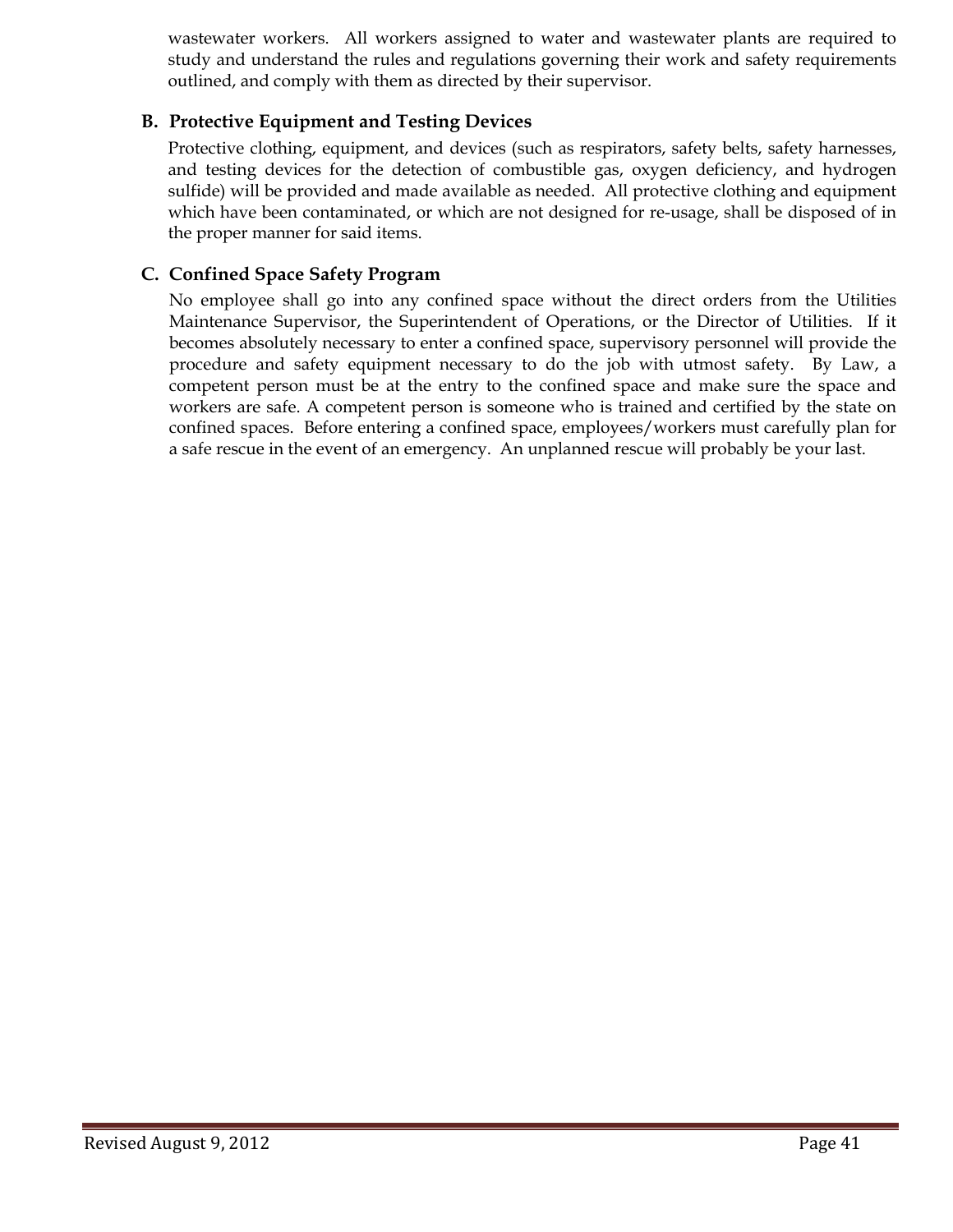wastewater workers. All workers assigned to water and wastewater plants are required to study and understand the rules and regulations governing their work and safety requirements outlined, and comply with them as directed by their supervisor.

### B. Protective Equipment and Testing Devices

Protective clothing, equipment, and devices (such as respirators, safety belts, safety harnesses, and testing devices for the detection of combustible gas, oxygen deficiency, and hydrogen sulfide) will be provided and made available as needed. All protective clothing and equipment which have been contaminated, or which are not designed for re-usage, shall be disposed of in the proper manner for said items.

### C. Confined Space Safety Program

No employee shall go into any confined space without the direct orders from the Utilities Maintenance Supervisor, the Superintendent of Operations, or the Director of Utilities. If it becomes absolutely necessary to enter a confined space, supervisory personnel will provide the procedure and safety equipment necessary to do the job with utmost safety. By Law, a competent person must be at the entry to the confined space and make sure the space and workers are safe. A competent person is someone who is trained and certified by the state on confined spaces. Before entering a confined space, employees/workers must carefully plan for a safe rescue in the event of an emergency. An unplanned rescue will probably be your last.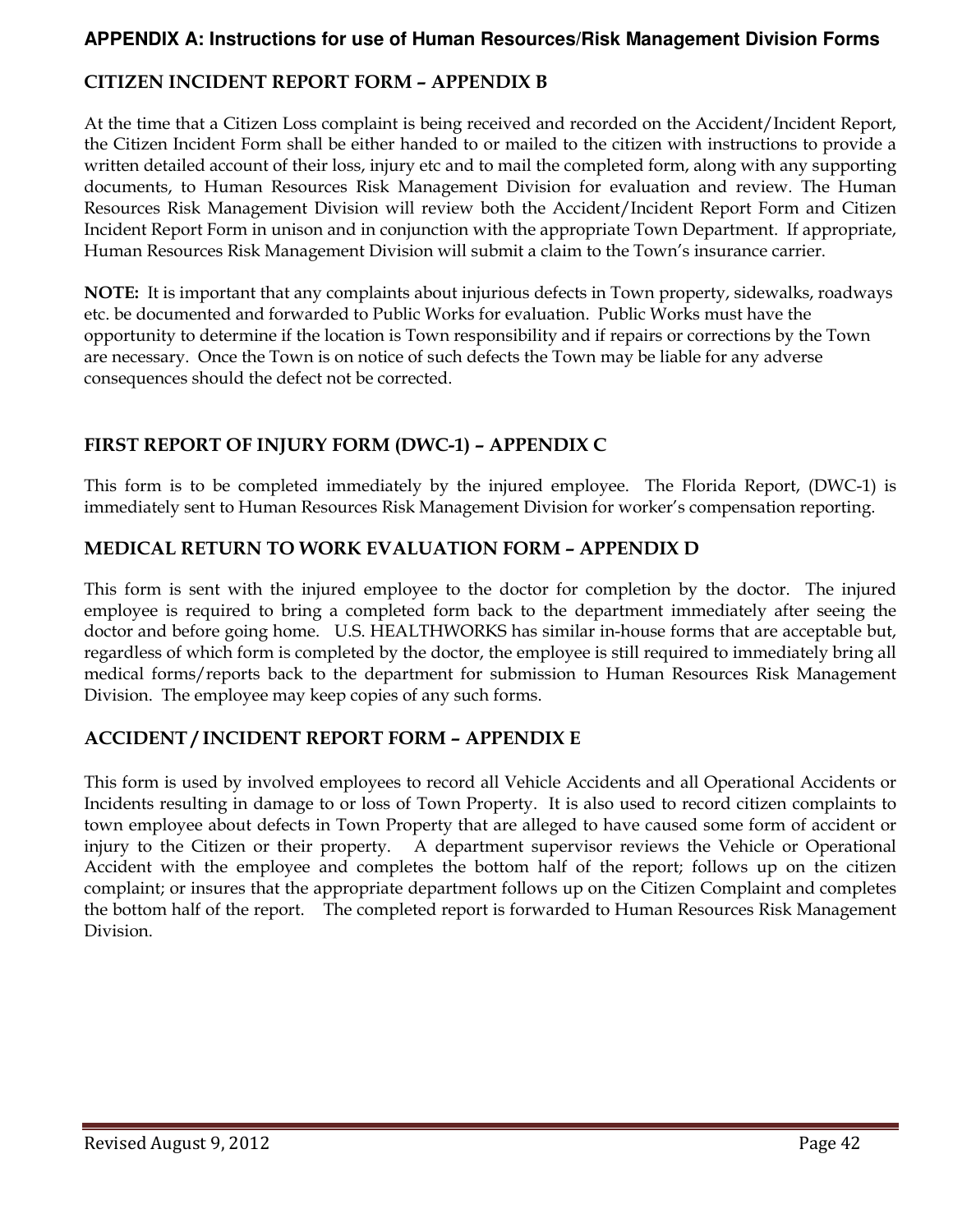## APPENDIX A: Instructions for use of Human Resources/Risk Management Division Forms

### CITIZEN INCIDENT REPORT FORM – APPENDIX B

At the time that a Citizen Loss complaint is being received and recorded on the Accident/Incident Report, the Citizen Incident Form shall be either handed to or mailed to the citizen with instructions to provide a written detailed account of their loss, injury etc and to mail the completed form, along with any supporting documents, to Human Resources Risk Management Division for evaluation and review. The Human Resources Risk Management Division will review both the Accident/Incident Report Form and Citizen Incident Report Form in unison and in conjunction with the appropriate Town Department. If appropriate, Human Resources Risk Management Division will submit a claim to the Town's insurance carrier.

**NOTE:** It is important that any complaints about injurious defects in Town property, sidewalks, roadways etc. be documented and forwarded to Public Works for evaluation. Public Works must have the opportunity to determine if the location is Town responsibility and if repairs or corrections by the Town are necessary. Once the Town is on notice of such defects the Town may be liable for any adverse consequences should the defect not be corrected.

### FIRST REPORT OF INJURY FORM (DWC-1) – APPENDIX C

This form is to be completed immediately by the injured employee. The Florida Report, (DWC-1) is immediately sent to Human Resources Risk Management Division for worker's compensation reporting.

### MEDICAL RETURN TO WORK EVALUATION FORM – APPENDIX D

This form is sent with the injured employee to the doctor for completion by the doctor. The injured employee is required to bring a completed form back to the department immediately after seeing the doctor and before going home. U.S. HEALTHWORKS has similar in-house forms that are acceptable but, regardless of which form is completed by the doctor, the employee is still required to immediately bring all medical forms/reports back to the department for submission to Human Resources Risk Management Division. The employee may keep copies of any such forms.

### ACCIDENT / INCIDENT REPORT FORM – APPENDIX E

This form is used by involved employees to record all Vehicle Accidents and all Operational Accidents or Incidents resulting in damage to or loss of Town Property. It is also used to record citizen complaints to town employee about defects in Town Property that are alleged to have caused some form of accident or injury to the Citizen or their property. A department supervisor reviews the Vehicle or Operational Accident with the employee and completes the bottom half of the report; follows up on the citizen complaint; or insures that the appropriate department follows up on the Citizen Complaint and completes the bottom half of the report. The completed report is forwarded to Human Resources Risk Management Division.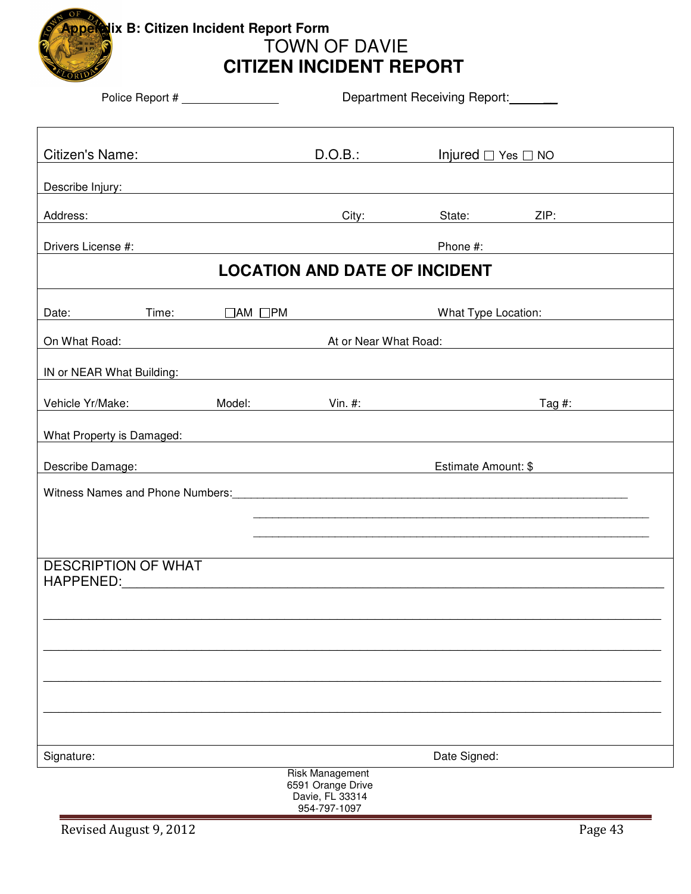**Appendix B: Citizen Incident Report Form**

# TOWN OF DAVIE
# CITIZEN INCIDENT REPORT

Police Report # _______________ Department Receiving Report: ______

| | | |
|---|---|---|
| Citizen's Name: | D.O.B.: | Injured ☐ Yes ☐ NO |
| Describe Injury: | | |
| Address: | City: | State: ZIP: |
| Drivers License #: | | Phone #: |

## LOCATION AND DATE OF INCIDENT

| | | | |
|---|---|---|---|
| Date: | Time: ☐AM ☐PM | | What Type Location: |
| On What Road: | | At or Near What Road: | |
| IN or NEAR What Building: | | | |
| Vehicle Yr/Make: | Model: | Vin. #: | Tag #: |
| What Property is Damaged: | | | |
| Describe Damage: | | | Estimate Amount: $ |

Witness Names and Phone Numbers: ___________________________________________________________

___________________________________________________________

___________________________________________________________

DESCRIPTION OF WHAT HAPPENED: ___________________________________________________________

___________________________________________________________

___________________________________________________________

___________________________________________________________

___________________________________________________________

Signature: Date Signed:

Risk Management
6591 Orange Drive
Davie, FL 33314
954-797-1097

Revised August 9, 2012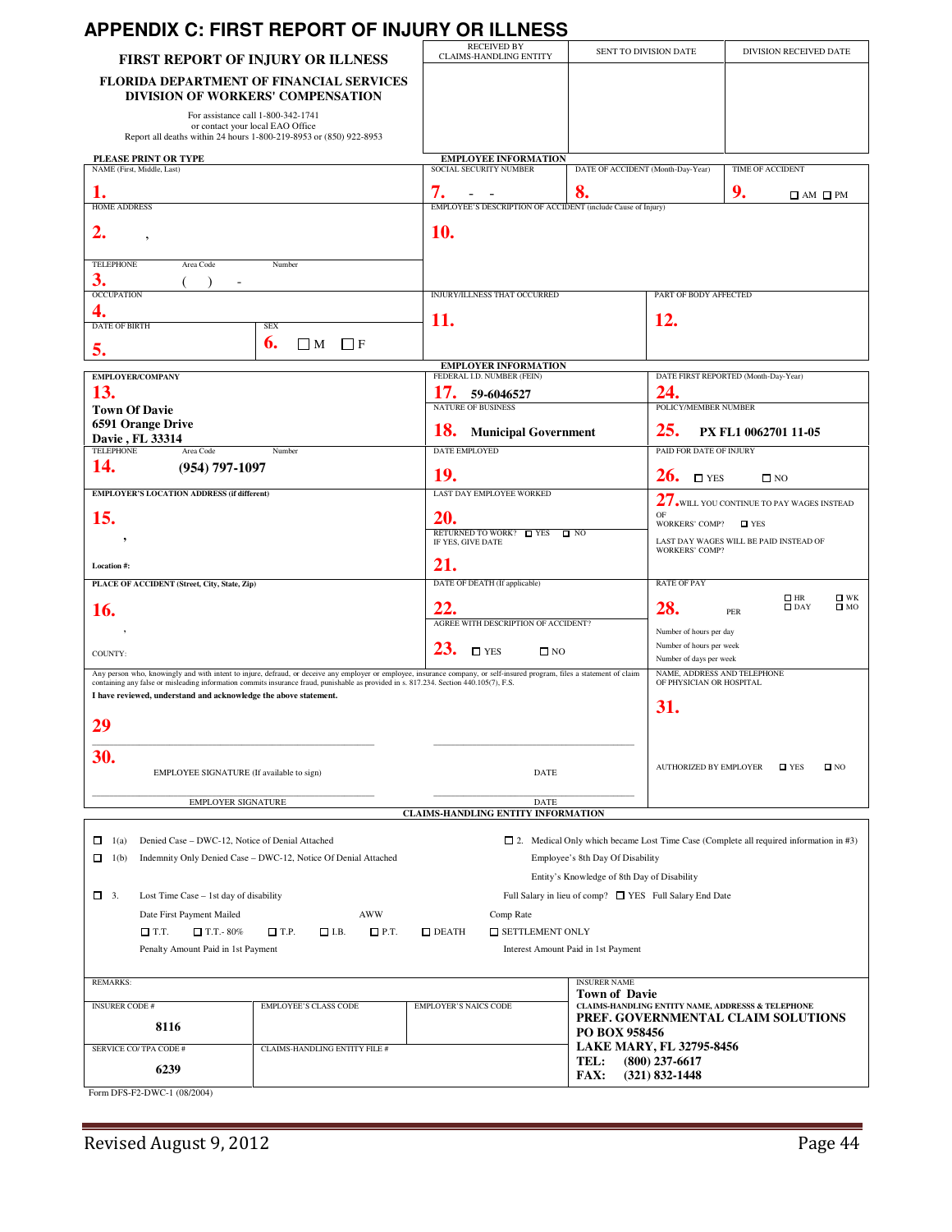# APPENDIX C: FIRST REPORT OF INJURY OR ILLNESS

**FIRST REPORT OF INJURY OR ILLNESS**

**FLORIDA DEPARTMENT OF FINANCIAL SERVICES**
**DIVISION OF WORKERS' COMPENSATION**

For assistance call 1-800-342-1741
or contact your local EAO Office
Report all deaths within 24 hours 1-800-219-8953 or (850) 922-8953

| RECEIVED BY CLAIMS-HANDLING ENTITY | SENT TO DIVISION DATE | DIVISION RECEIVED DATE |
|---|---|---|
| | | |

**PLEASE PRINT OR TYPE**

**EMPLOYEE INFORMATION**

| | | | |
|---|---|---|---|
| NAME (First, Middle, Last) **1.** | SOCIAL SECURITY NUMBER **7.** - - | DATE OF ACCIDENT (Month-Day-Year) **8.** | TIME OF ACCIDENT **9.** ☐ AM ☐ PM |
| HOME ADDRESS **2.** , | EMPLOYEE'S DESCRIPTION OF ACCIDENT (include Cause of Injury) **10.** | | |
| TELEPHONE Area Code Number **3.** ( ) - | | | |
| OCCUPATION **4.** | INJURY/ILLNESS THAT OCCURRED **11.** | PART OF BODY AFFECTED **12.** | |
| DATE OF BIRTH **5.** SEX **6.** ☐ M ☐ F | | | |

**EMPLOYER INFORMATION**

| | | |
|---|---|---|
| **EMPLOYER/COMPANY** **13.** **Town Of Davie** **6591 Orange Drive** **Davie , FL 33314** | FEDERAL I.D. NUMBER (FEIN) **17. 59-6046527** | DATE FIRST REPORTED (Month-Day-Year) **24.** |
| | NATURE OF BUSINESS **18. Municipal Government** | POLICY/MEMBER NUMBER **25. PX FL1 0062701 11-05** |
| TELEPHONE Area Code Number **14. (954) 797-1097** | DATE EMPLOYED **19.** | PAID FOR DATE OF INJURY **26.** ☐ YES ☐ NO |
| **EMPLOYER'S LOCATION ADDRESS (if different)** **15.** , Location #: | LAST DAY EMPLOYEE WORKED **20.** RETURNED TO WORK? ☐ YES ☐ NO IF YES, GIVE DATE **21.** | **27.** WILL YOU CONTINUE TO PAY WAGES INSTEAD OF WORKERS' COMP? ☐ YES LAST DAY WAGES WILL BE PAID INSTEAD OF WORKERS' COMP? |
| **PLACE OF ACCIDENT (Street, City, State, Zip)** **16.** , COUNTY: | DATE OF DEATH (If applicable) **22.** AGREE WITH DESCRIPTION OF ACCIDENT? **23.** ☐ YES ☐ NO | RATE OF PAY **28.** PER ☐ HR ☐ DAY ☐ WK ☐ MO Number of hours per day Number of hours per week Number of days per week |

Any person who, knowingly and with intent to injure, defraud, or deceive any employer or employee, insurance company, or self-insured program, files a statement of claim containing any false or misleading information commits insurance fraud, punishable as provided in s. 817.234. Section 440.105(7), F.S.

**I have reviewed, understand and acknowledge the above statement.**

**29**

**30.**

EMPLOYEE SIGNATURE (If available to sign) ______________ DATE ______________

EMPLOYER SIGNATURE ______________ DATE ______________

NAME, ADDRESS AND TELEPHONE OF PHYSICIAN OR HOSPITAL **31.**

AUTHORIZED BY EMPLOYER ☐ YES ☐ NO

**CLAIMS-HANDLING ENTITY INFORMATION**

☐ 1(a) Denied Case – DWC-12, Notice of Denial Attached

☐ 1(b) Indemnity Only Denied Case – DWC-12, Notice Of Denial Attached

☐ 2. Medical Only which became Lost Time Case (Complete all required information in #3)
Employee's 8th Day Of Disability
Entity's Knowledge of 8th Day of Disability

☐ 3. Lost Time Case – 1st day of disability

Full Salary in lieu of comp? ☐ YES Full Salary End Date

Date First Payment Mailed AWW Comp Rate

☐ T.T. ☐ T.T.- 80% ☐ T.P. ☐ I.B. ☐ P.T. ☐ DEATH ☐ SETTLEMENT ONLY

Penalty Amount Paid in 1st Payment Interest Amount Paid in 1st Payment

REMARKS:

| INSURER CODE # | EMPLOYEE'S CLASS CODE | EMPLOYER'S NAICS CODE | INSURER NAME **Town of Davie** |
|---|---|---|---|
| **8116** | | | CLAIMS-HANDLING ENTITY NAME, ADDRESSS & TELEPHONE **PREF. GOVERNMENTAL CLAIM SOLUTIONS** **PO BOX 958456** **LAKE MARY, FL 32795-8456** **TEL: (800) 237-6617** **FAX: (321) 832-1448** |
| SERVICE CO/ TPA CODE # | CLAIMS-HANDLING ENTITY FILE # | | |
| **6239** | | | |

Form DFS-F2-DWC-1 (08/2004)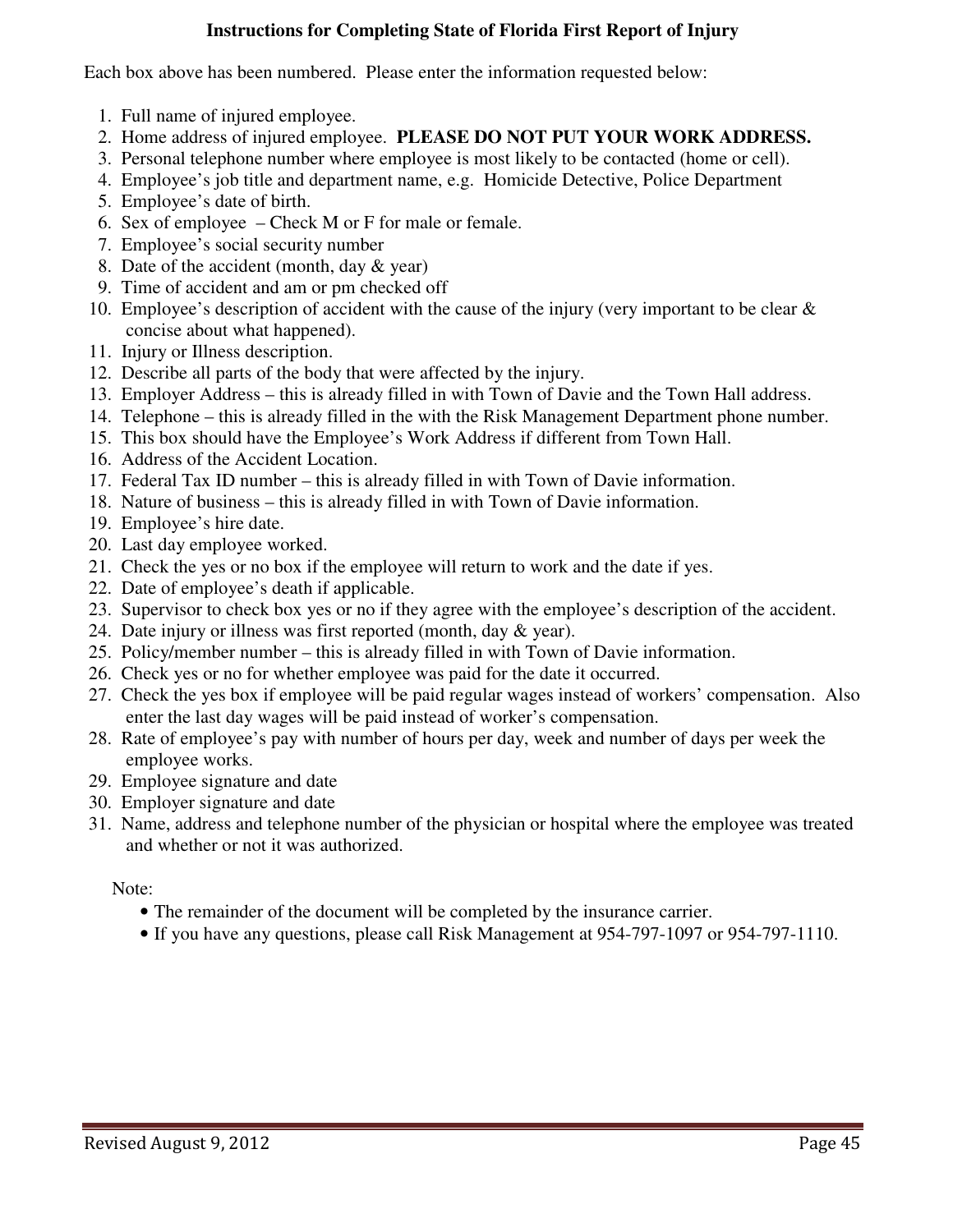# Instructions for Completing State of Florida First Report of Injury

Each box above has been numbered. Please enter the information requested below:

1. Full name of injured employee.
2. Home address of injured employee. **PLEASE DO NOT PUT YOUR WORK ADDRESS.**
3. Personal telephone number where employee is most likely to be contacted (home or cell).
4. Employee's job title and department name, e.g. Homicide Detective, Police Department
5. Employee's date of birth.
6. Sex of employee – Check M or F for male or female.
7. Employee's social security number
8. Date of the accident (month, day & year)
9. Time of accident and am or pm checked off
10. Employee's description of accident with the cause of the injury (very important to be clear & concise about what happened).
11. Injury or Illness description.
12. Describe all parts of the body that were affected by the injury.
13. Employer Address – this is already filled in with Town of Davie and the Town Hall address.
14. Telephone – this is already filled in the with the Risk Management Department phone number.
15. This box should have the Employee's Work Address if different from Town Hall.
16. Address of the Accident Location.
17. Federal Tax ID number – this is already filled in with Town of Davie information.
18. Nature of business – this is already filled in with Town of Davie information.
19. Employee's hire date.
20. Last day employee worked.
21. Check the yes or no box if the employee will return to work and the date if yes.
22. Date of employee's death if applicable.
23. Supervisor to check box yes or no if they agree with the employee's description of the accident.
24. Date injury or illness was first reported (month, day & year).
25. Policy/member number – this is already filled in with Town of Davie information.
26. Check yes or no for whether employee was paid for the date it occurred.
27. Check the yes box if employee will be paid regular wages instead of workers' compensation. Also enter the last day wages will be paid instead of worker's compensation.
28. Rate of employee's pay with number of hours per day, week and number of days per week the employee works.
29. Employee signature and date
30. Employer signature and date
31. Name, address and telephone number of the physician or hospital where the employee was treated and whether or not it was authorized.

Note:

- The remainder of the document will be completed by the insurance carrier.
- If you have any questions, please call Risk Management at 954-797-1097 or 954-797-1110.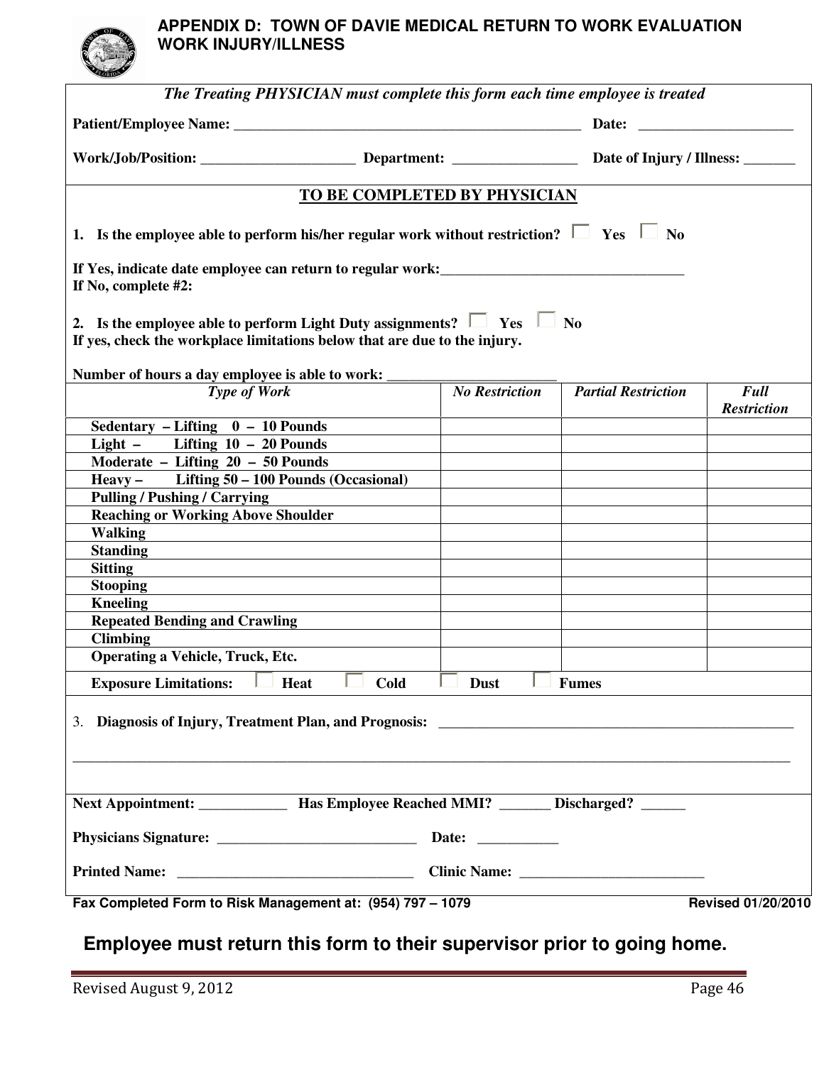## APPENDIX D: TOWN OF DAVIE MEDICAL RETURN TO WORK EVALUATION WORK INJURY/ILLNESS

*The Treating PHYSICIAN must complete this form each time employee is treated*

**Patient/Employee Name:** ________________________________________________ **Date:** ____________________

**Work/Job/Position:** _____________________ **Department:** _________________ **Date of Injury / Illness:** _______

**TO BE COMPLETED BY PHYSICIAN**

**1. Is the employee able to perform his/her regular work without restriction?** ☐ **Yes** ☐ **No**

**If Yes, indicate date employee can return to regular work:**________________________________

**If No, complete #2:**

**2. Is the employee able to perform Light Duty assignments?** ☐ **Yes** ☐ **No**

**If yes, check the workplace limitations below that are due to the injury.**

**Number of hours a day employee is able to work:** ______________________

| *Type of Work* | *No Restriction* | *Partial Restriction* | *Full Restriction* |
|---|---|---|---|
| **Sedentary – Lifting 0 – 10 Pounds** | | | |
| **Light – Lifting 10 – 20 Pounds** | | | |
| **Moderate – Lifting 20 – 50 Pounds** | | | |
| **Heavy – Lifting 50 – 100 Pounds (Occasional)** | | | |
| **Pulling / Pushing / Carrying** | | | |
| **Reaching or Working Above Shoulder** | | | |
| **Walking** | | | |
| **Standing** | | | |
| **Sitting** | | | |
| **Stooping** | | | |
| **Kneeling** | | | |
| **Repeated Bending and Crawling** | | | |
| **Climbing** | | | |
| **Operating a Vehicle, Truck, Etc.** | | | |

**Exposure Limitations:** ☐ **Heat** ☐ **Cold** ☐ **Dust** ☐ **Fumes**

3. **Diagnosis of Injury, Treatment Plan, and Prognosis:** __________________________________________________

______________________________________________________________________________________________

**Next Appointment:** ____________ **Has Employee Reached MMI?** _______ **Discharged?** ______

**Physicians Signature:** ___________________________ **Date:** ___________

**Printed Name:** ________________________________ **Clinic Name:** _________________________

**Fax Completed Form to Risk Management at: (954) 797 – 1079** **Revised 01/20/2010**

**Employee must return this form to their supervisor prior to going home.**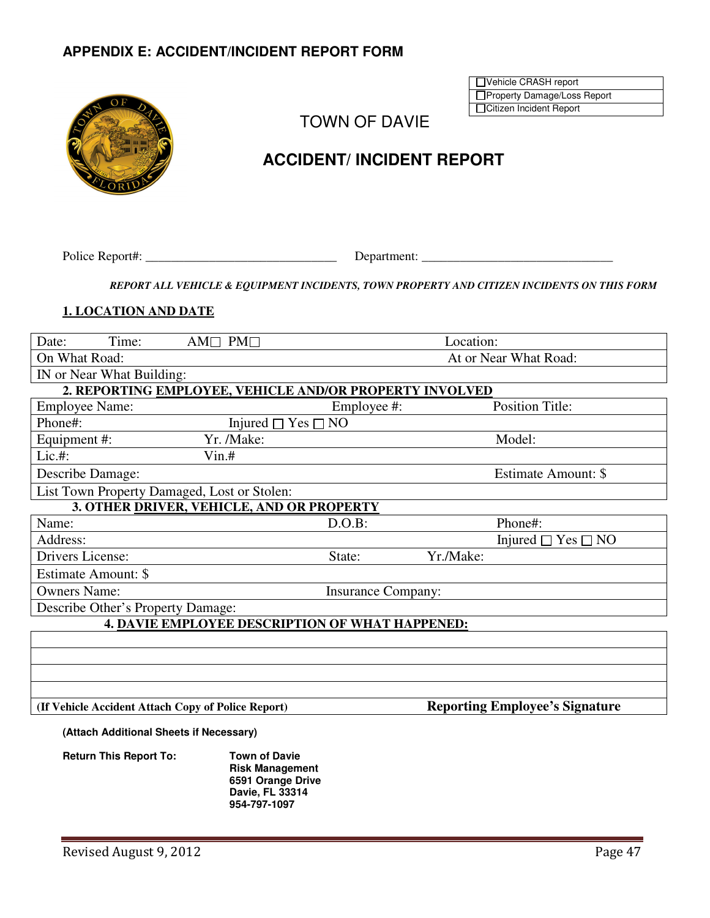## APPENDIX E: ACCIDENT/INCIDENT REPORT FORM

| ☐Vehicle CRASH report |
|---|
| ☐Property Damage/Loss Report |
| ☐Citizen Incident Report |

# TOWN OF DAVIE

## ACCIDENT/ INCIDENT REPORT

Police Report#: ______________________________ Department: ______________________________

***REPORT ALL VEHICLE & EQUIPMENT INCIDENTS, TOWN PROPERTY AND CITIZEN INCIDENTS ON THIS FORM***

### 1. LOCATION AND DATE

| | | |
|---|---|---|
| Date: Time: AM☐ PM☐ | | Location: |
| On What Road: | | At or Near What Road: |
| IN or Near What Building: | | |
| **2. REPORTING EMPLOYEE, VEHICLE AND/OR PROPERTY INVOLVED** | | |
| Employee Name: | Employee #: | Position Title: |
| Phone#: | Injured ☐ Yes ☐ NO | |
| Equipment #: | Yr. /Make: | Model: |
| Lic.#: | Vin.# | |
| Describe Damage: | | Estimate Amount: $ |
| List Town Property Damaged, Lost or Stolen: | | |
| **3. OTHER DRIVER, VEHICLE, AND OR PROPERTY** | | |
| Name: | D.O.B: | Phone#: |
| Address: | | Injured ☐ Yes ☐ NO |
| Drivers License: | State: | Yr./Make: |
| Estimate Amount: $ | | |
| Owners Name: | Insurance Company: | |
| Describe Other's Property Damage: | | |
| **4. DAVIE EMPLOYEE DESCRIPTION OF WHAT HAPPENED:** | | |
| | | |
| | | |
| | | |
| | | |
| **(If Vehicle Accident Attach Copy of Police Report)** | | **Reporting Employee's Signature** |

**(Attach Additional Sheets if Necessary)**

**Return This Report To:**

**Town of Davie**
**Risk Management**
**6591 Orange Drive**
**Davie, FL 33314**
**954-797-1097**

Revised August 9, 2012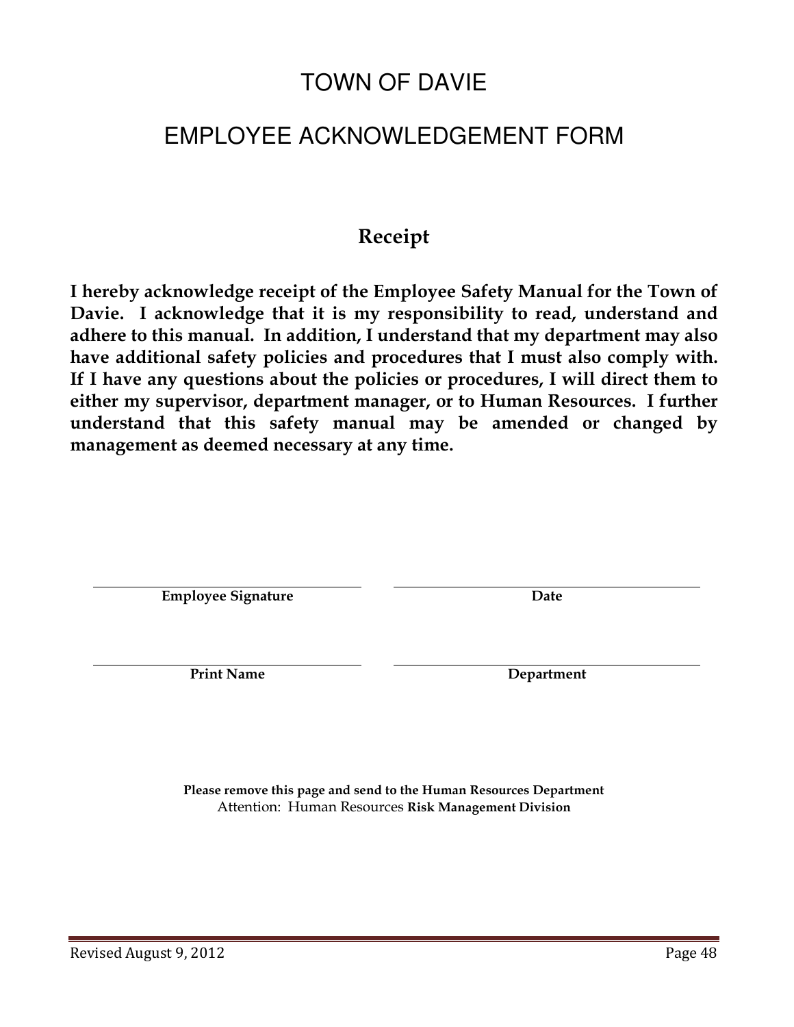# TOWN OF DAVIE

## EMPLOYEE ACKNOWLEDGEMENT FORM

### Receipt

**I hereby acknowledge receipt of the Employee Safety Manual for the Town of Davie. I acknowledge that it is my responsibility to read, understand and adhere to this manual. In addition, I understand that my department may also have additional safety policies and procedures that I must also comply with. If I have any questions about the policies or procedures, I will direct them to either my supervisor, department manager, or to Human Resources. I further understand that this safety manual may be amended or changed by management as deemed necessary at any time.**

| | |
|---|---|
| ______________________________ | ______________________________ |
| **Employee Signature** | **Date** |
| ______________________________ | ______________________________ |
| **Print Name** | **Department** |

**Please remove this page and send to the Human Resources Department**
Attention: Human Resources **Risk Management Division**

Revised August 9, 2012